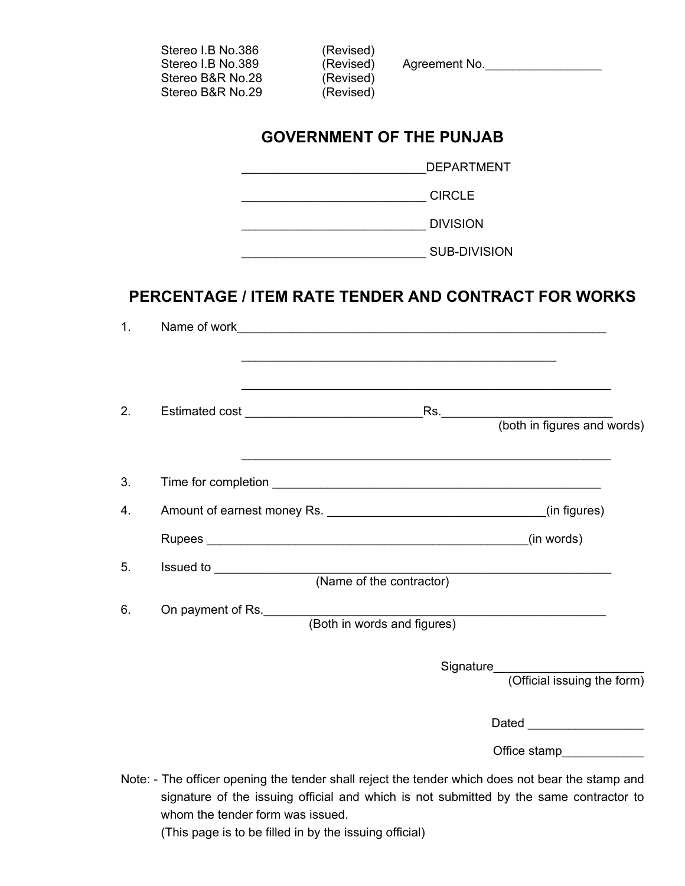Stereo I.B No.386 (Revised)
Stereo I.B No.389 (Revised) Agreement No.________________
Stereo B&R No.28 (Revised)
Stereo B&R No.29 (Revised)

# GOVERNMENT OF THE PUNJAB

__________________________DEPARTMENT

__________________________ CIRCLE

__________________________ DIVISION

__________________________ SUB-DIVISION

## PERCENTAGE / ITEM RATE TENDER AND CONTRACT FOR WORKS

1. Name of work_____________________________________________________

   ____________________________________________

   ____________________________________________________

2. Estimated cost __________________________Rs.________________________
   (both in figures and words)

   ____________________________________________________

3. Time for completion ______________________________________________

4. Amount of earnest money Rs. ________________________________(in figures)

   Rupees ______________________________________________(in words)

5. Issued to __________________________________________________________
   (Name of the contractor)

6. On payment of Rs.__________________________________________________
   (Both in words and figures)

Signature______________________
(Official issuing the form)

Dated _________________

Office stamp____________

Note: - The officer opening the tender shall reject the tender which does not bear the stamp and signature of the issuing official and which is not submitted by the same contractor to whom the tender form was issued.
(This page is to be filled in by the issuing official)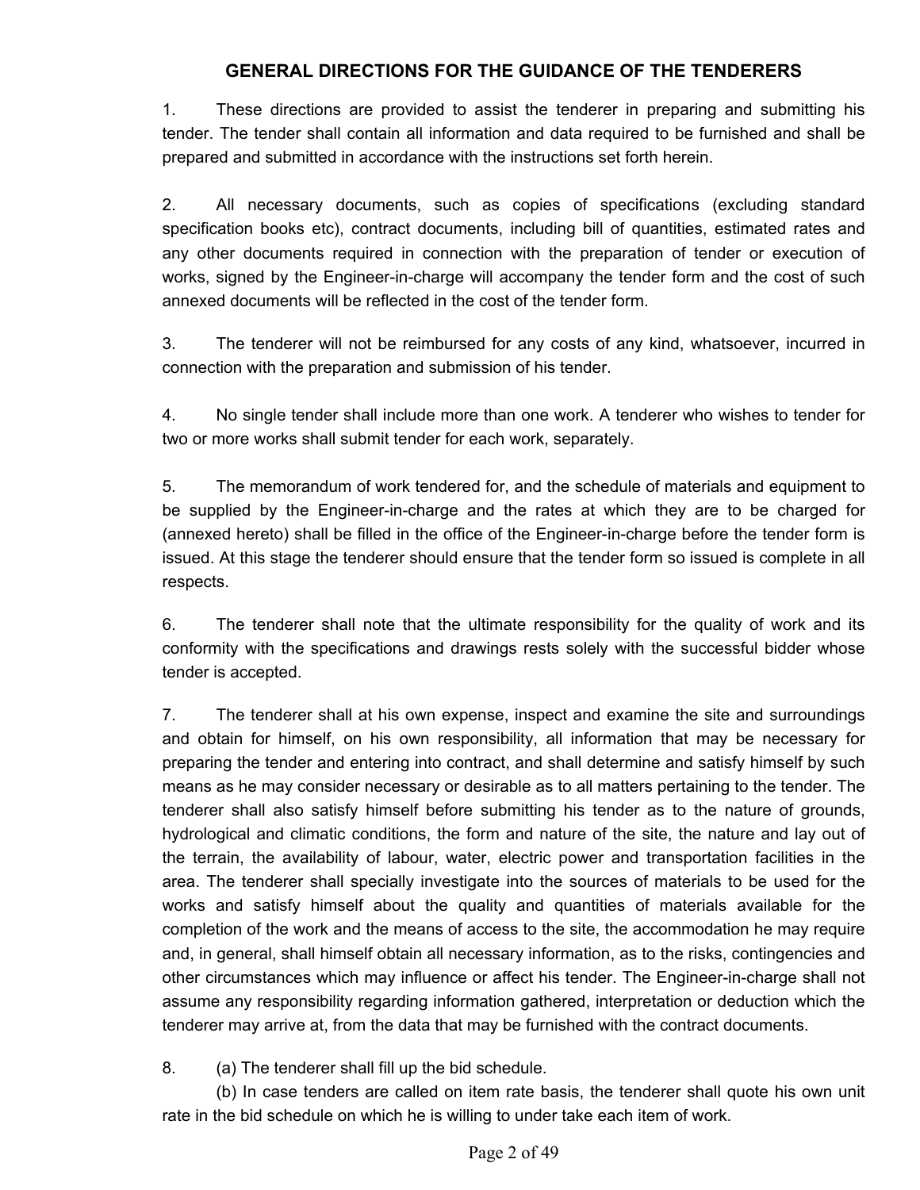## GENERAL DIRECTIONS FOR THE GUIDANCE OF THE TENDERERS

1. These directions are provided to assist the tenderer in preparing and submitting his tender. The tender shall contain all information and data required to be furnished and shall be prepared and submitted in accordance with the instructions set forth herein.

2. All necessary documents, such as copies of specifications (excluding standard specification books etc), contract documents, including bill of quantities, estimated rates and any other documents required in connection with the preparation of tender or execution of works, signed by the Engineer-in-charge will accompany the tender form and the cost of such annexed documents will be reflected in the cost of the tender form.

3. The tenderer will not be reimbursed for any costs of any kind, whatsoever, incurred in connection with the preparation and submission of his tender.

4. No single tender shall include more than one work. A tenderer who wishes to tender for two or more works shall submit tender for each work, separately.

5. The memorandum of work tendered for, and the schedule of materials and equipment to be supplied by the Engineer-in-charge and the rates at which they are to be charged for (annexed hereto) shall be filled in the office of the Engineer-in-charge before the tender form is issued. At this stage the tenderer should ensure that the tender form so issued is complete in all respects.

6. The tenderer shall note that the ultimate responsibility for the quality of work and its conformity with the specifications and drawings rests solely with the successful bidder whose tender is accepted.

7. The tenderer shall at his own expense, inspect and examine the site and surroundings and obtain for himself, on his own responsibility, all information that may be necessary for preparing the tender and entering into contract, and shall determine and satisfy himself by such means as he may consider necessary or desirable as to all matters pertaining to the tender. The tenderer shall also satisfy himself before submitting his tender as to the nature of grounds, hydrological and climatic conditions, the form and nature of the site, the nature and lay out of the terrain, the availability of labour, water, electric power and transportation facilities in the area. The tenderer shall specially investigate into the sources of materials to be used for the works and satisfy himself about the quality and quantities of materials available for the completion of the work and the means of access to the site, the accommodation he may require and, in general, shall himself obtain all necessary information, as to the risks, contingencies and other circumstances which may influence or affect his tender. The Engineer-in-charge shall not assume any responsibility regarding information gathered, interpretation or deduction which the tenderer may arrive at, from the data that may be furnished with the contract documents.

8. (a) The tenderer shall fill up the bid schedule.

   (b) In case tenders are called on item rate basis, the tenderer shall quote his own unit rate in the bid schedule on which he is willing to under take each item of work.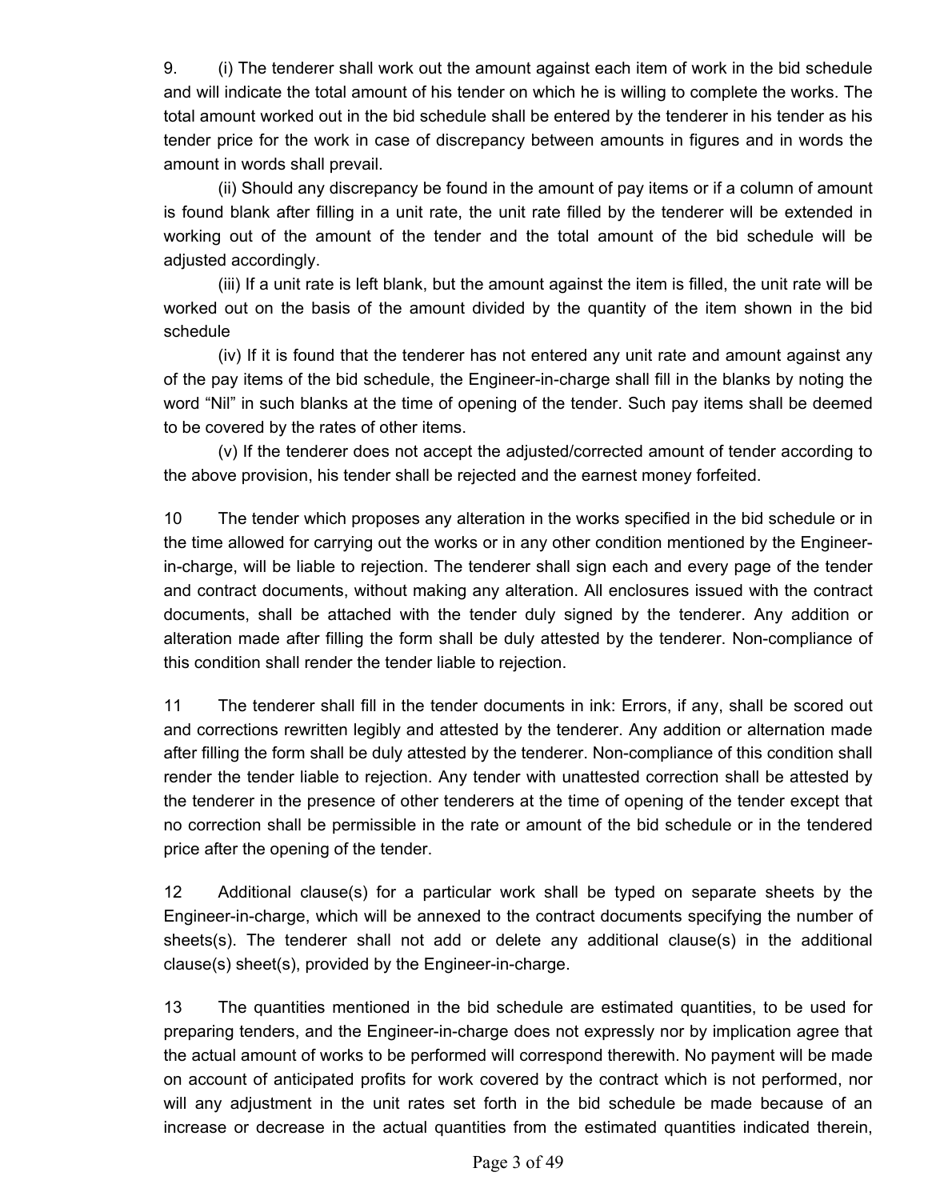9. (i) The tenderer shall work out the amount against each item of work in the bid schedule and will indicate the total amount of his tender on which he is willing to complete the works. The total amount worked out in the bid schedule shall be entered by the tenderer in his tender as his tender price for the work in case of discrepancy between amounts in figures and in words the amount in words shall prevail.

(ii) Should any discrepancy be found in the amount of pay items or if a column of amount is found blank after filling in a unit rate, the unit rate filled by the tenderer will be extended in working out of the amount of the tender and the total amount of the bid schedule will be adjusted accordingly.

(iii) If a unit rate is left blank, but the amount against the item is filled, the unit rate will be worked out on the basis of the amount divided by the quantity of the item shown in the bid schedule

(iv) If it is found that the tenderer has not entered any unit rate and amount against any of the pay items of the bid schedule, the Engineer-in-charge shall fill in the blanks by noting the word "Nil" in such blanks at the time of opening of the tender. Such pay items shall be deemed to be covered by the rates of other items.

(v) If the tenderer does not accept the adjusted/corrected amount of tender according to the above provision, his tender shall be rejected and the earnest money forfeited.

10 The tender which proposes any alteration in the works specified in the bid schedule or in the time allowed for carrying out the works or in any other condition mentioned by the Engineer-in-charge, will be liable to rejection. The tenderer shall sign each and every page of the tender and contract documents, without making any alteration. All enclosures issued with the contract documents, shall be attached with the tender duly signed by the tenderer. Any addition or alteration made after filling the form shall be duly attested by the tenderer. Non-compliance of this condition shall render the tender liable to rejection.

11 The tenderer shall fill in the tender documents in ink: Errors, if any, shall be scored out and corrections rewritten legibly and attested by the tenderer. Any addition or alternation made after filling the form shall be duly attested by the tenderer. Non-compliance of this condition shall render the tender liable to rejection. Any tender with unattested correction shall be attested by the tenderer in the presence of other tenderers at the time of opening of the tender except that no correction shall be permissible in the rate or amount of the bid schedule or in the tendered price after the opening of the tender.

12 Additional clause(s) for a particular work shall be typed on separate sheets by the Engineer-in-charge, which will be annexed to the contract documents specifying the number of sheets(s). The tenderer shall not add or delete any additional clause(s) in the additional clause(s) sheet(s), provided by the Engineer-in-charge.

13 The quantities mentioned in the bid schedule are estimated quantities, to be used for preparing tenders, and the Engineer-in-charge does not expressly nor by implication agree that the actual amount of works to be performed will correspond therewith. No payment will be made on account of anticipated profits for work covered by the contract which is not performed, nor will any adjustment in the unit rates set forth in the bid schedule be made because of an increase or decrease in the actual quantities from the estimated quantities indicated therein,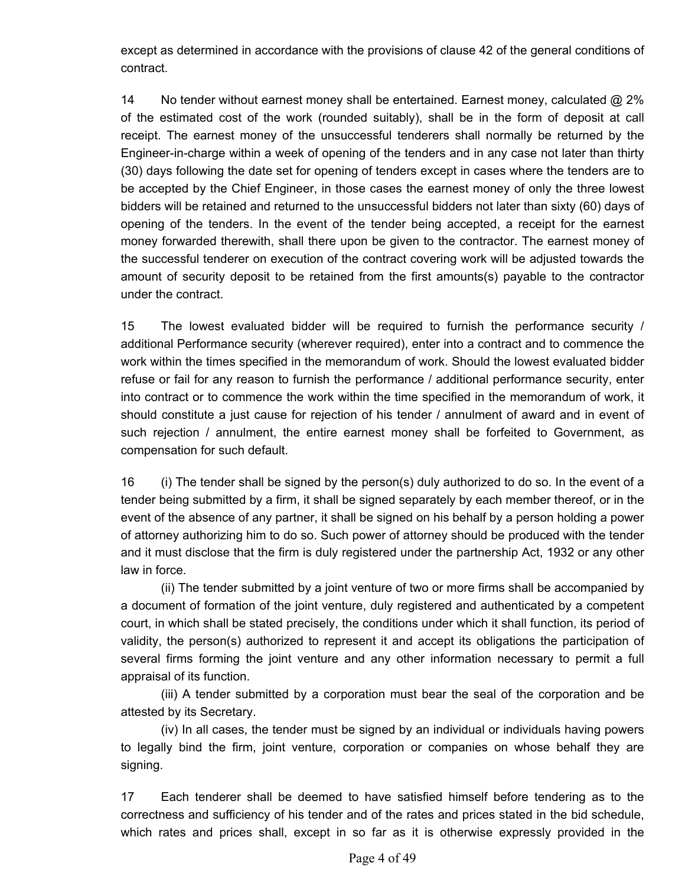except as determined in accordance with the provisions of clause 42 of the general conditions of contract.

14 No tender without earnest money shall be entertained. Earnest money, calculated @ 2% of the estimated cost of the work (rounded suitably), shall be in the form of deposit at call receipt. The earnest money of the unsuccessful tenderers shall normally be returned by the Engineer-in-charge within a week of opening of the tenders and in any case not later than thirty (30) days following the date set for opening of tenders except in cases where the tenders are to be accepted by the Chief Engineer, in those cases the earnest money of only the three lowest bidders will be retained and returned to the unsuccessful bidders not later than sixty (60) days of opening of the tenders. In the event of the tender being accepted, a receipt for the earnest money forwarded therewith, shall there upon be given to the contractor. The earnest money of the successful tenderer on execution of the contract covering work will be adjusted towards the amount of security deposit to be retained from the first amounts(s) payable to the contractor under the contract.

15 The lowest evaluated bidder will be required to furnish the performance security / additional Performance security (wherever required), enter into a contract and to commence the work within the times specified in the memorandum of work. Should the lowest evaluated bidder refuse or fail for any reason to furnish the performance / additional performance security, enter into contract or to commence the work within the time specified in the memorandum of work, it should constitute a just cause for rejection of his tender / annulment of award and in event of such rejection / annulment, the entire earnest money shall be forfeited to Government, as compensation for such default.

16 (i) The tender shall be signed by the person(s) duly authorized to do so. In the event of a tender being submitted by a firm, it shall be signed separately by each member thereof, or in the event of the absence of any partner, it shall be signed on his behalf by a person holding a power of attorney authorizing him to do so. Such power of attorney should be produced with the tender and it must disclose that the firm is duly registered under the partnership Act, 1932 or any other law in force.

(ii) The tender submitted by a joint venture of two or more firms shall be accompanied by a document of formation of the joint venture, duly registered and authenticated by a competent court, in which shall be stated precisely, the conditions under which it shall function, its period of validity, the person(s) authorized to represent it and accept its obligations the participation of several firms forming the joint venture and any other information necessary to permit a full appraisal of its function.

(iii) A tender submitted by a corporation must bear the seal of the corporation and be attested by its Secretary.

(iv) In all cases, the tender must be signed by an individual or individuals having powers to legally bind the firm, joint venture, corporation or companies on whose behalf they are signing.

17 Each tenderer shall be deemed to have satisfied himself before tendering as to the correctness and sufficiency of his tender and of the rates and prices stated in the bid schedule, which rates and prices shall, except in so far as it is otherwise expressly provided in the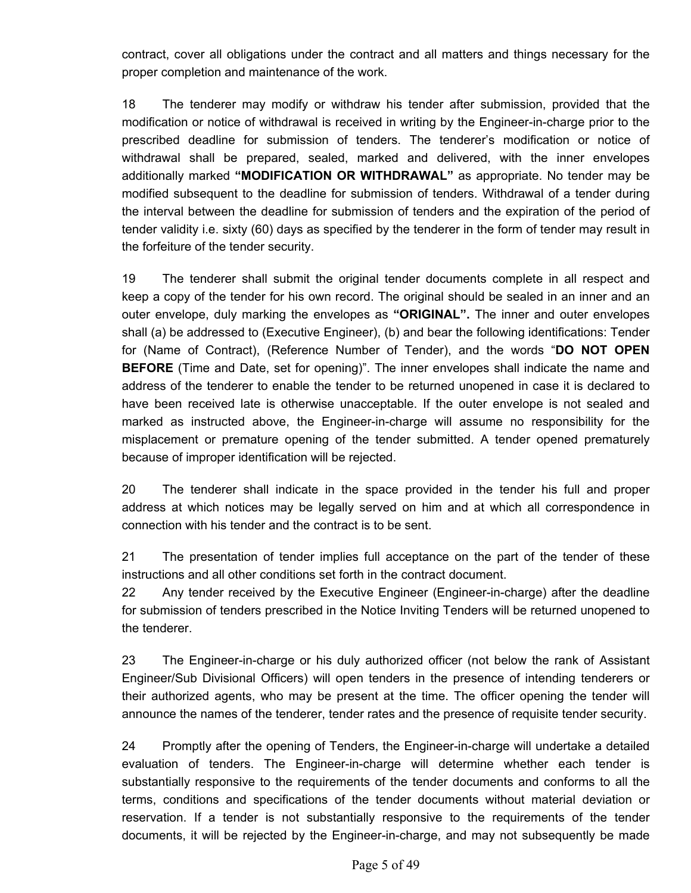contract, cover all obligations under the contract and all matters and things necessary for the proper completion and maintenance of the work.

18 The tenderer may modify or withdraw his tender after submission, provided that the modification or notice of withdrawal is received in writing by the Engineer-in-charge prior to the prescribed deadline for submission of tenders. The tenderer's modification or notice of withdrawal shall be prepared, sealed, marked and delivered, with the inner envelopes additionally marked **"MODIFICATION OR WITHDRAWAL"** as appropriate. No tender may be modified subsequent to the deadline for submission of tenders. Withdrawal of a tender during the interval between the deadline for submission of tenders and the expiration of the period of tender validity i.e. sixty (60) days as specified by the tenderer in the form of tender may result in the forfeiture of the tender security.

19 The tenderer shall submit the original tender documents complete in all respect and keep a copy of the tender for his own record. The original should be sealed in an inner and an outer envelope, duly marking the envelopes as **"ORIGINAL".** The inner and outer envelopes shall (a) be addressed to (Executive Engineer), (b) and bear the following identifications: Tender for (Name of Contract), (Reference Number of Tender), and the words "**DO NOT OPEN BEFORE** (Time and Date, set for opening)". The inner envelopes shall indicate the name and address of the tenderer to enable the tender to be returned unopened in case it is declared to have been received late is otherwise unacceptable. If the outer envelope is not sealed and marked as instructed above, the Engineer-in-charge will assume no responsibility for the misplacement or premature opening of the tender submitted. A tender opened prematurely because of improper identification will be rejected.

20 The tenderer shall indicate in the space provided in the tender his full and proper address at which notices may be legally served on him and at which all correspondence in connection with his tender and the contract is to be sent.

21 The presentation of tender implies full acceptance on the part of the tender of these instructions and all other conditions set forth in the contract document.

22 Any tender received by the Executive Engineer (Engineer-in-charge) after the deadline for submission of tenders prescribed in the Notice Inviting Tenders will be returned unopened to the tenderer.

23 The Engineer-in-charge or his duly authorized officer (not below the rank of Assistant Engineer/Sub Divisional Officers) will open tenders in the presence of intending tenderers or their authorized agents, who may be present at the time. The officer opening the tender will announce the names of the tenderer, tender rates and the presence of requisite tender security.

24 Promptly after the opening of Tenders, the Engineer-in-charge will undertake a detailed evaluation of tenders. The Engineer-in-charge will determine whether each tender is substantially responsive to the requirements of the tender documents and conforms to all the terms, conditions and specifications of the tender documents without material deviation or reservation. If a tender is not substantially responsive to the requirements of the tender documents, it will be rejected by the Engineer-in-charge, and may not subsequently be made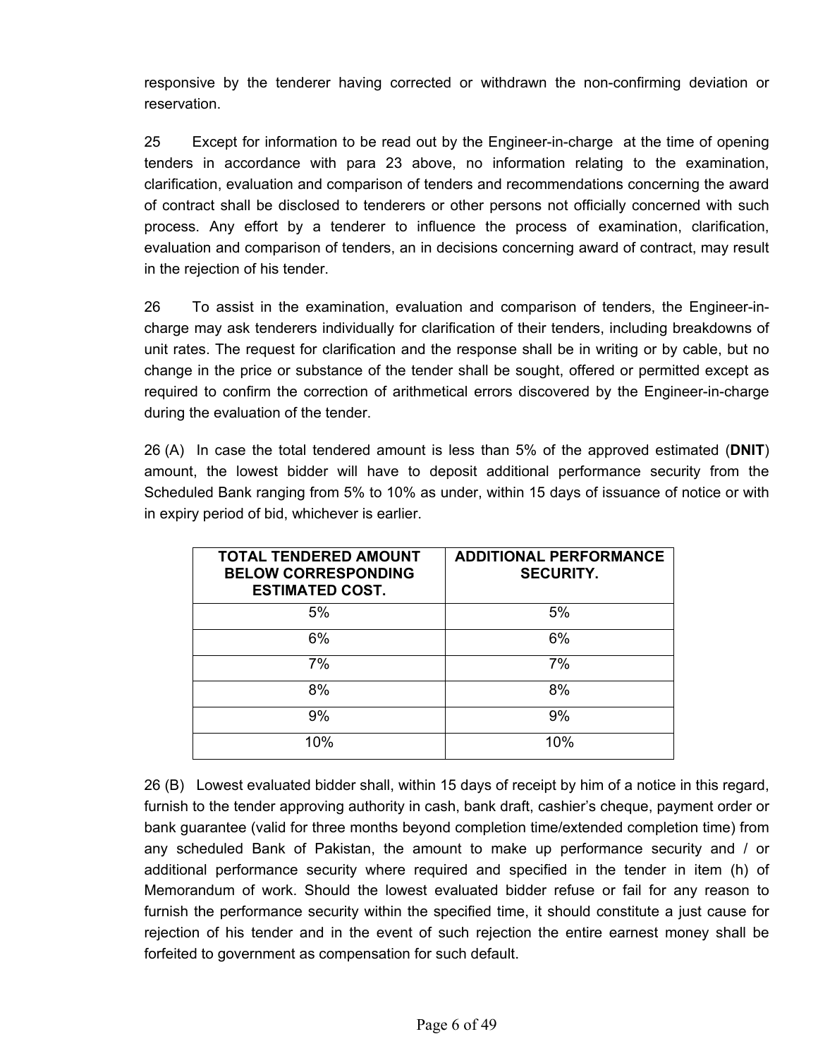responsive by the tenderer having corrected or withdrawn the non-confirming deviation or reservation.

25 Except for information to be read out by the Engineer-in-charge at the time of opening tenders in accordance with para 23 above, no information relating to the examination, clarification, evaluation and comparison of tenders and recommendations concerning the award of contract shall be disclosed to tenderers or other persons not officially concerned with such process. Any effort by a tenderer to influence the process of examination, clarification, evaluation and comparison of tenders, an in decisions concerning award of contract, may result in the rejection of his tender.

26 To assist in the examination, evaluation and comparison of tenders, the Engineer-in-charge may ask tenderers individually for clarification of their tenders, including breakdowns of unit rates. The request for clarification and the response shall be in writing or by cable, but no change in the price or substance of the tender shall be sought, offered or permitted except as required to confirm the correction of arithmetical errors discovered by the Engineer-in-charge during the evaluation of the tender.

26 (A) In case the total tendered amount is less than 5% of the approved estimated (**DNIT**) amount, the lowest bidder will have to deposit additional performance security from the Scheduled Bank ranging from 5% to 10% as under, within 15 days of issuance of notice or with in expiry period of bid, whichever is earlier.

| TOTAL TENDERED AMOUNT BELOW CORRESPONDING ESTIMATED COST. | ADDITIONAL PERFORMANCE SECURITY. |
|---|---|
| 5% | 5% |
| 6% | 6% |
| 7% | 7% |
| 8% | 8% |
| 9% | 9% |
| 10% | 10% |

26 (B) Lowest evaluated bidder shall, within 15 days of receipt by him of a notice in this regard, furnish to the tender approving authority in cash, bank draft, cashier's cheque, payment order or bank guarantee (valid for three months beyond completion time/extended completion time) from any scheduled Bank of Pakistan, the amount to make up performance security and / or additional performance security where required and specified in the tender in item (h) of Memorandum of work. Should the lowest evaluated bidder refuse or fail for any reason to furnish the performance security within the specified time, it should constitute a just cause for rejection of his tender and in the event of such rejection the entire earnest money shall be forfeited to government as compensation for such default.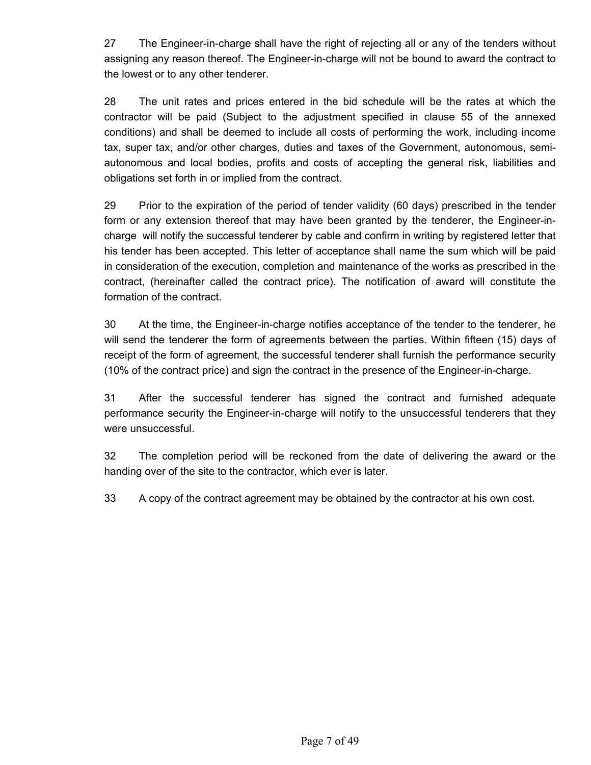27 The Engineer-in-charge shall have the right of rejecting all or any of the tenders without assigning any reason thereof. The Engineer-in-charge will not be bound to award the contract to the lowest or to any other tenderer.

28 The unit rates and prices entered in the bid schedule will be the rates at which the contractor will be paid (Subject to the adjustment specified in clause 55 of the annexed conditions) and shall be deemed to include all costs of performing the work, including income tax, super tax, and/or other charges, duties and taxes of the Government, autonomous, semi-autonomous and local bodies, profits and costs of accepting the general risk, liabilities and obligations set forth in or implied from the contract.

29 Prior to the expiration of the period of tender validity (60 days) prescribed in the tender form or any extension thereof that may have been granted by the tenderer, the Engineer-in-charge will notify the successful tenderer by cable and confirm in writing by registered letter that his tender has been accepted. This letter of acceptance shall name the sum which will be paid in consideration of the execution, completion and maintenance of the works as prescribed in the contract, (hereinafter called the contract price). The notification of award will constitute the formation of the contract.

30 At the time, the Engineer-in-charge notifies acceptance of the tender to the tenderer, he will send the tenderer the form of agreements between the parties. Within fifteen (15) days of receipt of the form of agreement, the successful tenderer shall furnish the performance security (10% of the contract price) and sign the contract in the presence of the Engineer-in-charge.

31 After the successful tenderer has signed the contract and furnished adequate performance security the Engineer-in-charge will notify to the unsuccessful tenderers that they were unsuccessful.

32 The completion period will be reckoned from the date of delivering the award or the handing over of the site to the contractor, which ever is later.

33 A copy of the contract agreement may be obtained by the contractor at his own cost.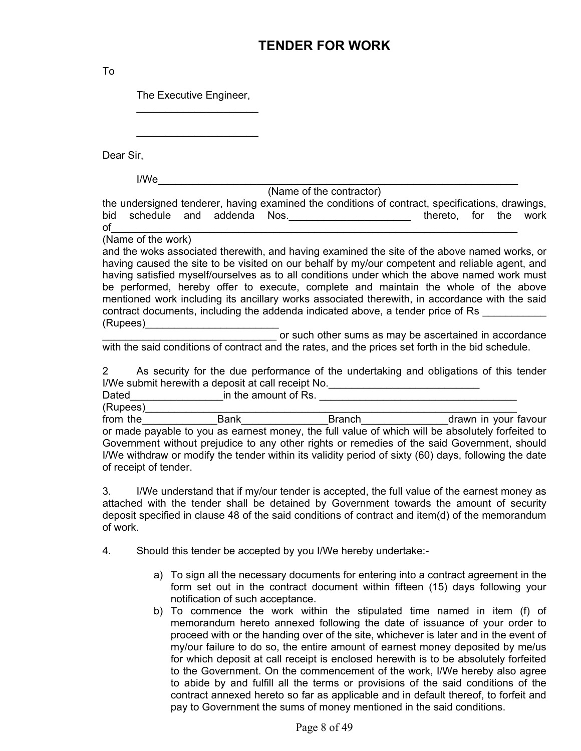# TENDER FOR WORK

To

The Executive Engineer,

_____________________

_____________________

Dear Sir,

I/We_________________________________________________________________
(Name of the contractor)
the undersigned tenderer, having examined the conditions of contract, specifications, drawings, bid schedule and addenda Nos.______________________ thereto, for the work of___________________________________________________________________________
(Name of the work)
and the woks associated therewith, and having examined the site of the above named works, or having caused the site to be visited on our behalf by my/our competent and reliable agent, and having satisfied myself/ourselves as to all conditions under which the above named work must be performed, hereby offer to execute, complete and maintain the whole of the above mentioned work including its ancillary works associated therewith, in accordance with the said contract documents, including the addenda indicated above, a tender price of Rs ___________ (Rupees)________________________
_____________________________ or such other sums as may be ascertained in accordance with the said conditions of contract and the rates, and the prices set forth in the bid schedule.

2 As security for the due performance of the undertaking and obligations of this tender I/We submit herewith a deposit at call receipt No.__________________________
Dated________________in the amount of Rs. ___________________________________
(Rupees)_____________________________________________________________________
from the_____________Bank_______________Branch_______________drawn in your favour or made payable to you as earnest money, the full value of which will be absolutely forfeited to Government without prejudice to any other rights or remedies of the said Government, should I/We withdraw or modify the tender within its validity period of sixty (60) days, following the date of receipt of tender.

3. I/We understand that if my/our tender is accepted, the full value of the earnest money as attached with the tender shall be detained by Government towards the amount of security deposit specified in clause 48 of the said conditions of contract and item(d) of the memorandum of work.

4. Should this tender be accepted by you I/We hereby undertake:-

a) To sign all the necessary documents for entering into a contract agreement in the form set out in the contract document within fifteen (15) days following your notification of such acceptance.
b) To commence the work within the stipulated time named in item (f) of memorandum hereto annexed following the date of issuance of your order to proceed with or the handing over of the site, whichever is later and in the event of my/our failure to do so, the entire amount of earnest money deposited by me/us for which deposit at call receipt is enclosed herewith is to be absolutely forfeited to the Government. On the commencement of the work, I/We hereby also agree to abide by and fulfill all the terms or provisions of the said conditions of the contract annexed hereto so far as applicable and in default thereof, to forfeit and pay to Government the sums of money mentioned in the said conditions.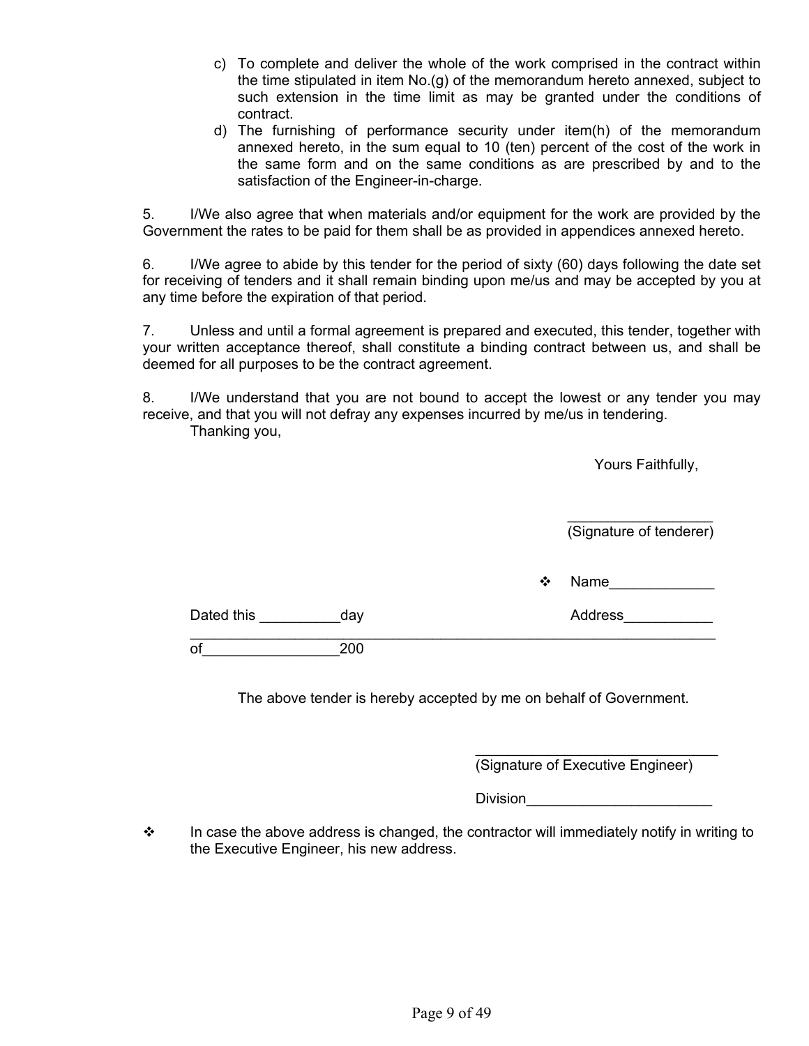c) To complete and deliver the whole of the work comprised in the contract within the time stipulated in item No.(g) of the memorandum hereto annexed, subject to such extension in the time limit as may be granted under the conditions of contract.

d) The furnishing of performance security under item(h) of the memorandum annexed hereto, in the sum equal to 10 (ten) percent of the cost of the work in the same form and on the same conditions as are prescribed by and to the satisfaction of the Engineer-in-charge.

5. I/We also agree that when materials and/or equipment for the work are provided by the Government the rates to be paid for them shall be as provided in appendices annexed hereto.

6. I/We agree to abide by this tender for the period of sixty (60) days following the date set for receiving of tenders and it shall remain binding upon me/us and may be accepted by you at any time before the expiration of that period.

7. Unless and until a formal agreement is prepared and executed, this tender, together with your written acceptance thereof, shall constitute a binding contract between us, and shall be deemed for all purposes to be the contract agreement.

8. I/We understand that you are not bound to accept the lowest or any tender you may receive, and that you will not defray any expenses incurred by me/us in tendering.

Thanking you,

Yours Faithfully,

__________________
(Signature of tenderer)

❖ Name_____________

Dated this __________day

Address___________

of________________200

The above tender is hereby accepted by me on behalf of Government.

______________________________
(Signature of Executive Engineer)

Division_______________________

❖ In case the above address is changed, the contractor will immediately notify in writing to the Executive Engineer, his new address.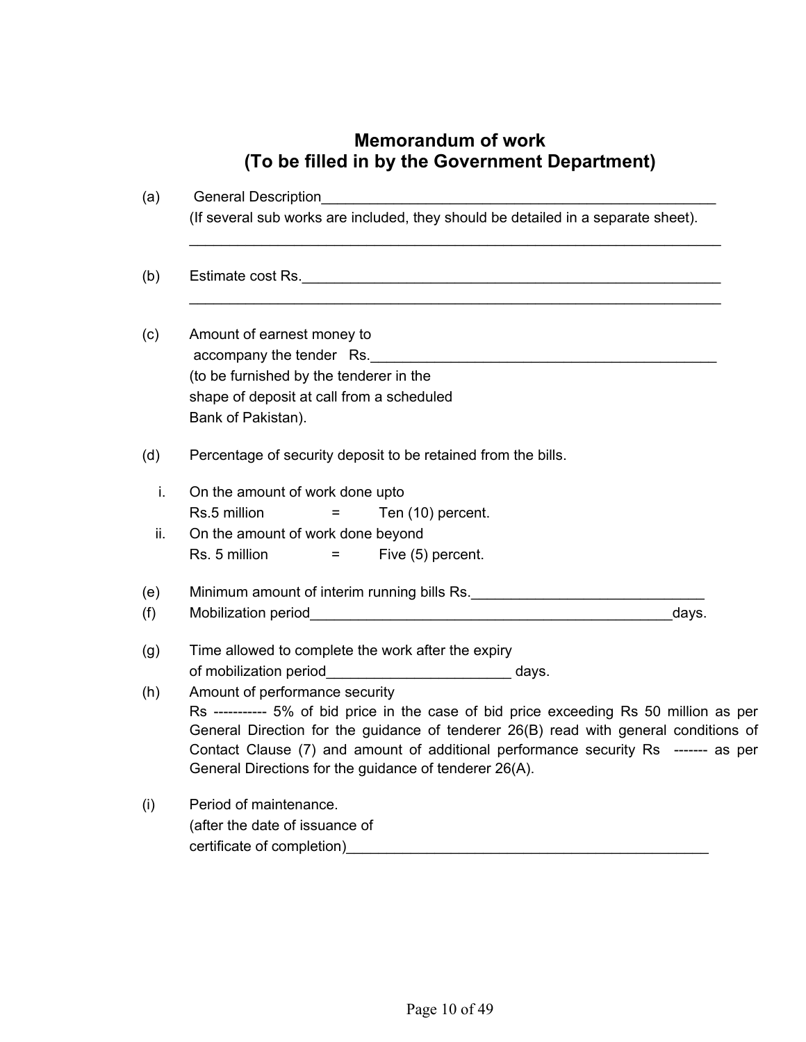## Memorandum of work
## (To be filled in by the Government Department)

(a) General Description___________________________________________________

(If several sub works are included, they should be detailed in a separate sheet).

_____________________________________________________________________

(b) Estimate cost Rs._____________________________________________________

_____________________________________________________________________

(c) Amount of earnest money to accompany the tender Rs._____________________________________________ (to be furnished by the tenderer in the shape of deposit at call from a scheduled Bank of Pakistan).

(d) Percentage of security deposit to be retained from the bills.

i. On the amount of work done upto Rs.5 million = Ten (10) percent.

ii. On the amount of work done beyond Rs. 5 million = Five (5) percent.

(e) Minimum amount of interim running bills Rs._____________________________

(f) Mobilization period_______________________________________________days.

(g) Time allowed to complete the work after the expiry of mobilization period_______________________ days.

(h) Amount of performance security

Rs ----------- 5% of bid price in the case of bid price exceeding Rs 50 million as per General Direction for the guidance of tenderer 26(B) read with general conditions of Contact Clause (7) and amount of additional performance security Rs ------- as per General Directions for the guidance of tenderer 26(A).

(i) Period of maintenance.

(after the date of issuance of certificate of completion)_______________________________________________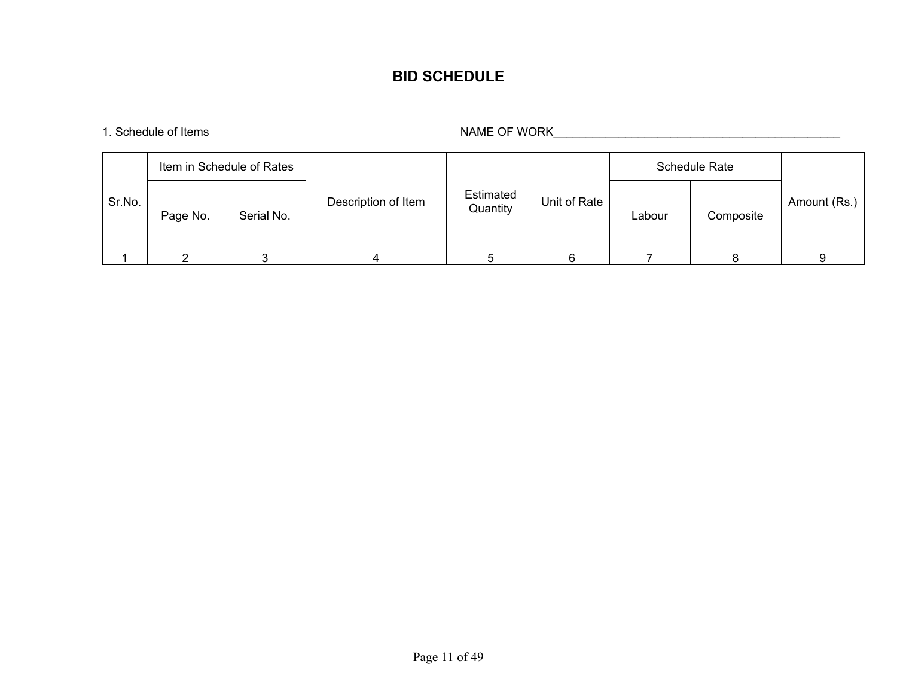# BID SCHEDULE

1. Schedule of Items

NAME OF WORK______________________________________________

| Sr.No. | Item in Schedule of Rates | | Description of Item | Estimated Quantity | Unit of Rate | Schedule Rate | | Amount (Rs.) |
|---|---|---|---|---|---|---|---|---|
| | Page No. | Serial No. | | | | Labour | Composite | |
| 1 | 2 | 3 | 4 | 5 | 6 | 7 | 8 | 9 |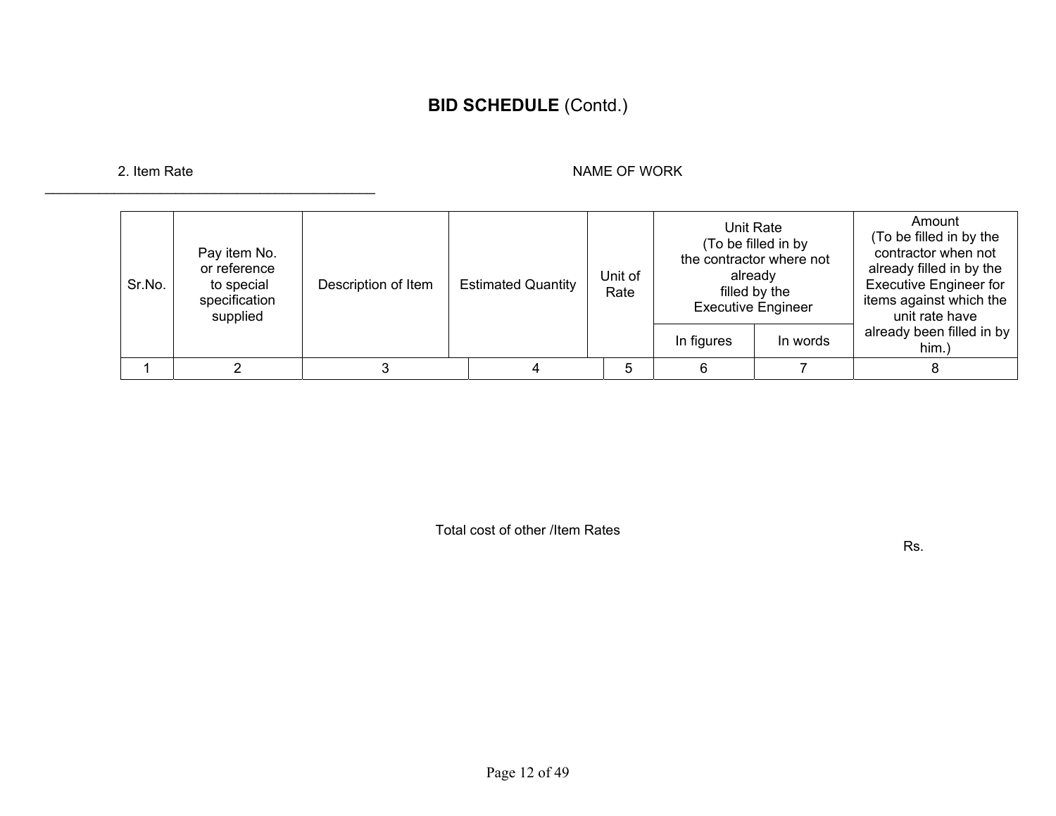## **BID SCHEDULE** (Contd.)

2. Item Rate NAME OF WORK

\_\_\_\_\_\_\_\_\_\_\_\_\_\_\_\_\_\_\_\_\_\_\_\_\_\_\_\_\_\_\_\_\_\_\_\_\_\_\_\_\_\_\_\_\_\_

| Sr.No. | Pay item No. or reference to special specification supplied | Description of Item | Estimated Quantity | Unit of Rate | Unit Rate (To be filled in by the contractor where not already filled by the Executive Engineer | | Amount (To be filled in by the contractor when not already filled in by the Executive Engineer for items against which the unit rate have already been filled in by him.) |
|---|---|---|---|---|---|---|---|
| | | | | | In figures | In words | |
| 1 | 2 | 3 | 4 | 5 | 6 | 7 | 8 |

Total cost of other /Item Rates

Rs.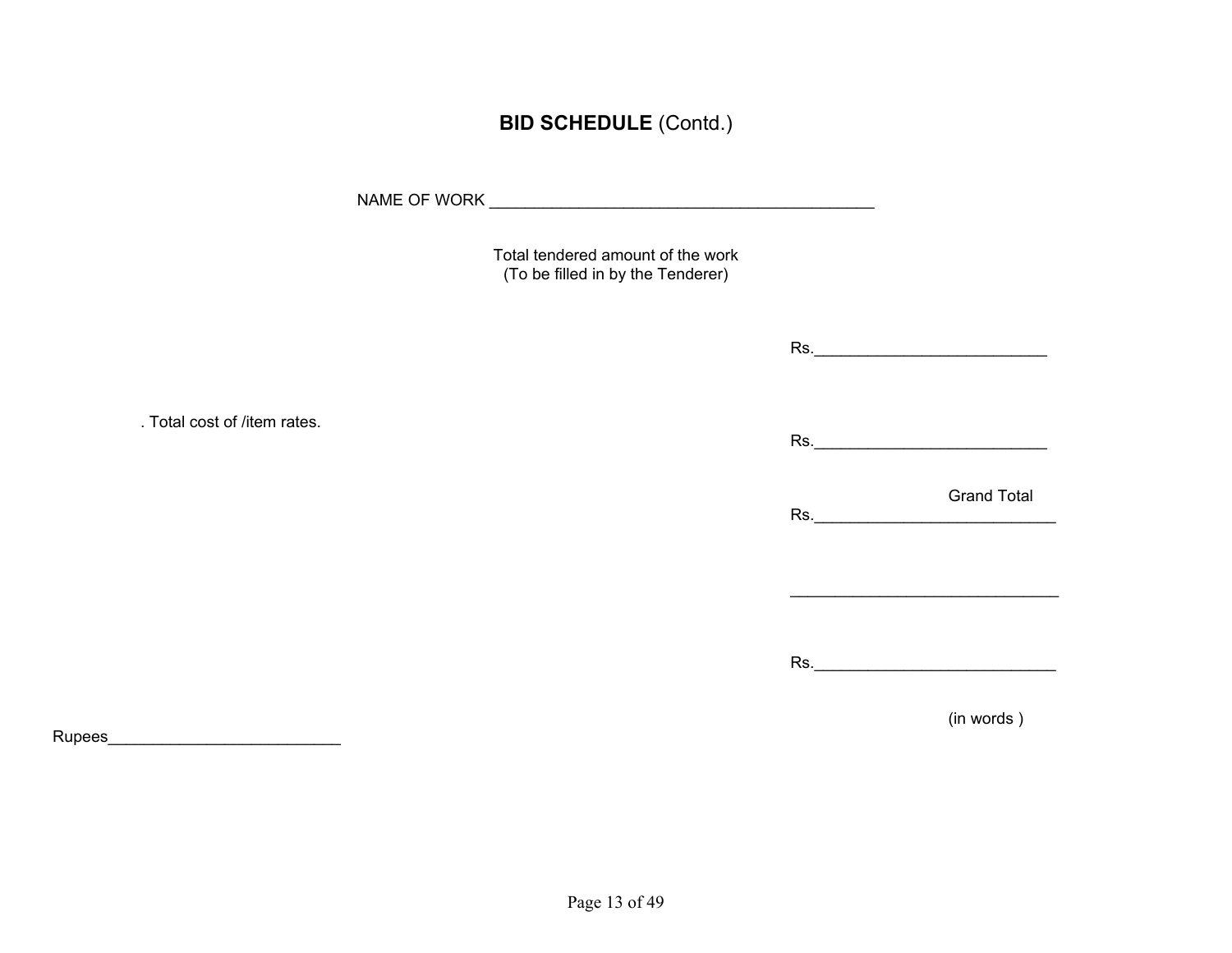## **BID SCHEDULE** (Contd.)

NAME OF WORK ___________________________________________

Total tendered amount of the work
(To be filled in by the Tenderer)

Rs.__________________________

. Total cost of /item rates.

Rs.__________________________

Grand Total
Rs.___________________________

______________________________

Rs.___________________________

(in words )

Rupees__________________________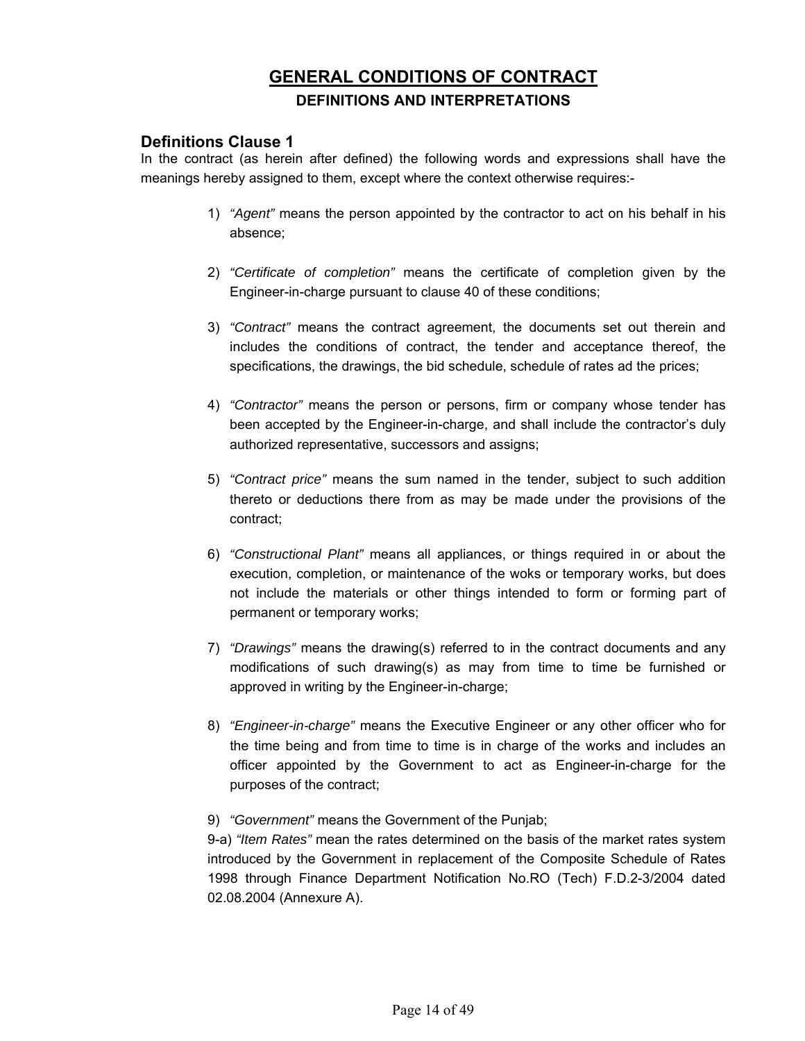# GENERAL CONDITIONS OF CONTRACT

## DEFINITIONS AND INTERPRETATIONS

### Definitions Clause 1

In the contract (as herein after defined) the following words and expressions shall have the meanings hereby assigned to them, except where the context otherwise requires:-

1) *"Agent"* means the person appointed by the contractor to act on his behalf in his absence;

2) *"Certificate of completion"* means the certificate of completion given by the Engineer-in-charge pursuant to clause 40 of these conditions;

3) *"Contract"* means the contract agreement, the documents set out therein and includes the conditions of contract, the tender and acceptance thereof, the specifications, the drawings, the bid schedule, schedule of rates ad the prices;

4) *"Contractor"* means the person or persons, firm or company whose tender has been accepted by the Engineer-in-charge, and shall include the contractor's duly authorized representative, successors and assigns;

5) *"Contract price"* means the sum named in the tender, subject to such addition thereto or deductions there from as may be made under the provisions of the contract;

6) *"Constructional Plant"* means all appliances, or things required in or about the execution, completion, or maintenance of the woks or temporary works, but does not include the materials or other things intended to form or forming part of permanent or temporary works;

7) *"Drawings"* means the drawing(s) referred to in the contract documents and any modifications of such drawing(s) as may from time to time be furnished or approved in writing by the Engineer-in-charge;

8) *"Engineer-in-charge"* means the Executive Engineer or any other officer who for the time being and from time to time is in charge of the works and includes an officer appointed by the Government to act as Engineer-in-charge for the purposes of the contract;

9) *"Government"* means the Government of the Punjab;

9-a) *"Item Rates"* mean the rates determined on the basis of the market rates system introduced by the Government in replacement of the Composite Schedule of Rates 1998 through Finance Department Notification No.RO (Tech) F.D.2-3/2004 dated 02.08.2004 (Annexure A).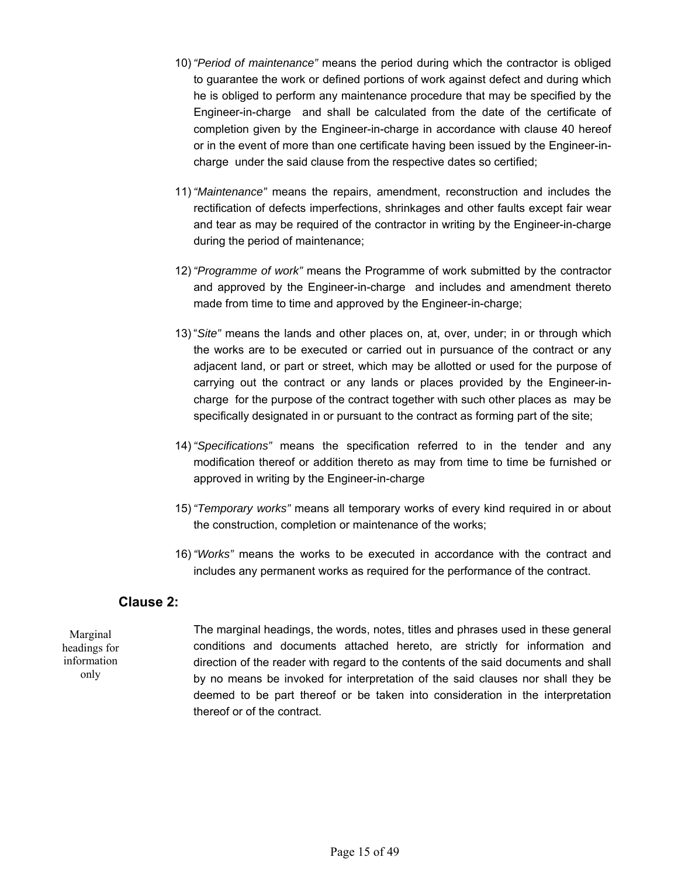10) *"Period of maintenance"* means the period during which the contractor is obliged to guarantee the work or defined portions of work against defect and during which he is obliged to perform any maintenance procedure that may be specified by the Engineer-in-charge and shall be calculated from the date of the certificate of completion given by the Engineer-in-charge in accordance with clause 40 hereof or in the event of more than one certificate having been issued by the Engineer-in-charge under the said clause from the respective dates so certified;

11) *"Maintenance"* means the repairs, amendment, reconstruction and includes the rectification of defects imperfections, shrinkages and other faults except fair wear and tear as may be required of the contractor in writing by the Engineer-in-charge during the period of maintenance;

12) *"Programme of work"* means the Programme of work submitted by the contractor and approved by the Engineer-in-charge and includes and amendment thereto made from time to time and approved by the Engineer-in-charge;

13) "*Site"* means the lands and other places on, at, over, under; in or through which the works are to be executed or carried out in pursuance of the contract or any adjacent land, or part or street, which may be allotted or used for the purpose of carrying out the contract or any lands or places provided by the Engineer-in-charge for the purpose of the contract together with such other places as may be specifically designated in or pursuant to the contract as forming part of the site;

14) *"Specifications"* means the specification referred to in the tender and any modification thereof or addition thereto as may from time to time be furnished or approved in writing by the Engineer-in-charge

15) *"Temporary works"* means all temporary works of every kind required in or about the construction, completion or maintenance of the works;

16) *"Works"* means the works to be executed in accordance with the contract and includes any permanent works as required for the performance of the contract.

## Clause 2:

Marginal headings for information only

The marginal headings, the words, notes, titles and phrases used in these general conditions and documents attached hereto, are strictly for information and direction of the reader with regard to the contents of the said documents and shall by no means be invoked for interpretation of the said clauses nor shall they be deemed to be part thereof or be taken into consideration in the interpretation thereof or of the contract.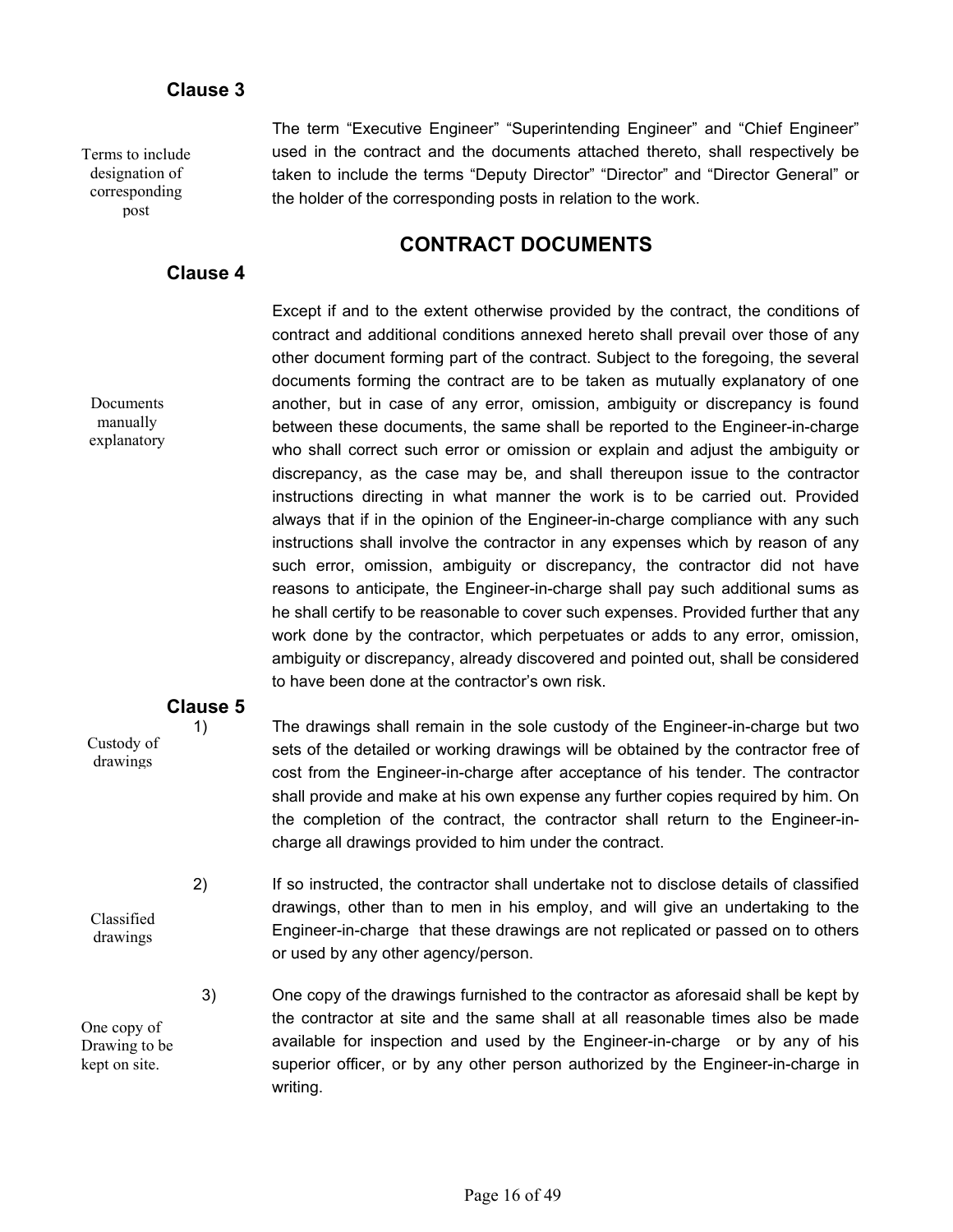### Clause 3

*Terms to include designation of corresponding post*

The term "Executive Engineer" "Superintending Engineer" and "Chief Engineer" used in the contract and the documents attached thereto, shall respectively be taken to include the terms "Deputy Director" "Director" and "Director General" or the holder of the corresponding posts in relation to the work.

## CONTRACT DOCUMENTS

### Clause 4

*Documents manually explanatory*

Except if and to the extent otherwise provided by the contract, the conditions of contract and additional conditions annexed hereto shall prevail over those of any other document forming part of the contract. Subject to the foregoing, the several documents forming the contract are to be taken as mutually explanatory of one another, but in case of any error, omission, ambiguity or discrepancy is found between these documents, the same shall be reported to the Engineer-in-charge who shall correct such error or omission or explain and adjust the ambiguity or discrepancy, as the case may be, and shall thereupon issue to the contractor instructions directing in what manner the work is to be carried out. Provided always that if in the opinion of the Engineer-in-charge compliance with any such instructions shall involve the contractor in any expenses which by reason of any such error, omission, ambiguity or discrepancy, the contractor did not have reasons to anticipate, the Engineer-in-charge shall pay such additional sums as he shall certify to be reasonable to cover such expenses. Provided further that any work done by the contractor, which perpetuates or adds to any error, omission, ambiguity or discrepancy, already discovered and pointed out, shall be considered to have been done at the contractor's own risk.

### Clause 5

*Custody of drawings*

1) The drawings shall remain in the sole custody of the Engineer-in-charge but two sets of the detailed or working drawings will be obtained by the contractor free of cost from the Engineer-in-charge after acceptance of his tender. The contractor shall provide and make at his own expense any further copies required by him. On the completion of the contract, the contractor shall return to the Engineer-in-charge all drawings provided to him under the contract.

*Classified drawings*

2) If so instructed, the contractor shall undertake not to disclose details of classified drawings, other than to men in his employ, and will give an undertaking to the Engineer-in-charge that these drawings are not replicated or passed on to others or used by any other agency/person.

*One copy of Drawing to be kept on site.*

3) One copy of the drawings furnished to the contractor as aforesaid shall be kept by the contractor at site and the same shall at all reasonable times also be made available for inspection and used by the Engineer-in-charge or by any of his superior officer, or by any other person authorized by the Engineer-in-charge in writing.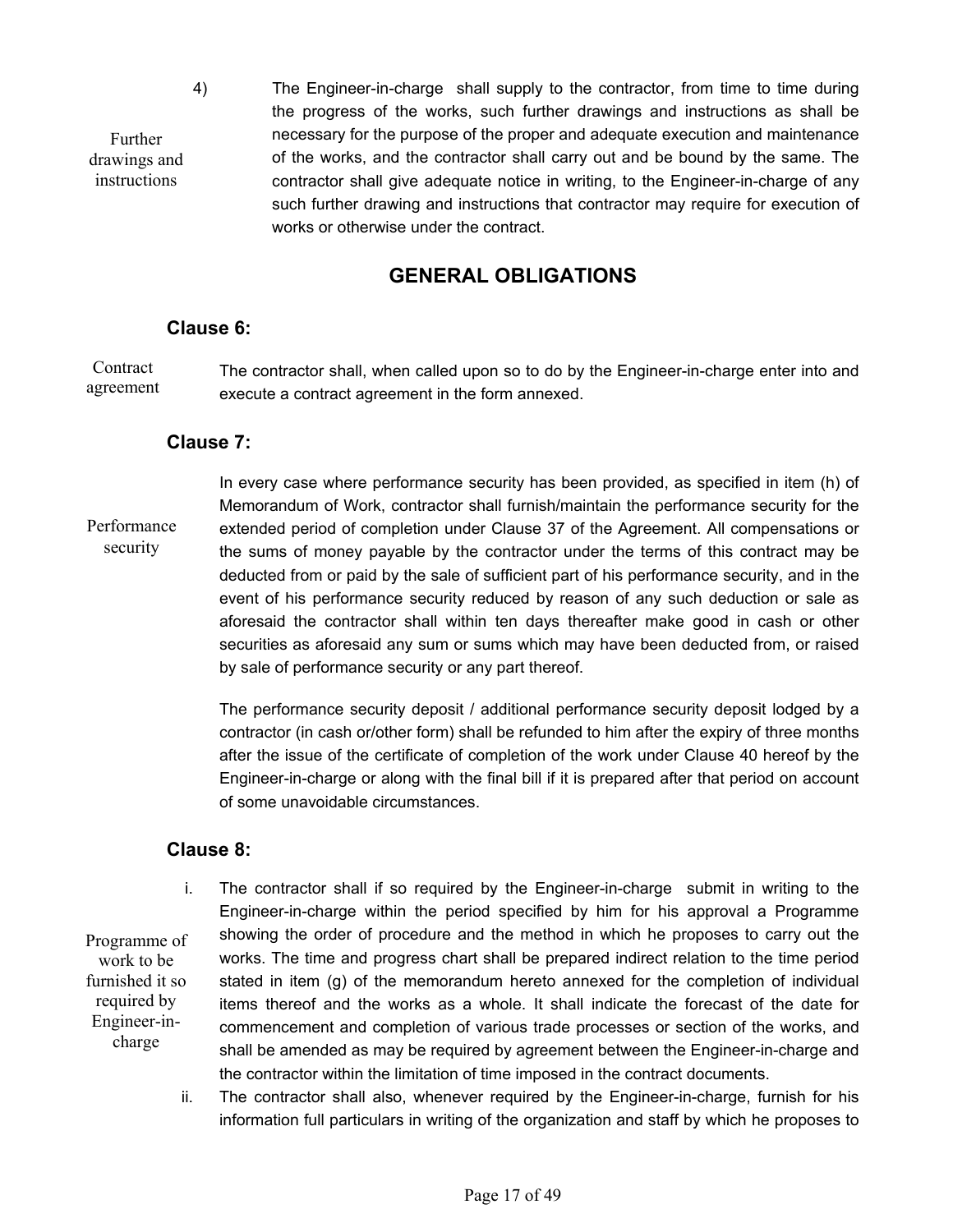4) **Further drawings and instructions**

The Engineer-in-charge shall supply to the contractor, from time to time during the progress of the works, such further drawings and instructions as shall be necessary for the purpose of the proper and adequate execution and maintenance of the works, and the contractor shall carry out and be bound by the same. The contractor shall give adequate notice in writing, to the Engineer-in-charge of any such further drawing and instructions that contractor may require for execution of works or otherwise under the contract.

## GENERAL OBLIGATIONS

### Clause 6:

**Contract agreement**

The contractor shall, when called upon so to do by the Engineer-in-charge enter into and execute a contract agreement in the form annexed.

### Clause 7:

**Performance security**

In every case where performance security has been provided, as specified in item (h) of Memorandum of Work, contractor shall furnish/maintain the performance security for the extended period of completion under Clause 37 of the Agreement. All compensations or the sums of money payable by the contractor under the terms of this contract may be deducted from or paid by the sale of sufficient part of his performance security, and in the event of his performance security reduced by reason of any such deduction or sale as aforesaid the contractor shall within ten days thereafter make good in cash or other securities as aforesaid any sum or sums which may have been deducted from, or raised by sale of performance security or any part thereof.

The performance security deposit / additional performance security deposit lodged by a contractor (in cash or/other form) shall be refunded to him after the expiry of three months after the issue of the certificate of completion of the work under Clause 40 hereof by the Engineer-in-charge or along with the final bill if it is prepared after that period on account of some unavoidable circumstances.

### Clause 8:

**Programme of work to be furnished it so required by Engineer-in-charge**

i. The contractor shall if so required by the Engineer-in-charge submit in writing to the Engineer-in-charge within the period specified by him for his approval a Programme showing the order of procedure and the method in which he proposes to carry out the works. The time and progress chart shall be prepared indirect relation to the time period stated in item (g) of the memorandum hereto annexed for the completion of individual items thereof and the works as a whole. It shall indicate the forecast of the date for commencement and completion of various trade processes or section of the works, and shall be amended as may be required by agreement between the Engineer-in-charge and the contractor within the limitation of time imposed in the contract documents.

ii. The contractor shall also, whenever required by the Engineer-in-charge, furnish for his information full particulars in writing of the organization and staff by which he proposes to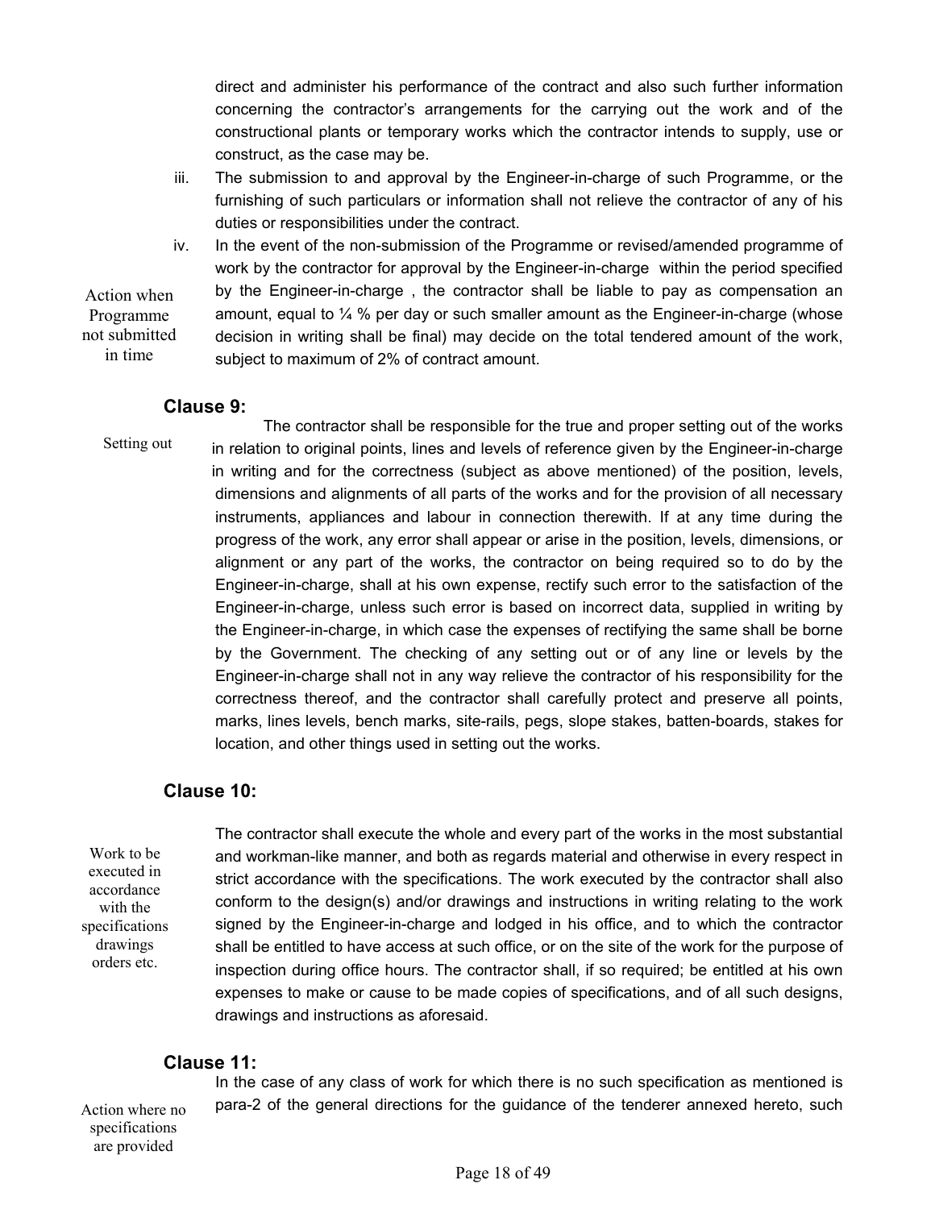direct and administer his performance of the contract and also such further information concerning the contractor's arrangements for the carrying out the work and of the constructional plants or temporary works which the contractor intends to supply, use or construct, as the case may be.

iii. The submission to and approval by the Engineer-in-charge of such Programme, or the furnishing of such particulars or information shall not relieve the contractor of any of his duties or responsibilities under the contract.

iv. In the event of the non-submission of the Programme or revised/amended programme of work by the contractor for approval by the Engineer-in-charge within the period specified by the Engineer-in-charge , the contractor shall be liable to pay as compensation an amount, equal to ¼ % per day or such smaller amount as the Engineer-in-charge (whose decision in writing shall be final) may decide on the total tendered amount of the work, subject to maximum of 2% of contract amount.

*Action when Programme not submitted in time*

### Clause 9:

*Setting out*

The contractor shall be responsible for the true and proper setting out of the works in relation to original points, lines and levels of reference given by the Engineer-in-charge in writing and for the correctness (subject as above mentioned) of the position, levels, dimensions and alignments of all parts of the works and for the provision of all necessary instruments, appliances and labour in connection therewith. If at any time during the progress of the work, any error shall appear or arise in the position, levels, dimensions, or alignment or any part of the works, the contractor on being required so to do by the Engineer-in-charge, shall at his own expense, rectify such error to the satisfaction of the Engineer-in-charge, unless such error is based on incorrect data, supplied in writing by the Engineer-in-charge, in which case the expenses of rectifying the same shall be borne by the Government. The checking of any setting out or of any line or levels by the Engineer-in-charge shall not in any way relieve the contractor of his responsibility for the correctness thereof, and the contractor shall carefully protect and preserve all points, marks, lines levels, bench marks, site-rails, pegs, slope stakes, batten-boards, stakes for location, and other things used in setting out the works.

### Clause 10:

*Work to be executed in accordance with the specifications drawings orders etc.*

The contractor shall execute the whole and every part of the works in the most substantial and workman-like manner, and both as regards material and otherwise in every respect in strict accordance with the specifications. The work executed by the contractor shall also conform to the design(s) and/or drawings and instructions in writing relating to the work signed by the Engineer-in-charge and lodged in his office, and to which the contractor shall be entitled to have access at such office, or on the site of the work for the purpose of inspection during office hours. The contractor shall, if so required; be entitled at his own expenses to make or cause to be made copies of specifications, and of all such designs, drawings and instructions as aforesaid.

### Clause 11:

*Action where no specifications are provided*

In the case of any class of work for which there is no such specification as mentioned is para-2 of the general directions for the guidance of the tenderer annexed hereto, such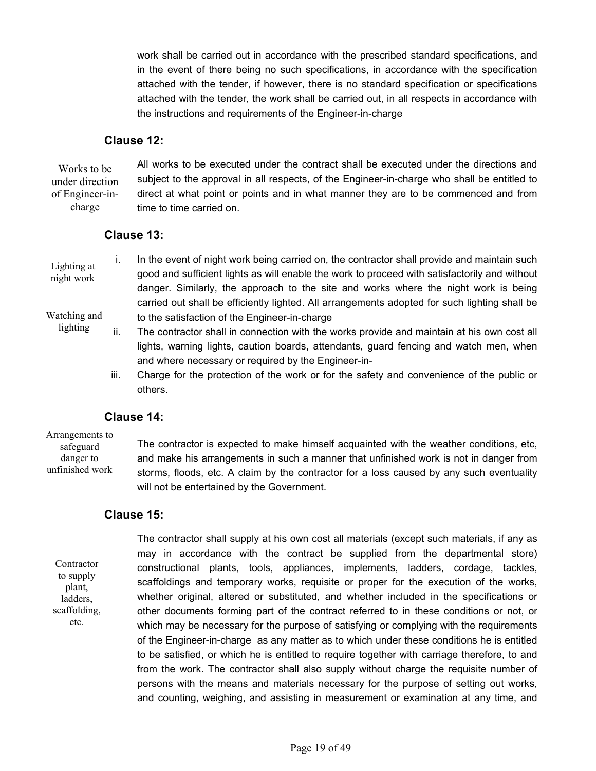work shall be carried out in accordance with the prescribed standard specifications, and in the event of there being no such specifications, in accordance with the specification attached with the tender, if however, there is no standard specification or specifications attached with the tender, the work shall be carried out, in all respects in accordance with the instructions and requirements of the Engineer-in-charge

## Clause 12:

*Works to be under direction of Engineer-in-charge*

All works to be executed under the contract shall be executed under the directions and subject to the approval in all respects, of the Engineer-in-charge who shall be entitled to direct at what point or points and in what manner they are to be commenced and from time to time carried on.

## Clause 13:

*Lighting at night work*

*Watching and lighting*

i. In the event of night work being carried on, the contractor shall provide and maintain such good and sufficient lights as will enable the work to proceed with satisfactorily and without danger. Similarly, the approach to the site and works where the night work is being carried out shall be efficiently lighted. All arrangements adopted for such lighting shall be to the satisfaction of the Engineer-in-charge
ii. The contractor shall in connection with the works provide and maintain at his own cost all lights, warning lights, caution boards, attendants, guard fencing and watch men, when and where necessary or required by the Engineer-in-
iii. Charge for the protection of the work or for the safety and convenience of the public or others.

## Clause 14:

*Arrangements to safeguard danger to unfinished work*

The contractor is expected to make himself acquainted with the weather conditions, etc, and make his arrangements in such a manner that unfinished work is not in danger from storms, floods, etc. A claim by the contractor for a loss caused by any such eventuality will not be entertained by the Government.

## Clause 15:

*Contractor to supply plant, ladders, scaffolding, etc.*

The contractor shall supply at his own cost all materials (except such materials, if any as may in accordance with the contract be supplied from the departmental store) constructional plants, tools, appliances, implements, ladders, cordage, tackles, scaffoldings and temporary works, requisite or proper for the execution of the works, whether original, altered or substituted, and whether included in the specifications or other documents forming part of the contract referred to in these conditions or not, or which may be necessary for the purpose of satisfying or complying with the requirements of the Engineer-in-charge as any matter as to which under these conditions he is entitled to be satisfied, or which he is entitled to require together with carriage therefore, to and from the work. The contractor shall also supply without charge the requisite number of persons with the means and materials necessary for the purpose of setting out works, and counting, weighing, and assisting in measurement or examination at any time, and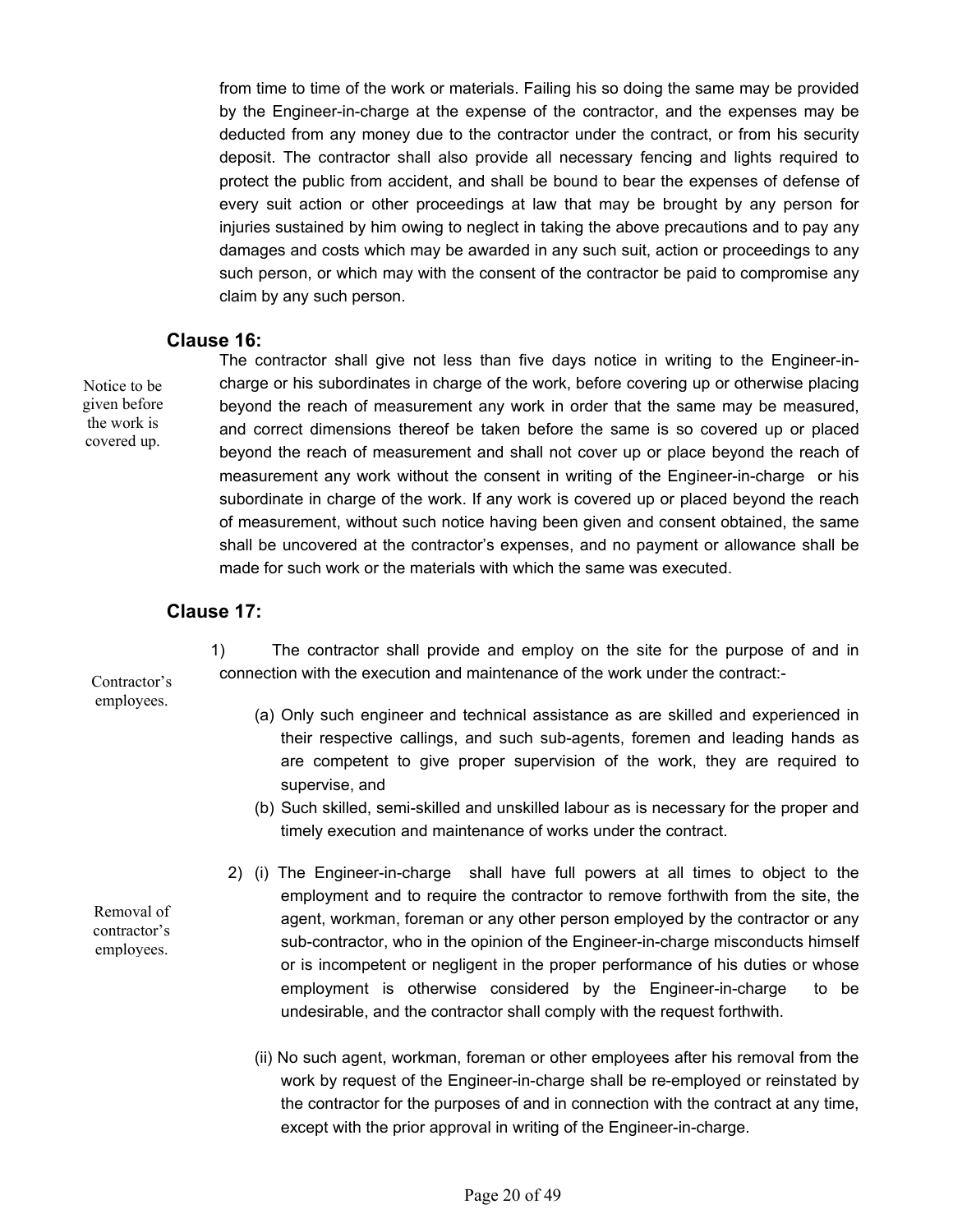from time to time of the work or materials. Failing his so doing the same may be provided by the Engineer-in-charge at the expense of the contractor, and the expenses may be deducted from any money due to the contractor under the contract, or from his security deposit. The contractor shall also provide all necessary fencing and lights required to protect the public from accident, and shall be bound to bear the expenses of defense of every suit action or other proceedings at law that may be brought by any person for injuries sustained by him owing to neglect in taking the above precautions and to pay any damages and costs which may be awarded in any such suit, action or proceedings to any such person, or which may with the consent of the contractor be paid to compromise any claim by any such person.

### Clause 16:

*Notice to be given before the work is covered up.*

The contractor shall give not less than five days notice in writing to the Engineer-in-charge or his subordinates in charge of the work, before covering up or otherwise placing beyond the reach of measurement any work in order that the same may be measured, and correct dimensions thereof be taken before the same is so covered up or placed beyond the reach of measurement and shall not cover up or place beyond the reach of measurement any work without the consent in writing of the Engineer-in-charge or his subordinate in charge of the work. If any work is covered up or placed beyond the reach of measurement, without such notice having been given and consent obtained, the same shall be uncovered at the contractor's expenses, and no payment or allowance shall be made for such work or the materials with which the same was executed.

### Clause 17:

*Contractor's employees.*

1) The contractor shall provide and employ on the site for the purpose of and in connection with the execution and maintenance of the work under the contract:-

   (a) Only such engineer and technical assistance as are skilled and experienced in their respective callings, and such sub-agents, foremen and leading hands as are competent to give proper supervision of the work, they are required to supervise, and

   (b) Such skilled, semi-skilled and unskilled labour as is necessary for the proper and timely execution and maintenance of works under the contract.

*Removal of contractor's employees.*

2) (i) The Engineer-in-charge shall have full powers at all times to object to the employment and to require the contractor to remove forthwith from the site, the agent, workman, foreman or any other person employed by the contractor or any sub-contractor, who in the opinion of the Engineer-in-charge misconducts himself or is incompetent or negligent in the proper performance of his duties or whose employment is otherwise considered by the Engineer-in-charge to be undesirable, and the contractor shall comply with the request forthwith.

   (ii) No such agent, workman, foreman or other employees after his removal from the work by request of the Engineer-in-charge shall be re-employed or reinstated by the contractor for the purposes of and in connection with the contract at any time, except with the prior approval in writing of the Engineer-in-charge.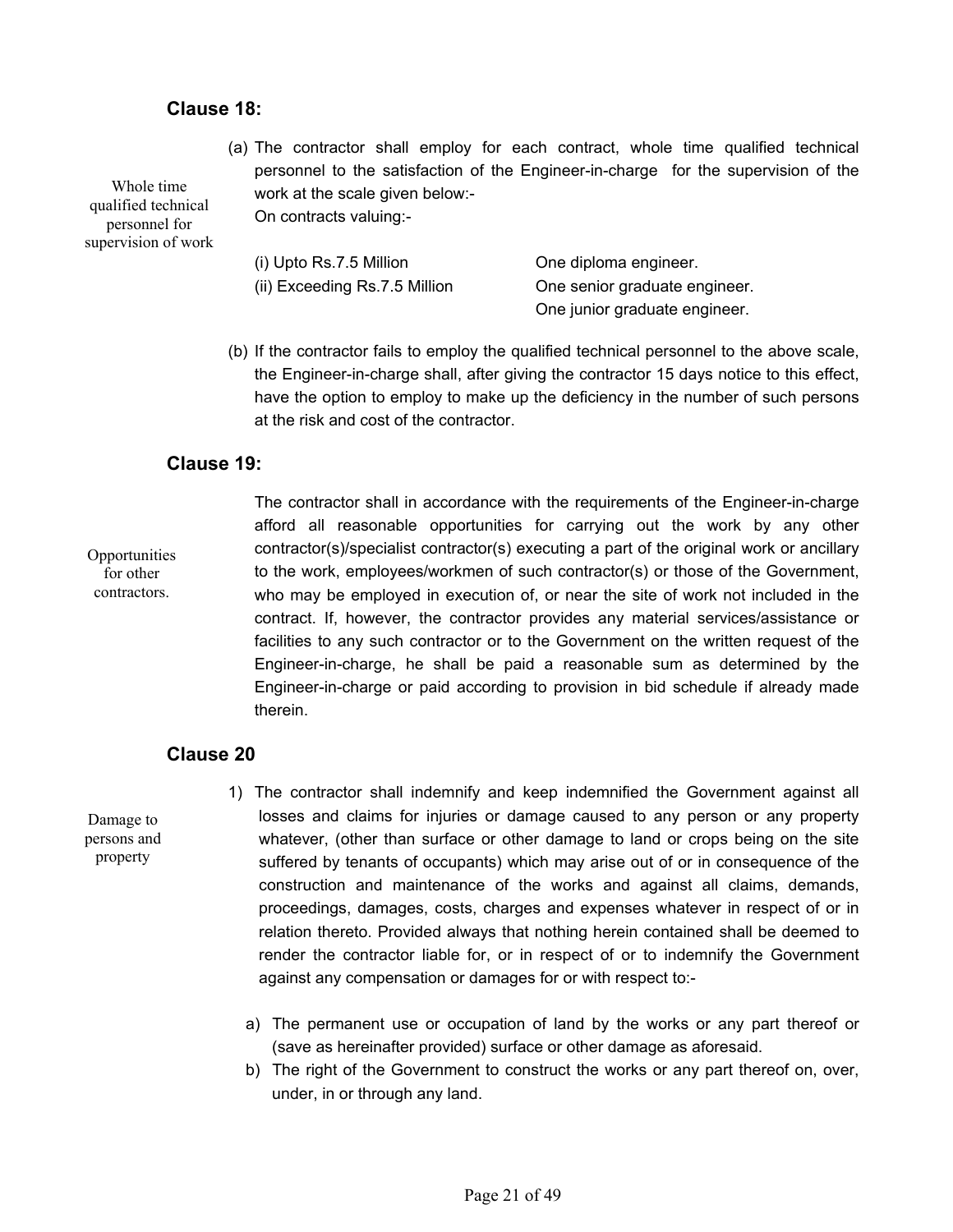### Clause 18:

*Whole time qualified technical personnel for supervision of work*

(a) The contractor shall employ for each contract, whole time qualified technical personnel to the satisfaction of the Engineer-in-charge for the supervision of the work at the scale given below:-
On contracts valuing:-

| | |
|---|---|
| (i) Upto Rs.7.5 Million | One diploma engineer. |
| (ii) Exceeding Rs.7.5 Million | One senior graduate engineer. |
| | One junior graduate engineer. |

(b) If the contractor fails to employ the qualified technical personnel to the above scale, the Engineer-in-charge shall, after giving the contractor 15 days notice to this effect, have the option to employ to make up the deficiency in the number of such persons at the risk and cost of the contractor.

### Clause 19:

*Opportunities for other contractors.*

The contractor shall in accordance with the requirements of the Engineer-in-charge afford all reasonable opportunities for carrying out the work by any other contractor(s)/specialist contractor(s) executing a part of the original work or ancillary to the work, employees/workmen of such contractor(s) or those of the Government, who may be employed in execution of, or near the site of work not included in the contract. If, however, the contractor provides any material services/assistance or facilities to any such contractor or to the Government on the written request of the Engineer-in-charge, he shall be paid a reasonable sum as determined by the Engineer-in-charge or paid according to provision in bid schedule if already made therein.

### Clause 20

*Damage to persons and property*

1) The contractor shall indemnify and keep indemnified the Government against all losses and claims for injuries or damage caused to any person or any property whatever, (other than surface or other damage to land or crops being on the site suffered by tenants of occupants) which may arise out of or in consequence of the construction and maintenance of the works and against all claims, demands, proceedings, damages, costs, charges and expenses whatever in respect of or in relation thereto. Provided always that nothing herein contained shall be deemed to render the contractor liable for, or in respect of or to indemnify the Government against any compensation or damages for or with respect to:-

   a) The permanent use or occupation of land by the works or any part thereof or (save as hereinafter provided) surface or other damage as aforesaid.
   b) The right of the Government to construct the works or any part thereof on, over, under, in or through any land.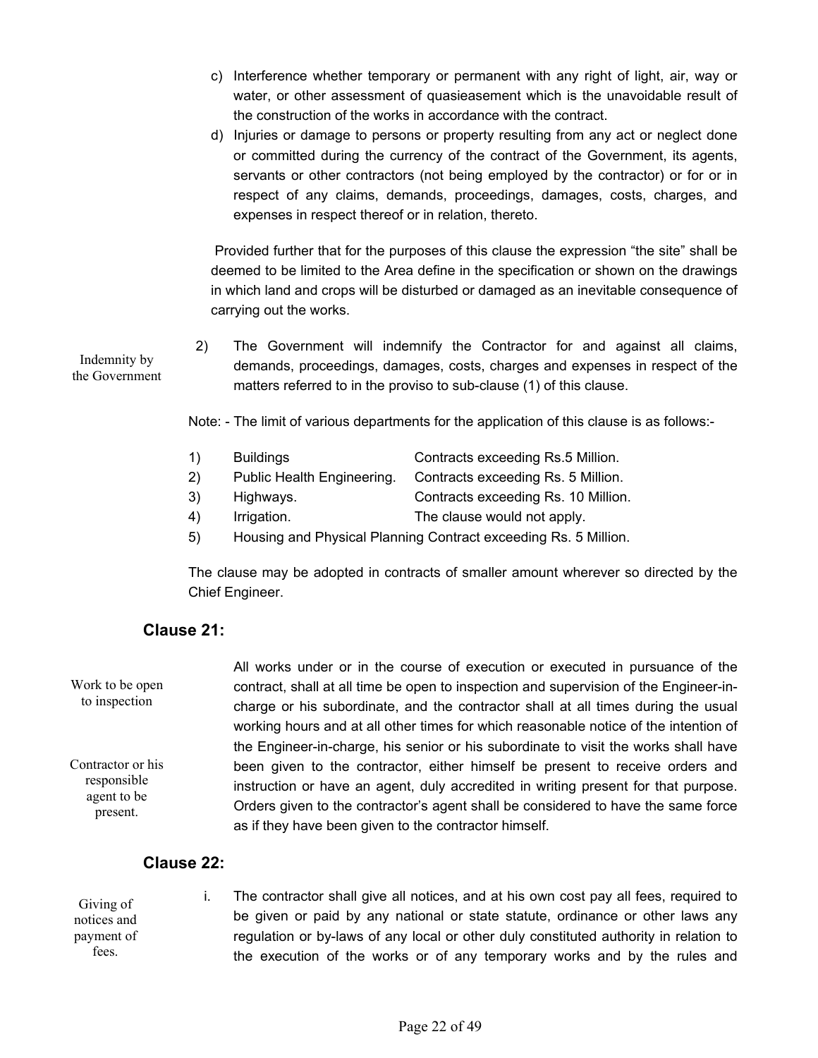c) Interference whether temporary or permanent with any right of light, air, way or water, or other assessment of quasieasement which is the unavoidable result of the construction of the works in accordance with the contract.

d) Injuries or damage to persons or property resulting from any act or neglect done or committed during the currency of the contract of the Government, its agents, servants or other contractors (not being employed by the contractor) or for or in respect of any claims, demands, proceedings, damages, costs, charges, and expenses in respect thereof or in relation, thereto.

Provided further that for the purposes of this clause the expression "the site" shall be deemed to be limited to the Area define in the specification or shown on the drawings in which land and crops will be disturbed or damaged as an inevitable consequence of carrying out the works.

*Indemnity by the Government*

2) The Government will indemnify the Contractor for and against all claims, demands, proceedings, damages, costs, charges and expenses in respect of the matters referred to in the proviso to sub-clause (1) of this clause.

Note: - The limit of various departments for the application of this clause is as follows:-

1) Buildings — Contracts exceeding Rs.5 Million.
2) Public Health Engineering. — Contracts exceeding Rs. 5 Million.
3) Highways. — Contracts exceeding Rs. 10 Million.
4) Irrigation. — The clause would not apply.
5) Housing and Physical Planning Contract exceeding Rs. 5 Million.

The clause may be adopted in contracts of smaller amount wherever so directed by the Chief Engineer.

## Clause 21:

*Work to be open to inspection*

*Contractor or his responsible agent to be present.*

All works under or in the course of execution or executed in pursuance of the contract, shall at all time be open to inspection and supervision of the Engineer-in-charge or his subordinate, and the contractor shall at all times during the usual working hours and at all other times for which reasonable notice of the intention of the Engineer-in-charge, his senior or his subordinate to visit the works shall have been given to the contractor, either himself be present to receive orders and instruction or have an agent, duly accredited in writing present for that purpose. Orders given to the contractor's agent shall be considered to have the same force as if they have been given to the contractor himself.

## Clause 22:

*Giving of notices and payment of fees.*

i. The contractor shall give all notices, and at his own cost pay all fees, required to be given or paid by any national or state statute, ordinance or other laws any regulation or by-laws of any local or other duly constituted authority in relation to the execution of the works or of any temporary works and by the rules and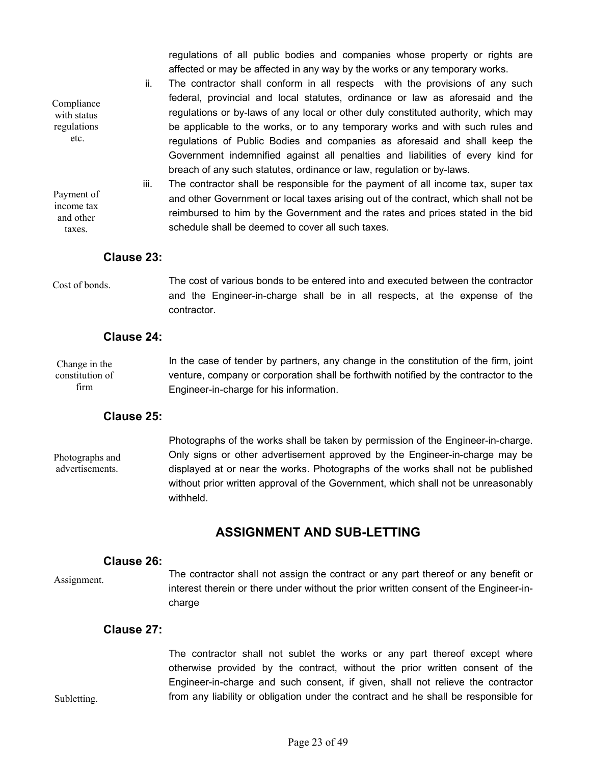regulations of all public bodies and companies whose property or rights are affected or may be affected in any way by the works or any temporary works.

*Compliance with status regulations etc.*

ii. The contractor shall conform in all respects with the provisions of any such federal, provincial and local statutes, ordinance or law as aforesaid and the regulations or by-laws of any local or other duly constituted authority, which may be applicable to the works, or to any temporary works and with such rules and regulations of Public Bodies and companies as aforesaid and shall keep the Government indemnified against all penalties and liabilities of every kind for breach of any such statutes, ordinance or law, regulation or by-laws.

*Payment of income tax and other taxes.*

iii. The contractor shall be responsible for the payment of all income tax, super tax and other Government or local taxes arising out of the contract, which shall not be reimbursed to him by the Government and the rates and prices stated in the bid schedule shall be deemed to cover all such taxes.

### Clause 23:

*Cost of bonds.*

The cost of various bonds to be entered into and executed between the contractor and the Engineer-in-charge shall be in all respects, at the expense of the contractor.

### Clause 24:

*Change in the constitution of firm*

In the case of tender by partners, any change in the constitution of the firm, joint venture, company or corporation shall be forthwith notified by the contractor to the Engineer-in-charge for his information.

### Clause 25:

*Photographs and advertisements.*

Photographs of the works shall be taken by permission of the Engineer-in-charge. Only signs or other advertisement approved by the Engineer-in-charge may be displayed at or near the works. Photographs of the works shall not be published without prior written approval of the Government, which shall not be unreasonably withheld.

## ASSIGNMENT AND SUB-LETTING

### Clause 26:

*Assignment.*

The contractor shall not assign the contract or any part thereof or any benefit or interest therein or there under without the prior written consent of the Engineer-in-charge

### Clause 27:

*Subletting.*

The contractor shall not sublet the works or any part thereof except where otherwise provided by the contract, without the prior written consent of the Engineer-in-charge and such consent, if given, shall not relieve the contractor from any liability or obligation under the contract and he shall be responsible for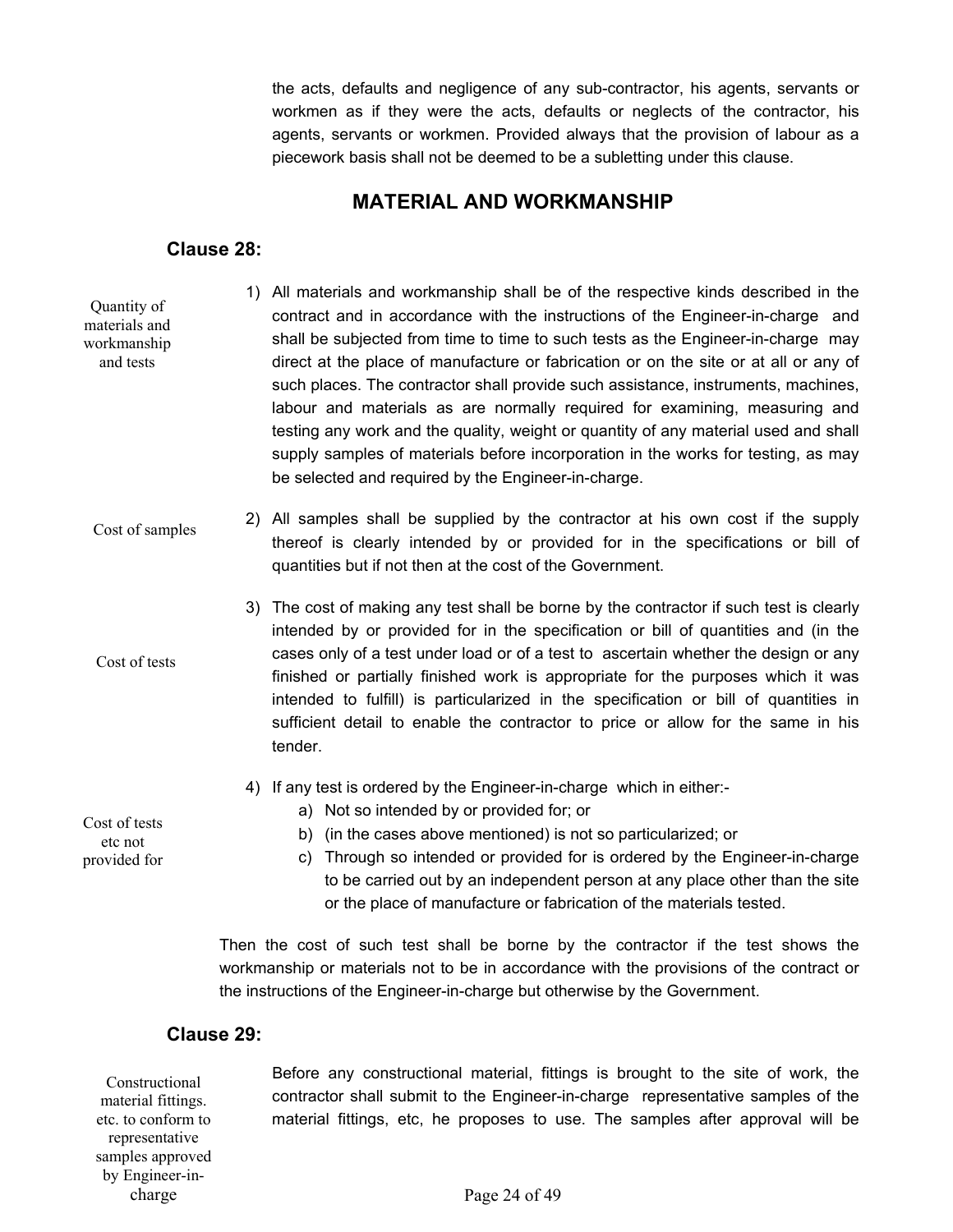the acts, defaults and negligence of any sub-contractor, his agents, servants or workmen as if they were the acts, defaults or neglects of the contractor, his agents, servants or workmen. Provided always that the provision of labour as a piecework basis shall not be deemed to be a subletting under this clause.

## MATERIAL AND WORKMANSHIP

### Clause 28:

*Quantity of materials and workmanship and tests*

1) All materials and workmanship shall be of the respective kinds described in the contract and in accordance with the instructions of the Engineer-in-charge and shall be subjected from time to time to such tests as the Engineer-in-charge may direct at the place of manufacture or fabrication or on the site or at all or any of such places. The contractor shall provide such assistance, instruments, machines, labour and materials as are normally required for examining, measuring and testing any work and the quality, weight or quantity of any material used and shall supply samples of materials before incorporation in the works for testing, as may be selected and required by the Engineer-in-charge.

*Cost of samples*

2) All samples shall be supplied by the contractor at his own cost if the supply thereof is clearly intended by or provided for in the specifications or bill of quantities but if not then at the cost of the Government.

*Cost of tests*

3) The cost of making any test shall be borne by the contractor if such test is clearly intended by or provided for in the specification or bill of quantities and (in the cases only of a test under load or of a test to ascertain whether the design or any finished or partially finished work is appropriate for the purposes which it was intended to fulfill) is particularized in the specification or bill of quantities in sufficient detail to enable the contractor to price or allow for the same in his tender.

*Cost of tests etc not provided for*

4) If any test is ordered by the Engineer-in-charge which in either:-
   a) Not so intended by or provided for; or
   b) (in the cases above mentioned) is not so particularized; or
   c) Through so intended or provided for is ordered by the Engineer-in-charge to be carried out by an independent person at any place other than the site or the place of manufacture or fabrication of the materials tested.

Then the cost of such test shall be borne by the contractor if the test shows the workmanship or materials not to be in accordance with the provisions of the contract or the instructions of the Engineer-in-charge but otherwise by the Government.

### Clause 29:

*Constructional material fittings. etc. to conform to representative samples approved by Engineer-in-charge*

Before any constructional material, fittings is brought to the site of work, the contractor shall submit to the Engineer-in-charge representative samples of the material fittings, etc, he proposes to use. The samples after approval will be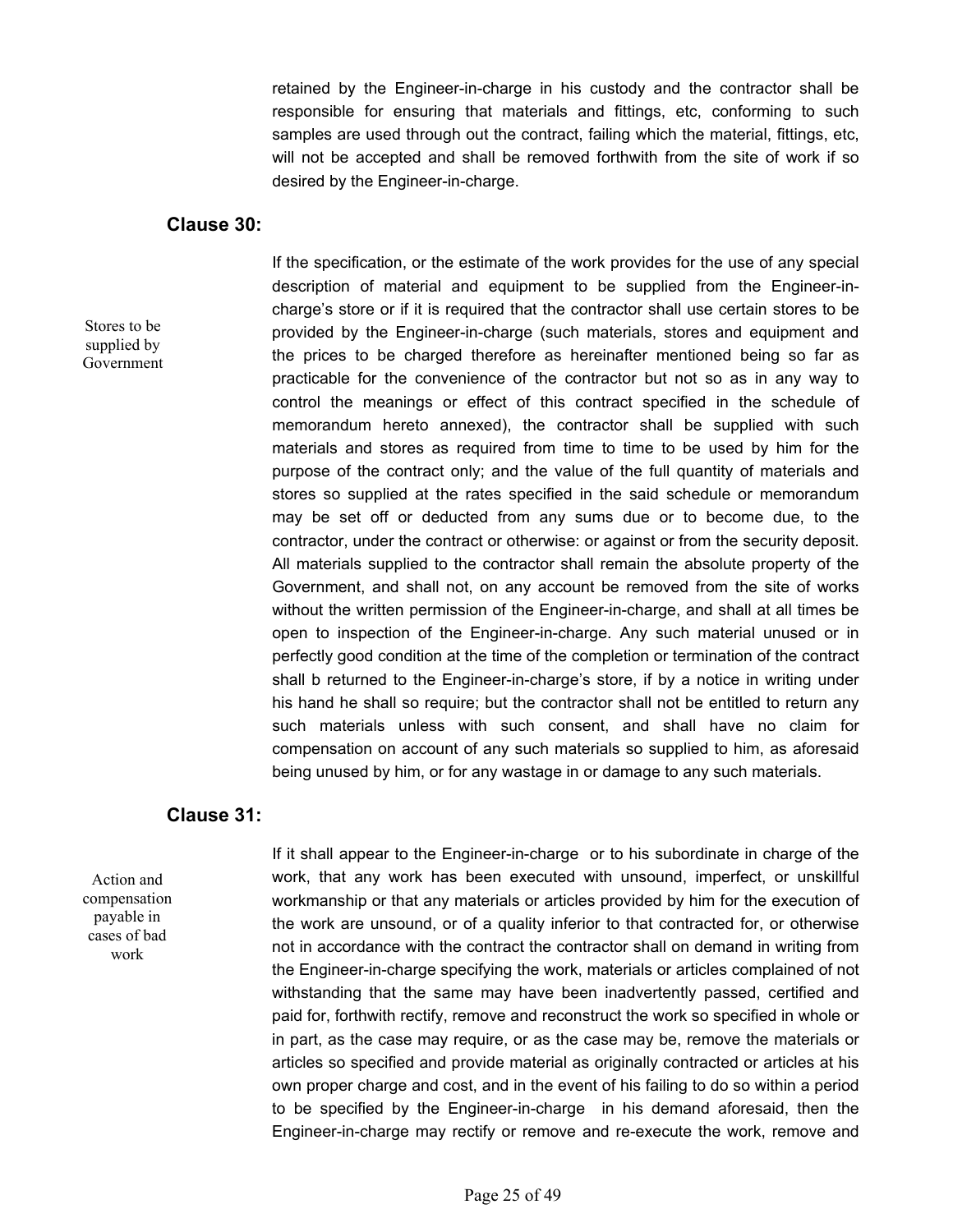retained by the Engineer-in-charge in his custody and the contractor shall be responsible for ensuring that materials and fittings, etc, conforming to such samples are used through out the contract, failing which the material, fittings, etc, will not be accepted and shall be removed forthwith from the site of work if so desired by the Engineer-in-charge.

### Clause 30:

*Stores to be supplied by Government*

If the specification, or the estimate of the work provides for the use of any special description of material and equipment to be supplied from the Engineer-in-charge's store or if it is required that the contractor shall use certain stores to be provided by the Engineer-in-charge (such materials, stores and equipment and the prices to be charged therefore as hereinafter mentioned being so far as practicable for the convenience of the contractor but not so as in any way to control the meanings or effect of this contract specified in the schedule of memorandum hereto annexed), the contractor shall be supplied with such materials and stores as required from time to time to be used by him for the purpose of the contract only; and the value of the full quantity of materials and stores so supplied at the rates specified in the said schedule or memorandum may be set off or deducted from any sums due or to become due, to the contractor, under the contract or otherwise: or against or from the security deposit. All materials supplied to the contractor shall remain the absolute property of the Government, and shall not, on any account be removed from the site of works without the written permission of the Engineer-in-charge, and shall at all times be open to inspection of the Engineer-in-charge. Any such material unused or in perfectly good condition at the time of the completion or termination of the contract shall b returned to the Engineer-in-charge's store, if by a notice in writing under his hand he shall so require; but the contractor shall not be entitled to return any such materials unless with such consent, and shall have no claim for compensation on account of any such materials so supplied to him, as aforesaid being unused by him, or for any wastage in or damage to any such materials.

### Clause 31:

*Action and compensation payable in cases of bad work*

If it shall appear to the Engineer-in-charge or to his subordinate in charge of the work, that any work has been executed with unsound, imperfect, or unskillful workmanship or that any materials or articles provided by him for the execution of the work are unsound, or of a quality inferior to that contracted for, or otherwise not in accordance with the contract the contractor shall on demand in writing from the Engineer-in-charge specifying the work, materials or articles complained of not withstanding that the same may have been inadvertently passed, certified and paid for, forthwith rectify, remove and reconstruct the work so specified in whole or in part, as the case may require, or as the case may be, remove the materials or articles so specified and provide material as originally contracted or articles at his own proper charge and cost, and in the event of his failing to do so within a period to be specified by the Engineer-in-charge in his demand aforesaid, then the Engineer-in-charge may rectify or remove and re-execute the work, remove and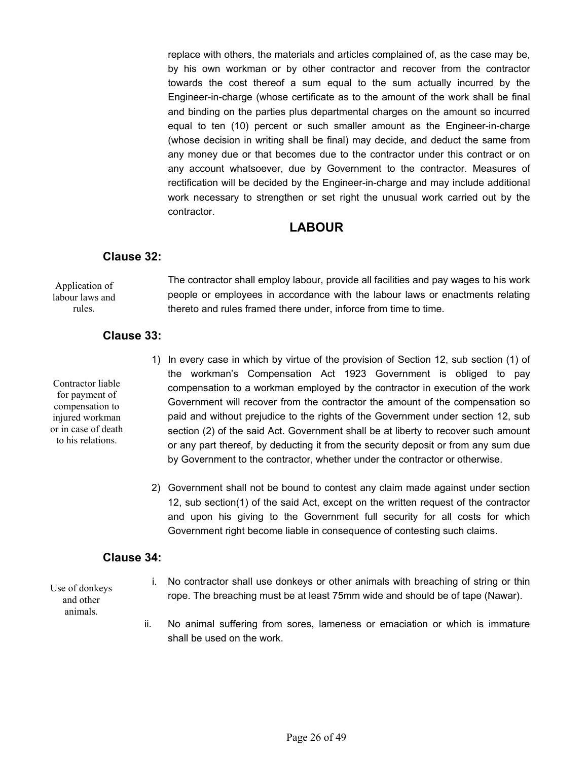replace with others, the materials and articles complained of, as the case may be, by his own workman or by other contractor and recover from the contractor towards the cost thereof a sum equal to the sum actually incurred by the Engineer-in-charge (whose certificate as to the amount of the work shall be final and binding on the parties plus departmental charges on the amount so incurred equal to ten (10) percent or such smaller amount as the Engineer-in-charge (whose decision in writing shall be final) may decide, and deduct the same from any money due or that becomes due to the contractor under this contract or on any account whatsoever, due by Government to the contractor. Measures of rectification will be decided by the Engineer-in-charge and may include additional work necessary to strengthen or set right the unusual work carried out by the contractor.

## LABOUR

### Clause 32:

*Application of labour laws and rules.*

The contractor shall employ labour, provide all facilities and pay wages to his work people or employees in accordance with the labour laws or enactments relating thereto and rules framed there under, inforce from time to time.

### Clause 33:

*Contractor liable for payment of compensation to injured workman or in case of death to his relations.*

1) In every case in which by virtue of the provision of Section 12, sub section (1) of the workman's Compensation Act 1923 Government is obliged to pay compensation to a workman employed by the contractor in execution of the work Government will recover from the contractor the amount of the compensation so paid and without prejudice to the rights of the Government under section 12, sub section (2) of the said Act. Government shall be at liberty to recover such amount or any part thereof, by deducting it from the security deposit or from any sum due by Government to the contractor, whether under the contractor or otherwise.

2) Government shall not be bound to contest any claim made against under section 12, sub section(1) of the said Act, except on the written request of the contractor and upon his giving to the Government full security for all costs for which Government right become liable in consequence of contesting such claims.

### Clause 34:

*Use of donkeys and other animals.*

i. No contractor shall use donkeys or other animals with breaching of string or thin rope. The breaching must be at least 75mm wide and should be of tape (Nawar).

ii. No animal suffering from sores, lameness or emaciation or which is immature shall be used on the work.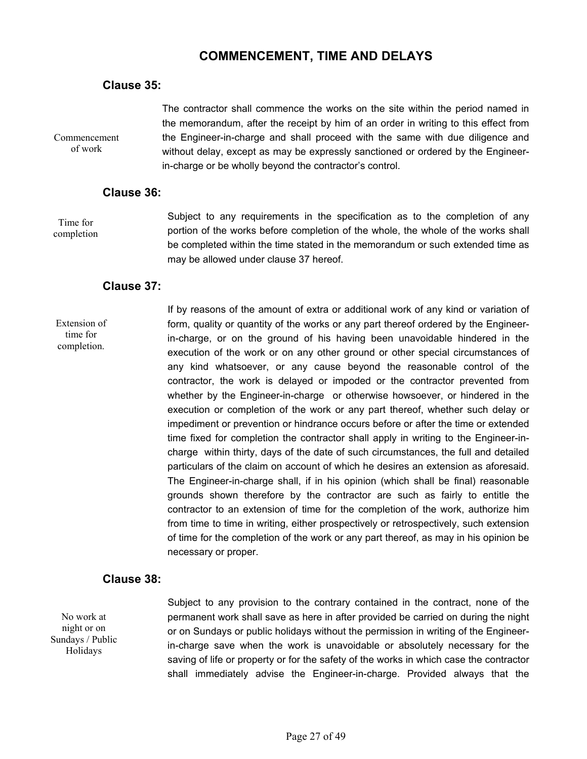## COMMENCEMENT, TIME AND DELAYS

### Clause 35:

*Commencement of work*

The contractor shall commence the works on the site within the period named in the memorandum, after the receipt by him of an order in writing to this effect from the Engineer-in-charge and shall proceed with the same with due diligence and without delay, except as may be expressly sanctioned or ordered by the Engineer-in-charge or be wholly beyond the contractor's control.

### Clause 36:

*Time for completion*

Subject to any requirements in the specification as to the completion of any portion of the works before completion of the whole, the whole of the works shall be completed within the time stated in the memorandum or such extended time as may be allowed under clause 37 hereof.

### Clause 37:

*Extension of time for completion.*

If by reasons of the amount of extra or additional work of any kind or variation of form, quality or quantity of the works or any part thereof ordered by the Engineer-in-charge, or on the ground of his having been unavoidable hindered in the execution of the work or on any other ground or other special circumstances of any kind whatsoever, or any cause beyond the reasonable control of the contractor, the work is delayed or impoded or the contractor prevented from whether by the Engineer-in-charge or otherwise howsoever, or hindered in the execution or completion of the work or any part thereof, whether such delay or impediment or prevention or hindrance occurs before or after the time or extended time fixed for completion the contractor shall apply in writing to the Engineer-in-charge within thirty, days of the date of such circumstances, the full and detailed particulars of the claim on account of which he desires an extension as aforesaid. The Engineer-in-charge shall, if in his opinion (which shall be final) reasonable grounds shown therefore by the contractor are such as fairly to entitle the contractor to an extension of time for the completion of the work, authorize him from time to time in writing, either prospectively or retrospectively, such extension of time for the completion of the work or any part thereof, as may in his opinion be necessary or proper.

### Clause 38:

*No work at night or on Sundays / Public Holidays*

Subject to any provision to the contrary contained in the contract, none of the permanent work shall save as here in after provided be carried on during the night or on Sundays or public holidays without the permission in writing of the Engineer-in-charge save when the work is unavoidable or absolutely necessary for the saving of life or property or for the safety of the works in which case the contractor shall immediately advise the Engineer-in-charge. Provided always that the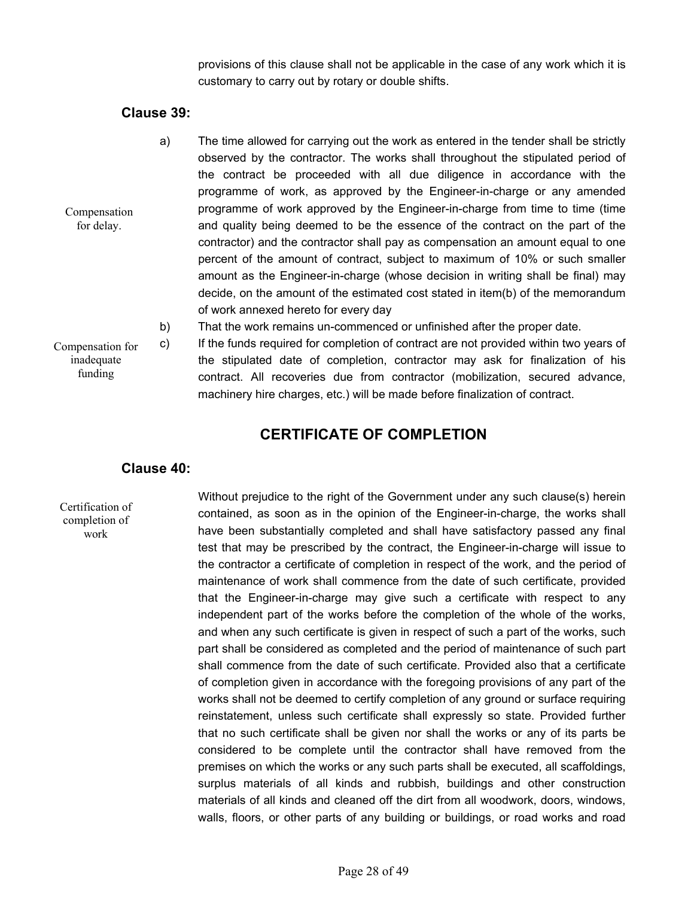provisions of this clause shall not be applicable in the case of any work which it is customary to carry out by rotary or double shifts.

### Clause 39:

Compensation for delay.

a) The time allowed for carrying out the work as entered in the tender shall be strictly observed by the contractor. The works shall throughout the stipulated period of the contract be proceeded with all due diligence in accordance with the programme of work, as approved by the Engineer-in-charge or any amended programme of work approved by the Engineer-in-charge from time to time (time and quality being deemed to be the essence of the contract on the part of the contractor) and the contractor shall pay as compensation an amount equal to one percent of the amount of contract, subject to maximum of 10% or such smaller amount as the Engineer-in-charge (whose decision in writing shall be final) may decide, on the amount of the estimated cost stated in item(b) of the memorandum of work annexed hereto for every day

b) That the work remains un-commenced or unfinished after the proper date.

Compensation for inadequate funding

c) If the funds required for completion of contract are not provided within two years of the stipulated date of completion, contractor may ask for finalization of his contract. All recoveries due from contractor (mobilization, secured advance, machinery hire charges, etc.) will be made before finalization of contract.

## CERTIFICATE OF COMPLETION

### Clause 40:

Certification of completion of work

Without prejudice to the right of the Government under any such clause(s) herein contained, as soon as in the opinion of the Engineer-in-charge, the works shall have been substantially completed and shall have satisfactory passed any final test that may be prescribed by the contract, the Engineer-in-charge will issue to the contractor a certificate of completion in respect of the work, and the period of maintenance of work shall commence from the date of such certificate, provided that the Engineer-in-charge may give such a certificate with respect to any independent part of the works before the completion of the whole of the works, and when any such certificate is given in respect of such a part of the works, such part shall be considered as completed and the period of maintenance of such part shall commence from the date of such certificate. Provided also that a certificate of completion given in accordance with the foregoing provisions of any part of the works shall not be deemed to certify completion of any ground or surface requiring reinstatement, unless such certificate shall expressly so state. Provided further that no such certificate shall be given nor shall the works or any of its parts be considered to be complete until the contractor shall have removed from the premises on which the works or any such parts shall be executed, all scaffoldings, surplus materials of all kinds and rubbish, buildings and other construction materials of all kinds and cleaned off the dirt from all woodwork, doors, windows, walls, floors, or other parts of any building or buildings, or road works and road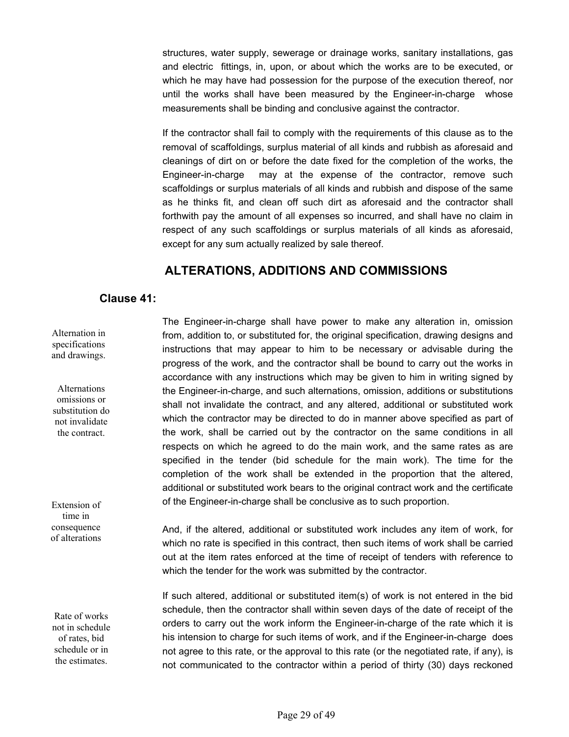structures, water supply, sewerage or drainage works, sanitary installations, gas and electric fittings, in, upon, or about which the works are to be executed, or which he may have had possession for the purpose of the execution thereof, nor until the works shall have been measured by the Engineer-in-charge whose measurements shall be binding and conclusive against the contractor.

If the contractor shall fail to comply with the requirements of this clause as to the removal of scaffoldings, surplus material of all kinds and rubbish as aforesaid and cleanings of dirt on or before the date fixed for the completion of the works, the Engineer-in-charge may at the expense of the contractor, remove such scaffoldings or surplus materials of all kinds and rubbish and dispose of the same as he thinks fit, and clean off such dirt as aforesaid and the contractor shall forthwith pay the amount of all expenses so incurred, and shall have no claim in respect of any such scaffoldings or surplus materials of all kinds as aforesaid, except for any sum actually realized by sale thereof.

## ALTERATIONS, ADDITIONS AND COMMISSIONS

### Clause 41:

*Alternation in specifications and drawings.*

*Alternations omissions or substitution do not invalidate the contract.*

The Engineer-in-charge shall have power to make any alteration in, omission from, addition to, or substituted for, the original specification, drawing designs and instructions that may appear to him to be necessary or advisable during the progress of the work, and the contractor shall be bound to carry out the works in accordance with any instructions which may be given to him in writing signed by the Engineer-in-charge, and such alternations, omission, additions or substitutions shall not invalidate the contract, and any altered, additional or substituted work which the contractor may be directed to do in manner above specified as part of the work, shall be carried out by the contractor on the same conditions in all respects on which he agreed to do the main work, and the same rates as are specified in the tender (bid schedule for the main work). The time for the completion of the work shall be extended in the proportion that the altered, additional or substituted work bears to the original contract work and the certificate of the Engineer-in-charge shall be conclusive as to such proportion.

*Extension of time in consequence of alterations*

And, if the altered, additional or substituted work includes any item of work, for which no rate is specified in this contract, then such items of work shall be carried out at the item rates enforced at the time of receipt of tenders with reference to which the tender for the work was submitted by the contractor.

*Rate of works not in schedule of rates, bid schedule or in the estimates.*

If such altered, additional or substituted item(s) of work is not entered in the bid schedule, then the contractor shall within seven days of the date of receipt of the orders to carry out the work inform the Engineer-in-charge of the rate which it is his intension to charge for such items of work, and if the Engineer-in-charge does not agree to this rate, or the approval to this rate (or the negotiated rate, if any), is not communicated to the contractor within a period of thirty (30) days reckoned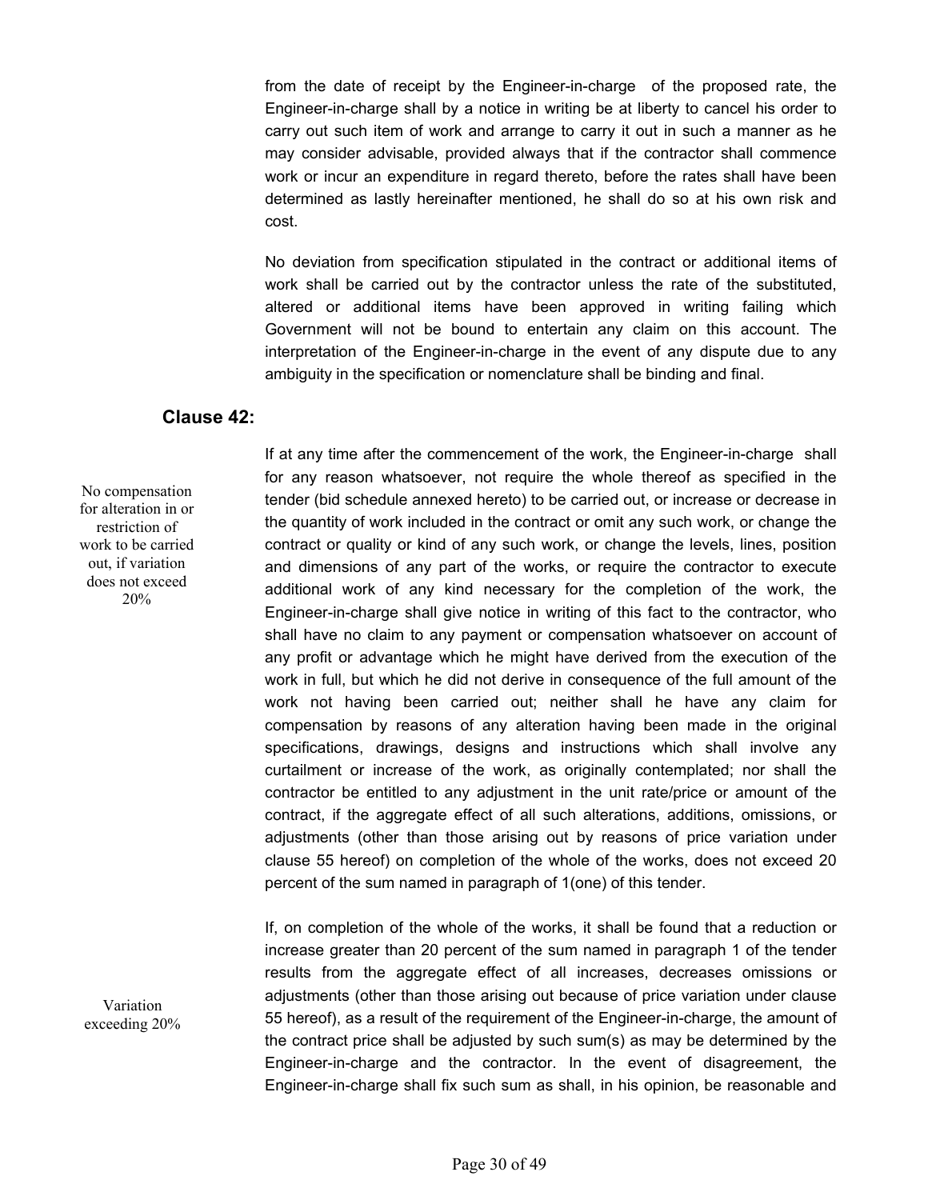from the date of receipt by the Engineer-in-charge of the proposed rate, the Engineer-in-charge shall by a notice in writing be at liberty to cancel his order to carry out such item of work and arrange to carry it out in such a manner as he may consider advisable, provided always that if the contractor shall commence work or incur an expenditure in regard thereto, before the rates shall have been determined as lastly hereinafter mentioned, he shall do so at his own risk and cost.

No deviation from specification stipulated in the contract or additional items of work shall be carried out by the contractor unless the rate of the substituted, altered or additional items have been approved in writing failing which Government will not be bound to entertain any claim on this account. The interpretation of the Engineer-in-charge in the event of any dispute due to any ambiguity in the specification or nomenclature shall be binding and final.

### Clause 42:

*No compensation for alteration in or restriction of work to be carried out, if variation does not exceed 20%*

If at any time after the commencement of the work, the Engineer-in-charge shall for any reason whatsoever, not require the whole thereof as specified in the tender (bid schedule annexed hereto) to be carried out, or increase or decrease in the quantity of work included in the contract or omit any such work, or change the contract or quality or kind of any such work, or change the levels, lines, position and dimensions of any part of the works, or require the contractor to execute additional work of any kind necessary for the completion of the work, the Engineer-in-charge shall give notice in writing of this fact to the contractor, who shall have no claim to any payment or compensation whatsoever on account of any profit or advantage which he might have derived from the execution of the work in full, but which he did not derive in consequence of the full amount of the work not having been carried out; neither shall he have any claim for compensation by reasons of any alteration having been made in the original specifications, drawings, designs and instructions which shall involve any curtailment or increase of the work, as originally contemplated; nor shall the contractor be entitled to any adjustment in the unit rate/price or amount of the contract, if the aggregate effect of all such alterations, additions, omissions, or adjustments (other than those arising out by reasons of price variation under clause 55 hereof) on completion of the whole of the works, does not exceed 20 percent of the sum named in paragraph of 1(one) of this tender.

*Variation exceeding 20%*

If, on completion of the whole of the works, it shall be found that a reduction or increase greater than 20 percent of the sum named in paragraph 1 of the tender results from the aggregate effect of all increases, decreases omissions or adjustments (other than those arising out because of price variation under clause 55 hereof), as a result of the requirement of the Engineer-in-charge, the amount of the contract price shall be adjusted by such sum(s) as may be determined by the Engineer-in-charge and the contractor. In the event of disagreement, the Engineer-in-charge shall fix such sum as shall, in his opinion, be reasonable and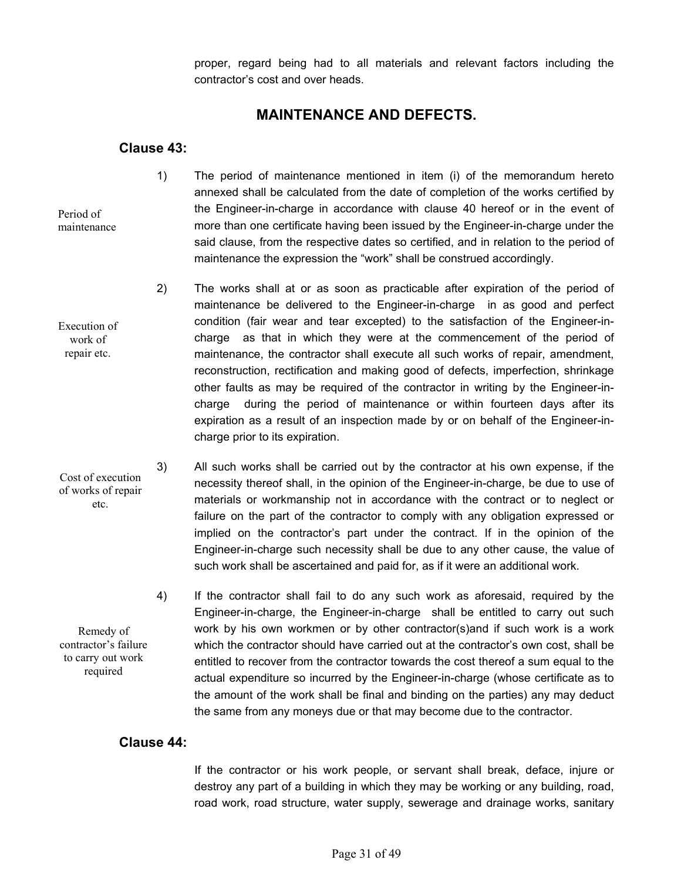proper, regard being had to all materials and relevant factors including the contractor's cost and over heads.

## MAINTENANCE AND DEFECTS.

### Clause 43:

*Period of maintenance*

1) The period of maintenance mentioned in item (i) of the memorandum hereto annexed shall be calculated from the date of completion of the works certified by the Engineer-in-charge in accordance with clause 40 hereof or in the event of more than one certificate having been issued by the Engineer-in-charge under the said clause, from the respective dates so certified, and in relation to the period of maintenance the expression the "work" shall be construed accordingly.

*Execution of work of repair etc.*

2) The works shall at or as soon as practicable after expiration of the period of maintenance be delivered to the Engineer-in-charge in as good and perfect condition (fair wear and tear excepted) to the satisfaction of the Engineer-in-charge as that in which they were at the commencement of the period of maintenance, the contractor shall execute all such works of repair, amendment, reconstruction, rectification and making good of defects, imperfection, shrinkage other faults as may be required of the contractor in writing by the Engineer-in-charge during the period of maintenance or within fourteen days after its expiration as a result of an inspection made by or on behalf of the Engineer-in-charge prior to its expiration.

*Cost of execution of works of repair etc.*

3) All such works shall be carried out by the contractor at his own expense, if the necessity thereof shall, in the opinion of the Engineer-in-charge, be due to use of materials or workmanship not in accordance with the contract or to neglect or failure on the part of the contractor to comply with any obligation expressed or implied on the contractor's part under the contract. If in the opinion of the Engineer-in-charge such necessity shall be due to any other cause, the value of such work shall be ascertained and paid for, as if it were an additional work.

*Remedy of contractor's failure to carry out work required*

4) If the contractor shall fail to do any such work as aforesaid, required by the Engineer-in-charge, the Engineer-in-charge shall be entitled to carry out such work by his own workmen or by other contractor(s)and if such work is a work which the contractor should have carried out at the contractor's own cost, shall be entitled to recover from the contractor towards the cost thereof a sum equal to the actual expenditure so incurred by the Engineer-in-charge (whose certificate as to the amount of the work shall be final and binding on the parties) any may deduct the same from any moneys due or that may become due to the contractor.

### Clause 44:

If the contractor or his work people, or servant shall break, deface, injure or destroy any part of a building in which they may be working or any building, road, road work, road structure, water supply, sewerage and drainage works, sanitary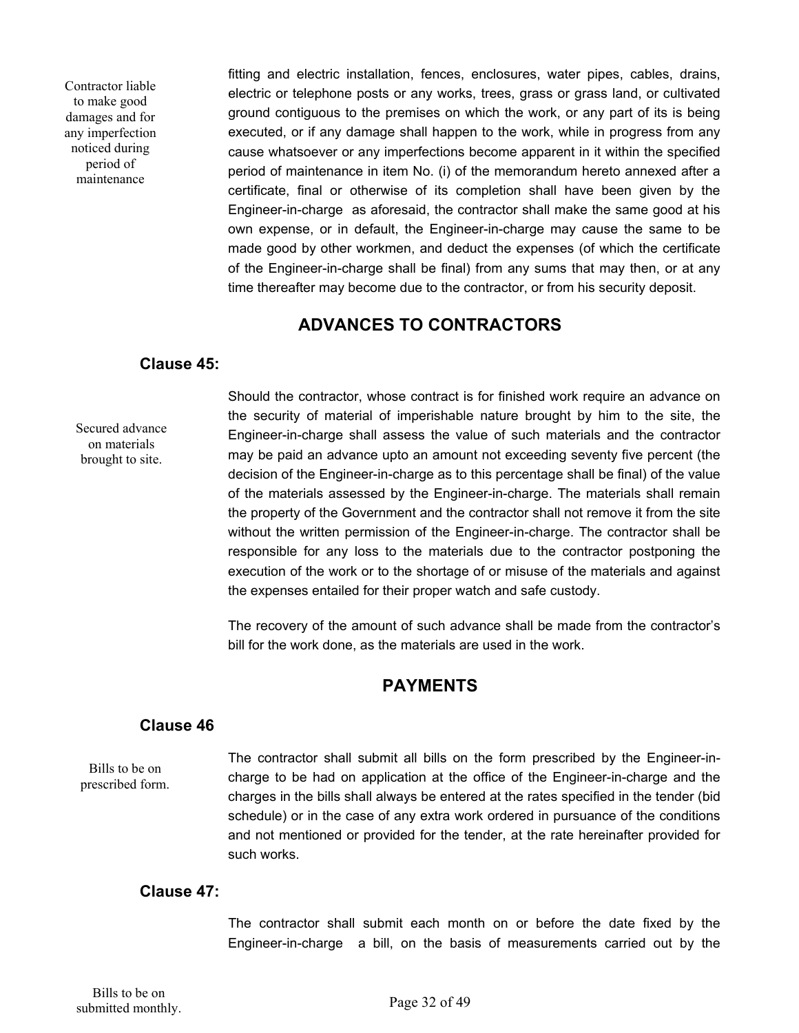Contractor liable to make good damages and for any imperfection noticed during period of maintenance

fitting and electric installation, fences, enclosures, water pipes, cables, drains, electric or telephone posts or any works, trees, grass or grass land, or cultivated ground contiguous to the premises on which the work, or any part of its is being executed, or if any damage shall happen to the work, while in progress from any cause whatsoever or any imperfections become apparent in it within the specified period of maintenance in item No. (i) of the memorandum hereto annexed after a certificate, final or otherwise of its completion shall have been given by the Engineer-in-charge as aforesaid, the contractor shall make the same good at his own expense, or in default, the Engineer-in-charge may cause the same to be made good by other workmen, and deduct the expenses (of which the certificate of the Engineer-in-charge shall be final) from any sums that may then, or at any time thereafter may become due to the contractor, or from his security deposit.

## ADVANCES TO CONTRACTORS

### Clause 45:

Secured advance on materials brought to site.

Should the contractor, whose contract is for finished work require an advance on the security of material of imperishable nature brought by him to the site, the Engineer-in-charge shall assess the value of such materials and the contractor may be paid an advance upto an amount not exceeding seventy five percent (the decision of the Engineer-in-charge as to this percentage shall be final) of the value of the materials assessed by the Engineer-in-charge. The materials shall remain the property of the Government and the contractor shall not remove it from the site without the written permission of the Engineer-in-charge. The contractor shall be responsible for any loss to the materials due to the contractor postponing the execution of the work or to the shortage of or misuse of the materials and against the expenses entailed for their proper watch and safe custody.

The recovery of the amount of such advance shall be made from the contractor's bill for the work done, as the materials are used in the work.

## PAYMENTS

### Clause 46

Bills to be on prescribed form.

The contractor shall submit all bills on the form prescribed by the Engineer-in-charge to be had on application at the office of the Engineer-in-charge and the charges in the bills shall always be entered at the rates specified in the tender (bid schedule) or in the case of any extra work ordered in pursuance of the conditions and not mentioned or provided for the tender, at the rate hereinafter provided for such works.

### Clause 47:

Bills to be on submitted monthly.

The contractor shall submit each month on or before the date fixed by the Engineer-in-charge a bill, on the basis of measurements carried out by the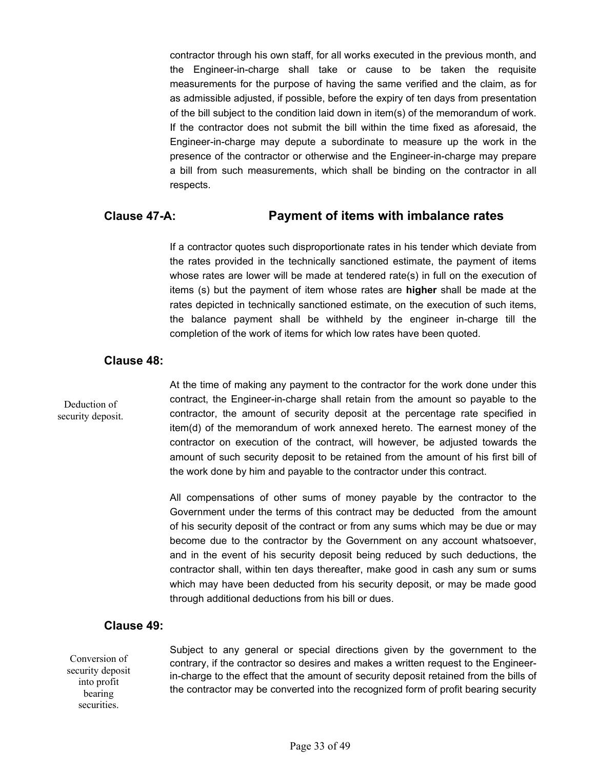contractor through his own staff, for all works executed in the previous month, and the Engineer-in-charge shall take or cause to be taken the requisite measurements for the purpose of having the same verified and the claim, as for as admissible adjusted, if possible, before the expiry of ten days from presentation of the bill subject to the condition laid down in item(s) of the memorandum of work. If the contractor does not submit the bill within the time fixed as aforesaid, the Engineer-in-charge may depute a subordinate to measure up the work in the presence of the contractor or otherwise and the Engineer-in-charge may prepare a bill from such measurements, which shall be binding on the contractor in all respects.

### Clause 47-A: Payment of items with imbalance rates

If a contractor quotes such disproportionate rates in his tender which deviate from the rates provided in the technically sanctioned estimate, the payment of items whose rates are lower will be made at tendered rate(s) in full on the execution of items (s) but the payment of item whose rates are **higher** shall be made at the rates depicted in technically sanctioned estimate, on the execution of such items, the balance payment shall be withheld by the engineer in-charge till the completion of the work of items for which low rates have been quoted.

### Clause 48:

Deduction of security deposit.

At the time of making any payment to the contractor for the work done under this contract, the Engineer-in-charge shall retain from the amount so payable to the contractor, the amount of security deposit at the percentage rate specified in item(d) of the memorandum of work annexed hereto. The earnest money of the contractor on execution of the contract, will however, be adjusted towards the amount of such security deposit to be retained from the amount of his first bill of the work done by him and payable to the contractor under this contract.

All compensations of other sums of money payable by the contractor to the Government under the terms of this contract may be deducted from the amount of his security deposit of the contract or from any sums which may be due or may become due to the contractor by the Government on any account whatsoever, and in the event of his security deposit being reduced by such deductions, the contractor shall, within ten days thereafter, make good in cash any sum or sums which may have been deducted from his security deposit, or may be made good through additional deductions from his bill or dues.

### Clause 49:

Conversion of security deposit into profit bearing securities.

Subject to any general or special directions given by the government to the contrary, if the contractor so desires and makes a written request to the Engineer-in-charge to the effect that the amount of security deposit retained from the bills of the contractor may be converted into the recognized form of profit bearing security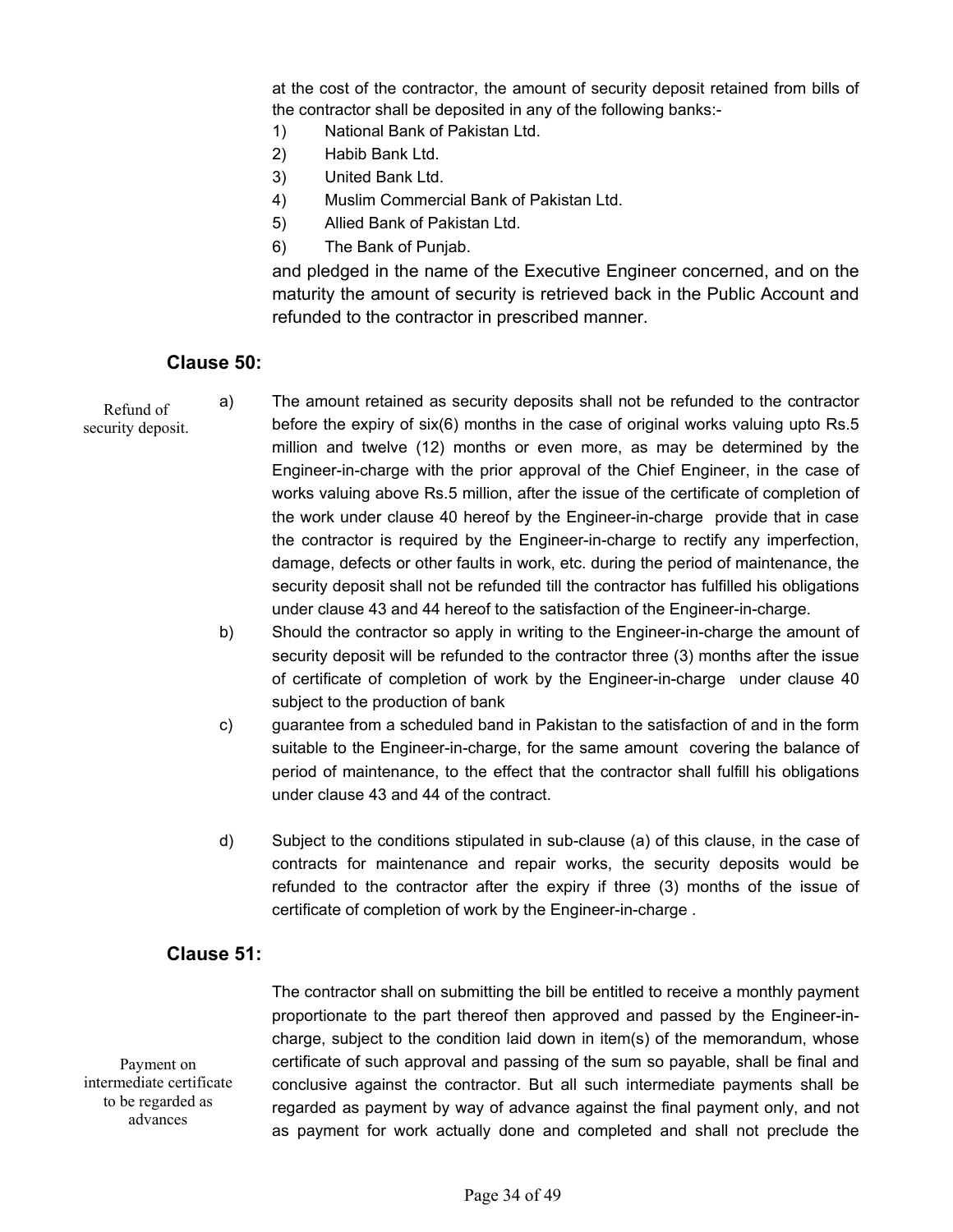at the cost of the contractor, the amount of security deposit retained from bills of the contractor shall be deposited in any of the following banks:-

1) National Bank of Pakistan Ltd.
2) Habib Bank Ltd.
3) United Bank Ltd.
4) Muslim Commercial Bank of Pakistan Ltd.
5) Allied Bank of Pakistan Ltd.
6) The Bank of Punjab.

and pledged in the name of the Executive Engineer concerned, and on the maturity the amount of security is retrieved back in the Public Account and refunded to the contractor in prescribed manner.

## Clause 50:

*Refund of security deposit.*

a) The amount retained as security deposits shall not be refunded to the contractor before the expiry of six(6) months in the case of original works valuing upto Rs.5 million and twelve (12) months or even more, as may be determined by the Engineer-in-charge with the prior approval of the Chief Engineer, in the case of works valuing above Rs.5 million, after the issue of the certificate of completion of the work under clause 40 hereof by the Engineer-in-charge provide that in case the contractor is required by the Engineer-in-charge to rectify any imperfection, damage, defects or other faults in work, etc. during the period of maintenance, the security deposit shall not be refunded till the contractor has fulfilled his obligations under clause 43 and 44 hereof to the satisfaction of the Engineer-in-charge.

b) Should the contractor so apply in writing to the Engineer-in-charge the amount of security deposit will be refunded to the contractor three (3) months after the issue of certificate of completion of work by the Engineer-in-charge under clause 40 subject to the production of bank

c) guarantee from a scheduled band in Pakistan to the satisfaction of and in the form suitable to the Engineer-in-charge, for the same amount covering the balance of period of maintenance, to the effect that the contractor shall fulfill his obligations under clause 43 and 44 of the contract.

d) Subject to the conditions stipulated in sub-clause (a) of this clause, in the case of contracts for maintenance and repair works, the security deposits would be refunded to the contractor after the expiry if three (3) months of the issue of certificate of completion of work by the Engineer-in-charge .

## Clause 51:

*Payment on intermediate certificate to be regarded as advances*

The contractor shall on submitting the bill be entitled to receive a monthly payment proportionate to the part thereof then approved and passed by the Engineer-in-charge, subject to the condition laid down in item(s) of the memorandum, whose certificate of such approval and passing of the sum so payable, shall be final and conclusive against the contractor. But all such intermediate payments shall be regarded as payment by way of advance against the final payment only, and not as payment for work actually done and completed and shall not preclude the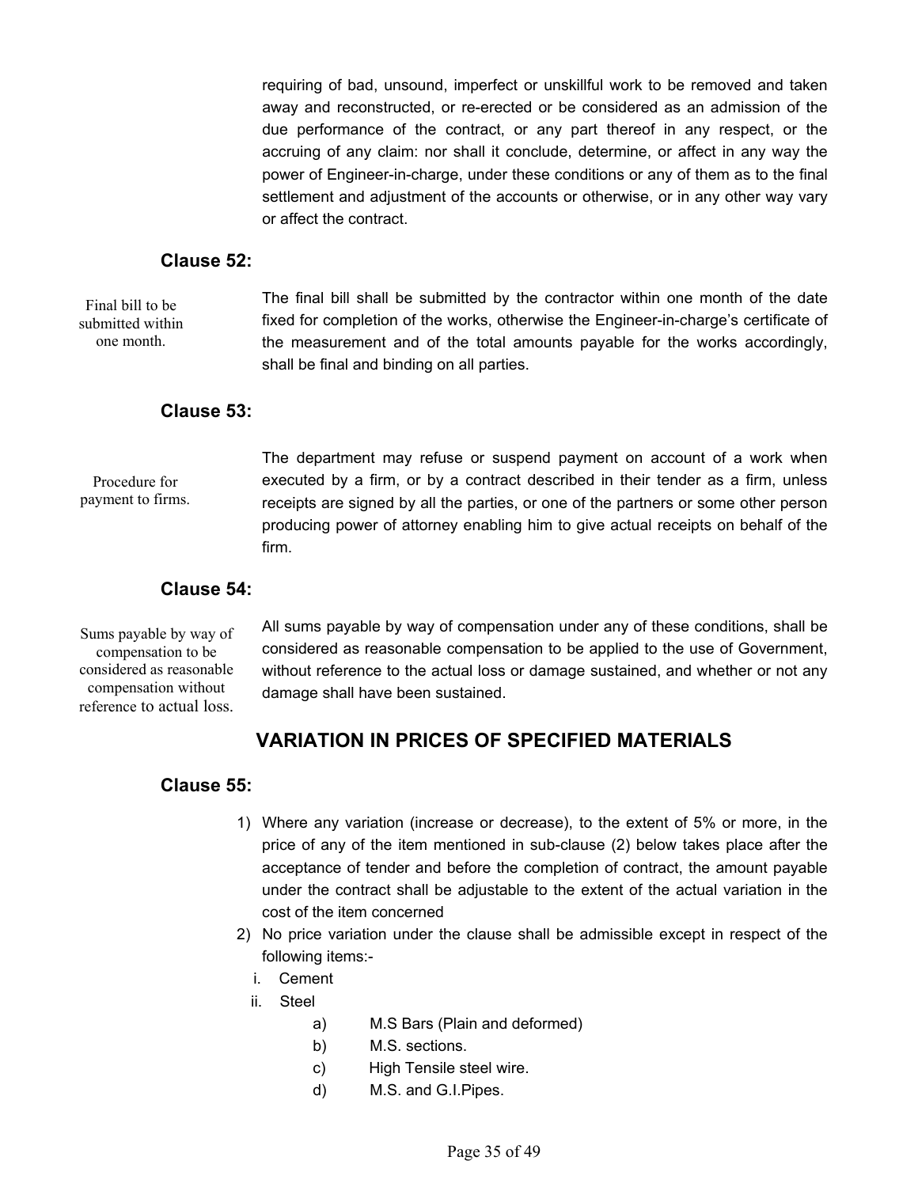requiring of bad, unsound, imperfect or unskillful work to be removed and taken away and reconstructed, or re-erected or be considered as an admission of the due performance of the contract, or any part thereof in any respect, or the accruing of any claim: nor shall it conclude, determine, or affect in any way the power of Engineer-in-charge, under these conditions or any of them as to the final settlement and adjustment of the accounts or otherwise, or in any other way vary or affect the contract.

### Clause 52:

*Final bill to be submitted within one month.*

The final bill shall be submitted by the contractor within one month of the date fixed for completion of the works, otherwise the Engineer-in-charge's certificate of the measurement and of the total amounts payable for the works accordingly, shall be final and binding on all parties.

### Clause 53:

*Procedure for payment to firms.*

The department may refuse or suspend payment on account of a work when executed by a firm, or by a contract described in their tender as a firm, unless receipts are signed by all the parties, or one of the partners or some other person producing power of attorney enabling him to give actual receipts on behalf of the firm.

### Clause 54:

*Sums payable by way of compensation to be considered as reasonable compensation without reference to actual loss.*

All sums payable by way of compensation under any of these conditions, shall be considered as reasonable compensation to be applied to the use of Government, without reference to the actual loss or damage sustained, and whether or not any damage shall have been sustained.

## VARIATION IN PRICES OF SPECIFIED MATERIALS

### Clause 55:

1) Where any variation (increase or decrease), to the extent of 5% or more, in the price of any of the item mentioned in sub-clause (2) below takes place after the acceptance of tender and before the completion of contract, the amount payable under the contract shall be adjustable to the extent of the actual variation in the cost of the item concerned
2) No price variation under the clause shall be admissible except in respect of the following items:-
   i. Cement
   ii. Steel
      a) M.S Bars (Plain and deformed)
      b) M.S. sections.
      c) High Tensile steel wire.
      d) M.S. and G.I.Pipes.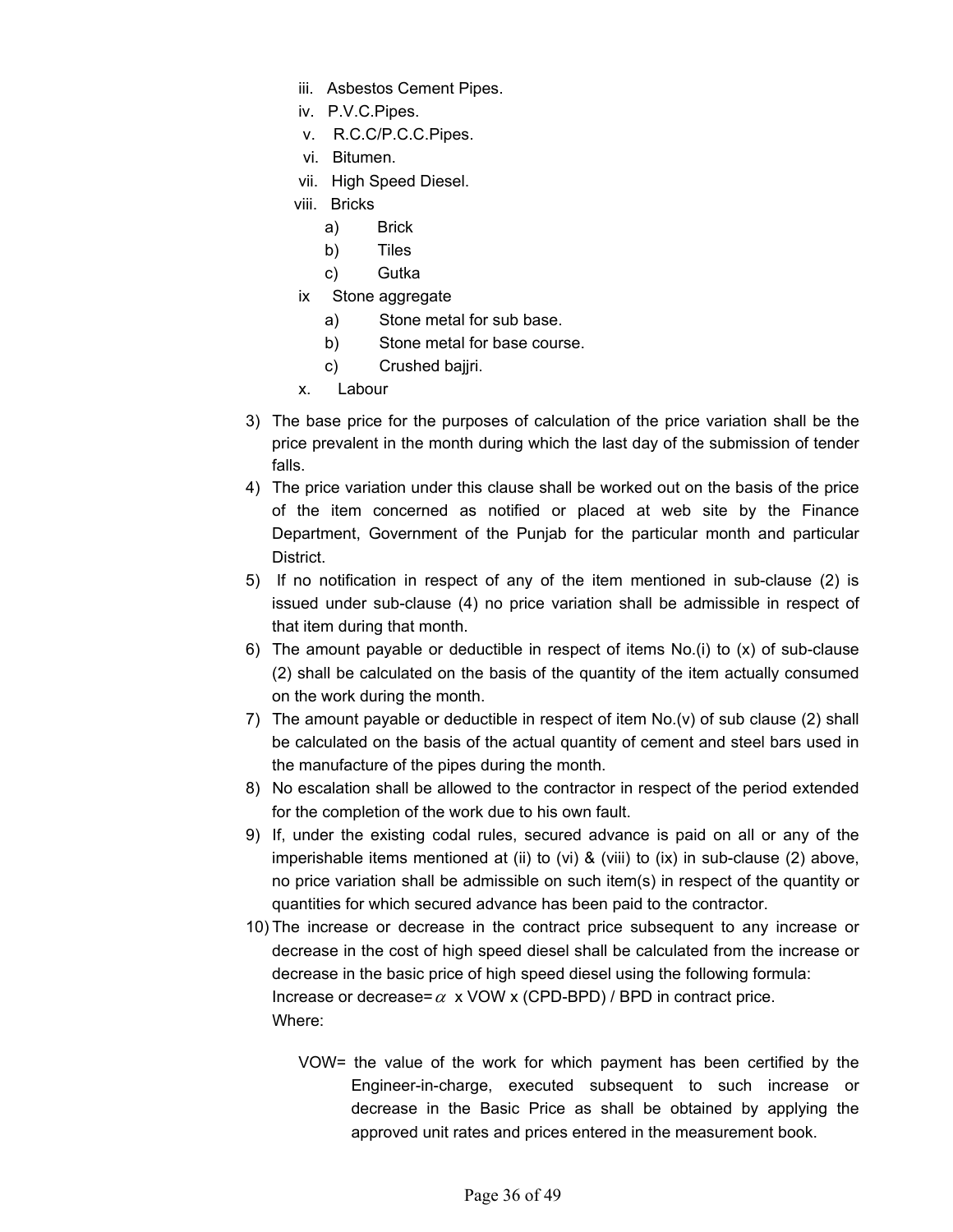iii. Asbestos Cement Pipes.
   iv. P.V.C.Pipes.
   v. R.C.C/P.C.C.Pipes.
   vi. Bitumen.
   vii. High Speed Diesel.
   viii. Bricks
      a) Brick
      b) Tiles
      c) Gutka
   ix Stone aggregate
      a) Stone metal for sub base.
      b) Stone metal for base course.
      c) Crushed bajjri.
   x. Labour

3) The base price for the purposes of calculation of the price variation shall be the price prevalent in the month during which the last day of the submission of tender falls.
4) The price variation under this clause shall be worked out on the basis of the price of the item concerned as notified or placed at web site by the Finance Department, Government of the Punjab for the particular month and particular District.
5) If no notification in respect of any of the item mentioned in sub-clause (2) is issued under sub-clause (4) no price variation shall be admissible in respect of that item during that month.
6) The amount payable or deductible in respect of items No.(i) to (x) of sub-clause (2) shall be calculated on the basis of the quantity of the item actually consumed on the work during the month.
7) The amount payable or deductible in respect of item No.(v) of sub clause (2) shall be calculated on the basis of the actual quantity of cement and steel bars used in the manufacture of the pipes during the month.
8) No escalation shall be allowed to the contractor in respect of the period extended for the completion of the work due to his own fault.
9) If, under the existing codal rules, secured advance is paid on all or any of the imperishable items mentioned at (ii) to (vi) & (viii) to (ix) in sub-clause (2) above, no price variation shall be admissible on such item(s) in respect of the quantity or quantities for which secured advance has been paid to the contractor.
10) The increase or decrease in the contract price subsequent to any increase or decrease in the cost of high speed diesel shall be calculated from the increase or decrease in the basic price of high speed diesel using the following formula:
    Increase or decrease= $\alpha$ x VOW x (CPD-BPD) / BPD in contract price.
    Where:

    VOW= the value of the work for which payment has been certified by the Engineer-in-charge, executed subsequent to such increase or decrease in the Basic Price as shall be obtained by applying the approved unit rates and prices entered in the measurement book.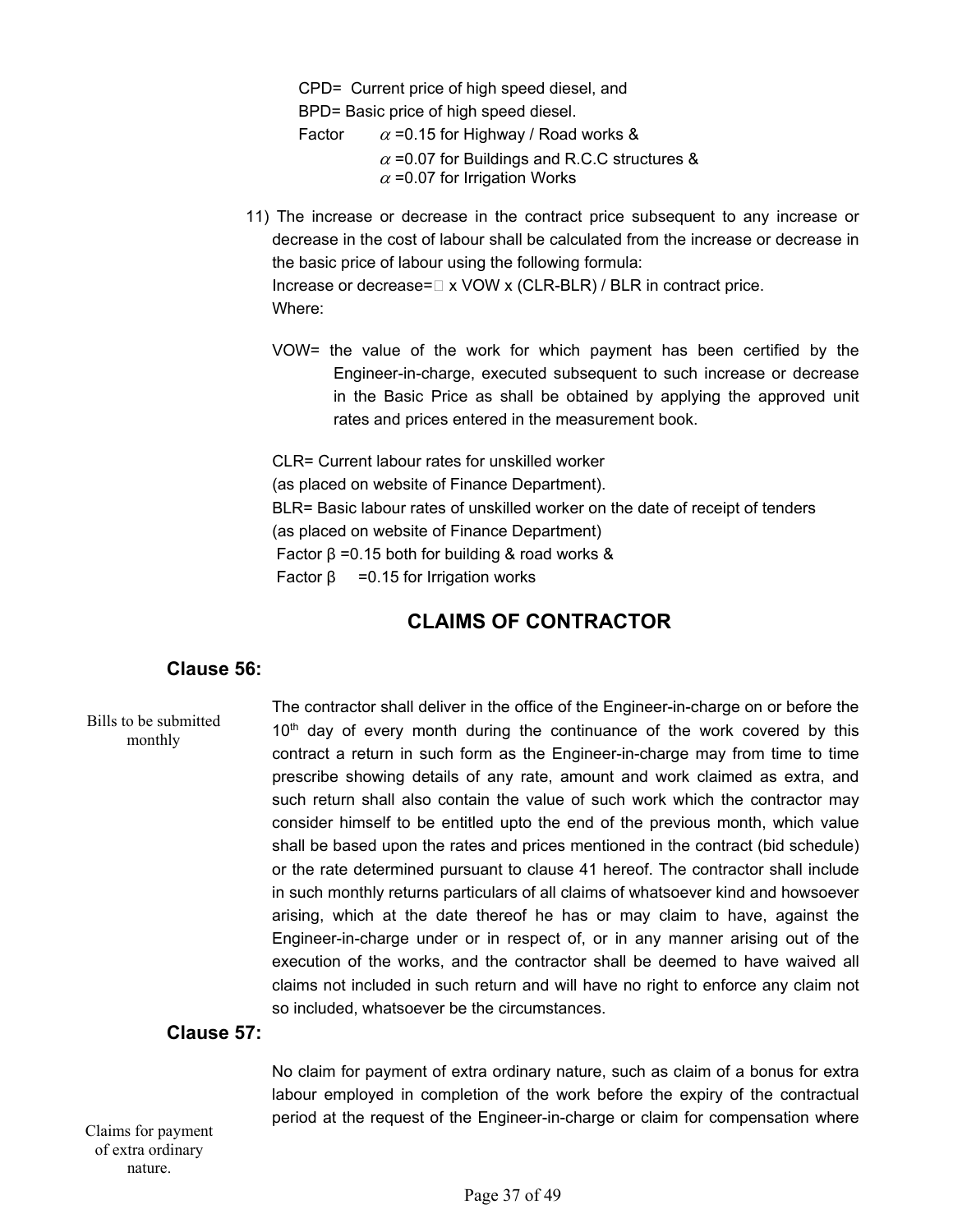CPD= Current price of high speed diesel, and
BPD= Basic price of high speed diesel.
Factor $\alpha$ =0.15 for Highway / Road works &
$\alpha$ =0.07 for Buildings and R.C.C structures &
$\alpha$ =0.07 for Irrigation Works

11) The increase or decrease in the contract price subsequent to any increase or decrease in the cost of labour shall be calculated from the increase or decrease in the basic price of labour using the following formula:
Increase or decrease=□ x VOW x (CLR-BLR) / BLR in contract price.
Where:

VOW= the value of the work for which payment has been certified by the Engineer-in-charge, executed subsequent to such increase or decrease in the Basic Price as shall be obtained by applying the approved unit rates and prices entered in the measurement book.

CLR= Current labour rates for unskilled worker
(as placed on website of Finance Department).
BLR= Basic labour rates of unskilled worker on the date of receipt of tenders
(as placed on website of Finance Department)
Factor $\beta$ =0.15 both for building & road works &
Factor $\beta$ =0.15 for Irrigation works

## CLAIMS OF CONTRACTOR

### Clause 56:

*Bills to be submitted monthly*

The contractor shall deliver in the office of the Engineer-in-charge on or before the 10th day of every month during the continuance of the work covered by this contract a return in such form as the Engineer-in-charge may from time to time prescribe showing details of any rate, amount and work claimed as extra, and such return shall also contain the value of such work which the contractor may consider himself to be entitled upto the end of the previous month, which value shall be based upon the rates and prices mentioned in the contract (bid schedule) or the rate determined pursuant to clause 41 hereof. The contractor shall include in such monthly returns particulars of all claims of whatsoever kind and howsoever arising, which at the date thereof he has or may claim to have, against the Engineer-in-charge under or in respect of, or in any manner arising out of the execution of the works, and the contractor shall be deemed to have waived all claims not included in such return and will have no right to enforce any claim not so included, whatsoever be the circumstances.

### Clause 57:

*Claims for payment of extra ordinary nature.*

No claim for payment of extra ordinary nature, such as claim of a bonus for extra labour employed in completion of the work before the expiry of the contractual period at the request of the Engineer-in-charge or claim for compensation where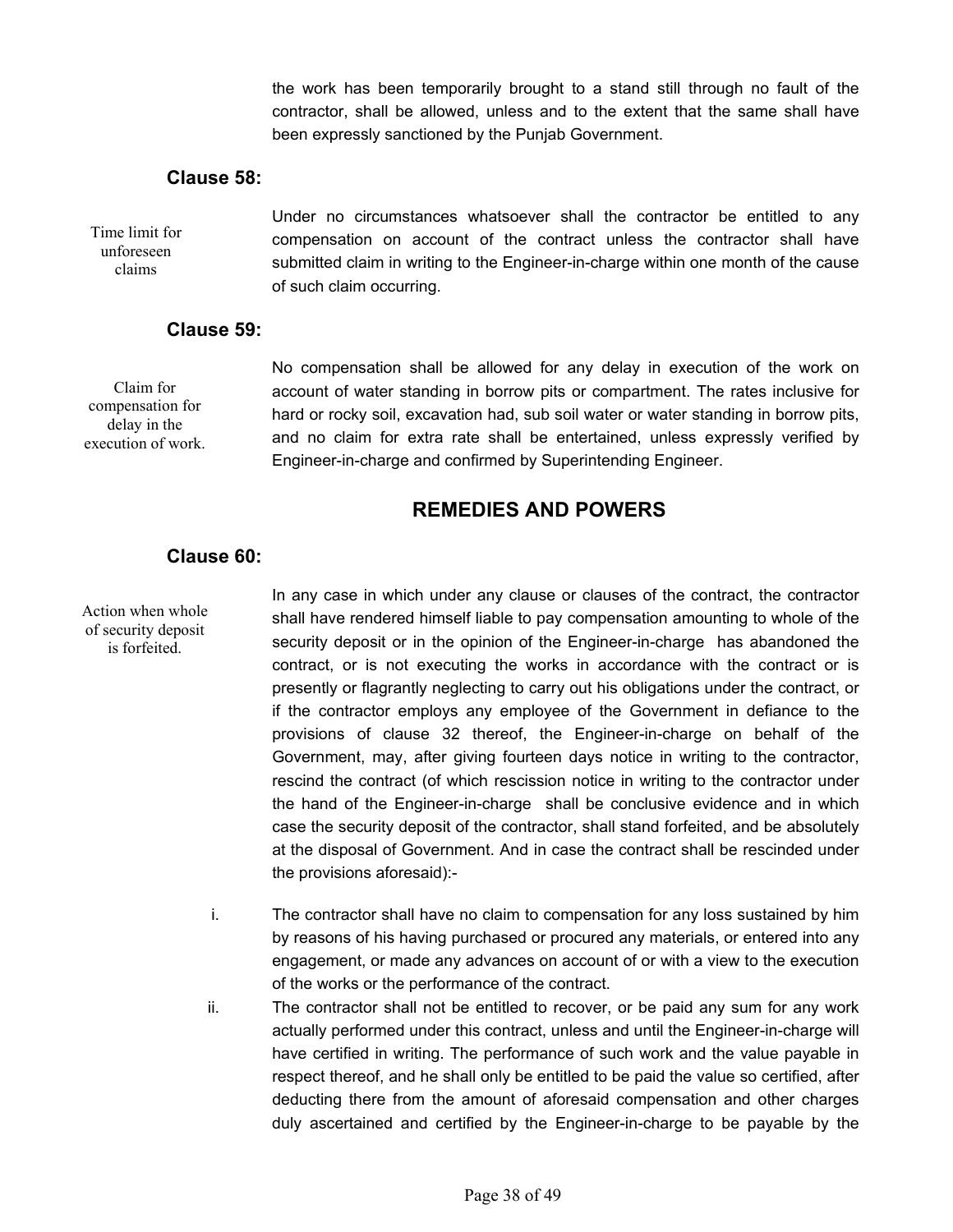the work has been temporarily brought to a stand still through no fault of the contractor, shall be allowed, unless and to the extent that the same shall have been expressly sanctioned by the Punjab Government.

### Clause 58:

*Time limit for unforeseen claims*

Under no circumstances whatsoever shall the contractor be entitled to any compensation on account of the contract unless the contractor shall have submitted claim in writing to the Engineer-in-charge within one month of the cause of such claim occurring.

### Clause 59:

*Claim for compensation for delay in the execution of work.*

No compensation shall be allowed for any delay in execution of the work on account of water standing in borrow pits or compartment. The rates inclusive for hard or rocky soil, excavation had, sub soil water or water standing in borrow pits, and no claim for extra rate shall be entertained, unless expressly verified by Engineer-in-charge and confirmed by Superintending Engineer.

## REMEDIES AND POWERS

### Clause 60:

*Action when whole of security deposit is forfeited.*

In any case in which under any clause or clauses of the contract, the contractor shall have rendered himself liable to pay compensation amounting to whole of the security deposit or in the opinion of the Engineer-in-charge has abandoned the contract, or is not executing the works in accordance with the contract or is presently or flagrantly neglecting to carry out his obligations under the contract, or if the contractor employs any employee of the Government in defiance to the provisions of clause 32 thereof, the Engineer-in-charge on behalf of the Government, may, after giving fourteen days notice in writing to the contractor, rescind the contract (of which rescission notice in writing to the contractor under the hand of the Engineer-in-charge shall be conclusive evidence and in which case the security deposit of the contractor, shall stand forfeited, and be absolutely at the disposal of Government. And in case the contract shall be rescinded under the provisions aforesaid):-

i. The contractor shall have no claim to compensation for any loss sustained by him by reasons of his having purchased or procured any materials, or entered into any engagement, or made any advances on account of or with a view to the execution of the works or the performance of the contract.

ii. The contractor shall not be entitled to recover, or be paid any sum for any work actually performed under this contract, unless and until the Engineer-in-charge will have certified in writing. The performance of such work and the value payable in respect thereof, and he shall only be entitled to be paid the value so certified, after deducting there from the amount of aforesaid compensation and other charges duly ascertained and certified by the Engineer-in-charge to be payable by the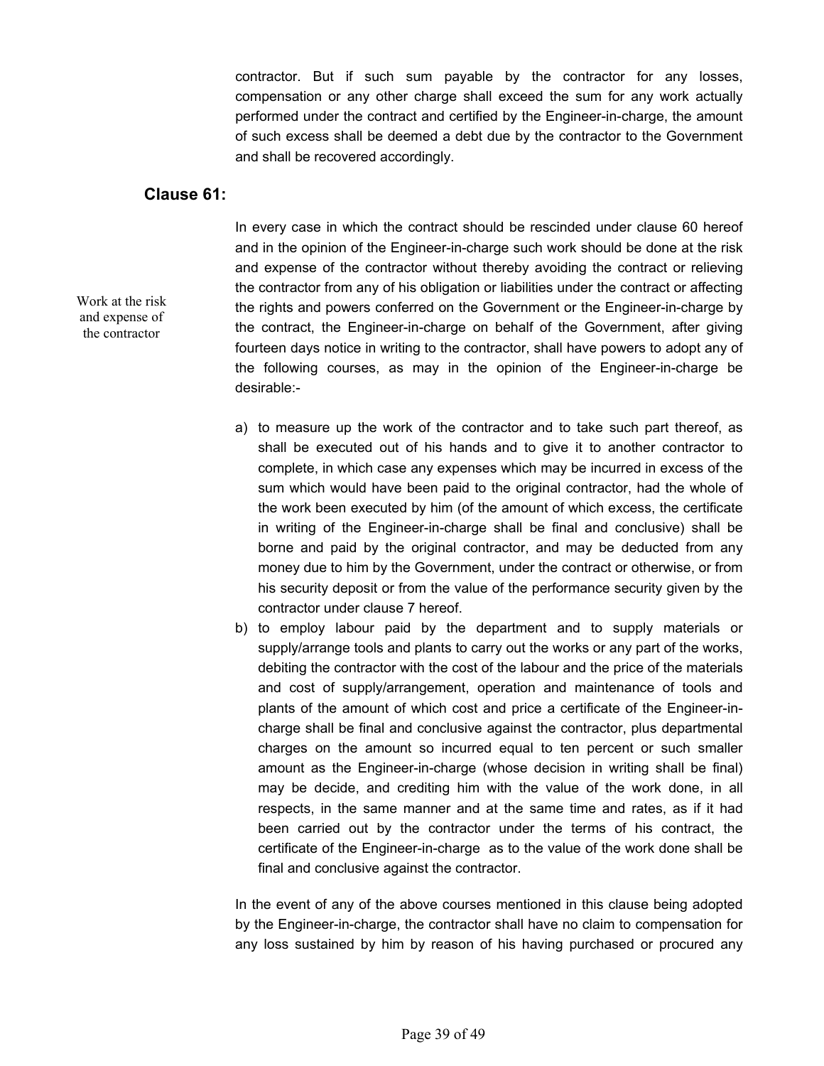contractor. But if such sum payable by the contractor for any losses, compensation or any other charge shall exceed the sum for any work actually performed under the contract and certified by the Engineer-in-charge, the amount of such excess shall be deemed a debt due by the contractor to the Government and shall be recovered accordingly.

## Clause 61:

Work at the risk and expense of the contractor

In every case in which the contract should be rescinded under clause 60 hereof and in the opinion of the Engineer-in-charge such work should be done at the risk and expense of the contractor without thereby avoiding the contract or relieving the contractor from any of his obligation or liabilities under the contract or affecting the rights and powers conferred on the Government or the Engineer-in-charge by the contract, the Engineer-in-charge on behalf of the Government, after giving fourteen days notice in writing to the contractor, shall have powers to adopt any of the following courses, as may in the opinion of the Engineer-in-charge be desirable:-

a) to measure up the work of the contractor and to take such part thereof, as shall be executed out of his hands and to give it to another contractor to complete, in which case any expenses which may be incurred in excess of the sum which would have been paid to the original contractor, had the whole of the work been executed by him (of the amount of which excess, the certificate in writing of the Engineer-in-charge shall be final and conclusive) shall be borne and paid by the original contractor, and may be deducted from any money due to him by the Government, under the contract or otherwise, or from his security deposit or from the value of the performance security given by the contractor under clause 7 hereof.
b) to employ labour paid by the department and to supply materials or supply/arrange tools and plants to carry out the works or any part of the works, debiting the contractor with the cost of the labour and the price of the materials and cost of supply/arrangement, operation and maintenance of tools and plants of the amount of which cost and price a certificate of the Engineer-in-charge shall be final and conclusive against the contractor, plus departmental charges on the amount so incurred equal to ten percent or such smaller amount as the Engineer-in-charge (whose decision in writing shall be final) may be decide, and crediting him with the value of the work done, in all respects, in the same manner and at the same time and rates, as if it had been carried out by the contractor under the terms of his contract, the certificate of the Engineer-in-charge as to the value of the work done shall be final and conclusive against the contractor.

In the event of any of the above courses mentioned in this clause being adopted by the Engineer-in-charge, the contractor shall have no claim to compensation for any loss sustained by him by reason of his having purchased or procured any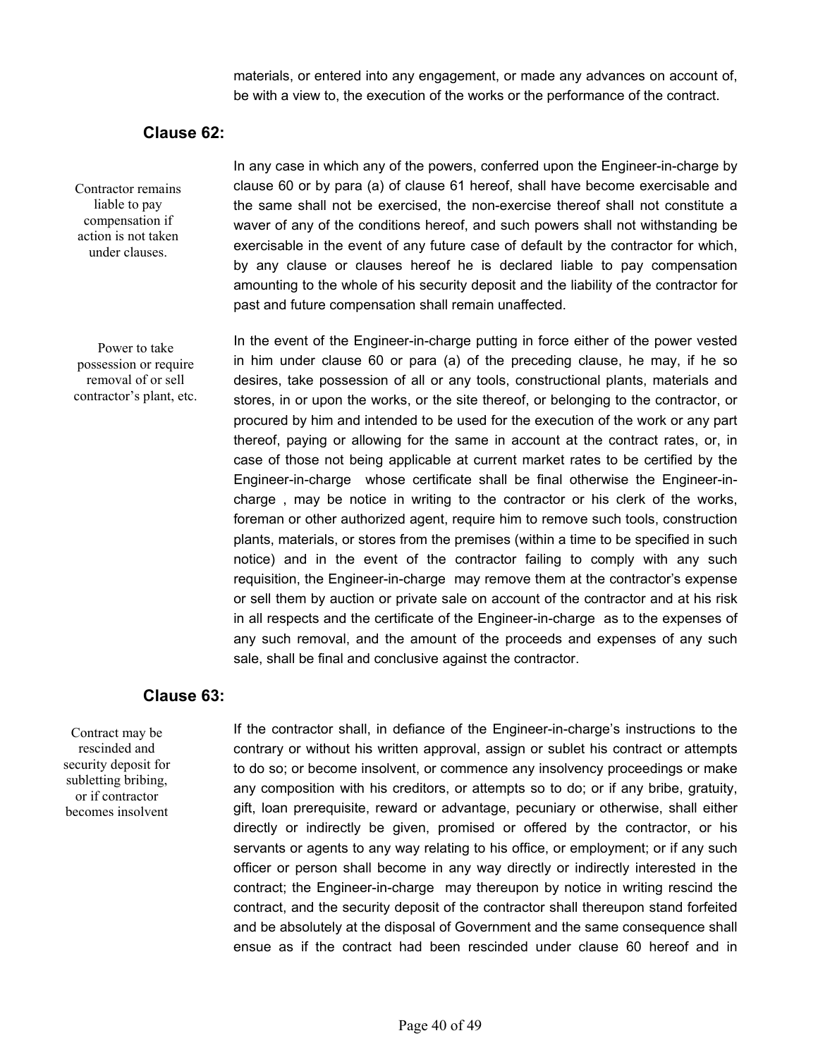materials, or entered into any engagement, or made any advances on account of, be with a view to, the execution of the works or the performance of the contract.

### Clause 62:

*Contractor remains liable to pay compensation if action is not taken under clauses.*

In any case in which any of the powers, conferred upon the Engineer-in-charge by clause 60 or by para (a) of clause 61 hereof, shall have become exercisable and the same shall not be exercised, the non-exercise thereof shall not constitute a waver of any of the conditions hereof, and such powers shall not withstanding be exercisable in the event of any future case of default by the contractor for which, by any clause or clauses hereof he is declared liable to pay compensation amounting to the whole of his security deposit and the liability of the contractor for past and future compensation shall remain unaffected.

*Power to take possession or require removal of or sell contractor's plant, etc.*

In the event of the Engineer-in-charge putting in force either of the power vested in him under clause 60 or para (a) of the preceding clause, he may, if he so desires, take possession of all or any tools, constructional plants, materials and stores, in or upon the works, or the site thereof, or belonging to the contractor, or procured by him and intended to be used for the execution of the work or any part thereof, paying or allowing for the same in account at the contract rates, or, in case of those not being applicable at current market rates to be certified by the Engineer-in-charge whose certificate shall be final otherwise the Engineer-in-charge , may be notice in writing to the contractor or his clerk of the works, foreman or other authorized agent, require him to remove such tools, construction plants, materials, or stores from the premises (within a time to be specified in such notice) and in the event of the contractor failing to comply with any such requisition, the Engineer-in-charge may remove them at the contractor's expense or sell them by auction or private sale on account of the contractor and at his risk in all respects and the certificate of the Engineer-in-charge as to the expenses of any such removal, and the amount of the proceeds and expenses of any such sale, shall be final and conclusive against the contractor.

### Clause 63:

*Contract may be rescinded and security deposit for subletting bribing, or if contractor becomes insolvent*

If the contractor shall, in defiance of the Engineer-in-charge's instructions to the contrary or without his written approval, assign or sublet his contract or attempts to do so; or become insolvent, or commence any insolvency proceedings or make any composition with his creditors, or attempts so to do; or if any bribe, gratuity, gift, loan prerequisite, reward or advantage, pecuniary or otherwise, shall either directly or indirectly be given, promised or offered by the contractor, or his servants or agents to any way relating to his office, or employment; or if any such officer or person shall become in any way directly or indirectly interested in the contract; the Engineer-in-charge may thereupon by notice in writing rescind the contract, and the security deposit of the contractor shall thereupon stand forfeited and be absolutely at the disposal of Government and the same consequence shall ensue as if the contract had been rescinded under clause 60 hereof and in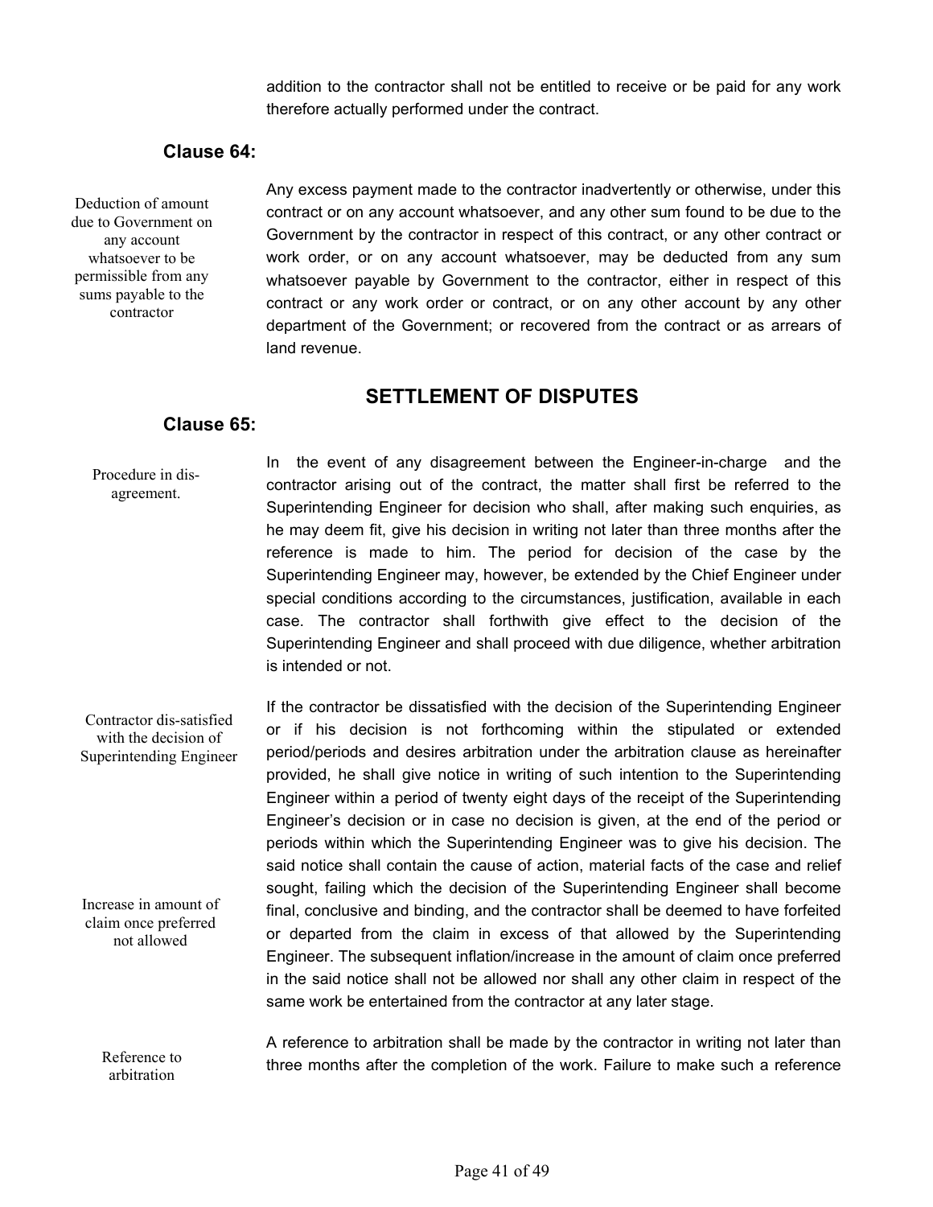addition to the contractor shall not be entitled to receive or be paid for any work therefore actually performed under the contract.

### Clause 64:

*Deduction of amount due to Government on any account whatsoever to be permissible from any sums payable to the contractor*

Any excess payment made to the contractor inadvertently or otherwise, under this contract or on any account whatsoever, and any other sum found to be due to the Government by the contractor in respect of this contract, or any other contract or work order, or on any account whatsoever, may be deducted from any sum whatsoever payable by Government to the contractor, either in respect of this contract or any work order or contract, or on any other account by any other department of the Government; or recovered from the contract or as arrears of land revenue.

## SETTLEMENT OF DISPUTES

### Clause 65:

*Procedure in dis-agreement.*

In the event of any disagreement between the Engineer-in-charge and the contractor arising out of the contract, the matter shall first be referred to the Superintending Engineer for decision who shall, after making such enquiries, as he may deem fit, give his decision in writing not later than three months after the reference is made to him. The period for decision of the case by the Superintending Engineer may, however, be extended by the Chief Engineer under special conditions according to the circumstances, justification, available in each case. The contractor shall forthwith give effect to the decision of the Superintending Engineer and shall proceed with due diligence, whether arbitration is intended or not.

*Contractor dis-satisfied with the decision of Superintending Engineer*

*Increase in amount of claim once preferred not allowed*

If the contractor be dissatisfied with the decision of the Superintending Engineer or if his decision is not forthcoming within the stipulated or extended period/periods and desires arbitration under the arbitration clause as hereinafter provided, he shall give notice in writing of such intention to the Superintending Engineer within a period of twenty eight days of the receipt of the Superintending Engineer's decision or in case no decision is given, at the end of the period or periods within which the Superintending Engineer was to give his decision. The said notice shall contain the cause of action, material facts of the case and relief sought, failing which the decision of the Superintending Engineer shall become final, conclusive and binding, and the contractor shall be deemed to have forfeited or departed from the claim in excess of that allowed by the Superintending Engineer. The subsequent inflation/increase in the amount of claim once preferred in the said notice shall not be allowed nor shall any other claim in respect of the same work be entertained from the contractor at any later stage.

*Reference to arbitration*

A reference to arbitration shall be made by the contractor in writing not later than three months after the completion of the work. Failure to make such a reference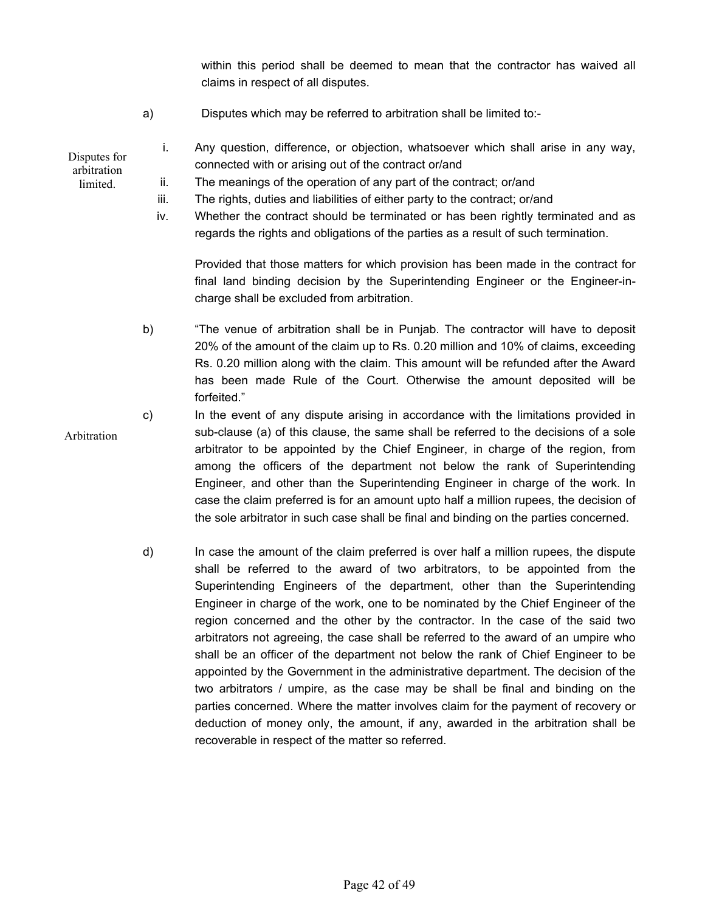within this period shall be deemed to mean that the contractor has waived all claims in respect of all disputes.

a) Disputes which may be referred to arbitration shall be limited to:-

*Disputes for arbitration limited.*

i. Any question, difference, or objection, whatsoever which shall arise in any way, connected with or arising out of the contract or/and
ii. The meanings of the operation of any part of the contract; or/and
iii. The rights, duties and liabilities of either party to the contract; or/and
iv. Whether the contract should be terminated or has been rightly terminated and as regards the rights and obligations of the parties as a result of such termination.

Provided that those matters for which provision has been made in the contract for final land binding decision by the Superintending Engineer or the Engineer-in-charge shall be excluded from arbitration.

b) "The venue of arbitration shall be in Punjab. The contractor will have to deposit 20% of the amount of the claim up to Rs. 0.20 million and 10% of claims, exceeding Rs. 0.20 million along with the claim. This amount will be refunded after the Award has been made Rule of the Court. Otherwise the amount deposited will be forfeited."

*Arbitration*

c) In the event of any dispute arising in accordance with the limitations provided in sub-clause (a) of this clause, the same shall be referred to the decisions of a sole arbitrator to be appointed by the Chief Engineer, in charge of the region, from among the officers of the department not below the rank of Superintending Engineer, and other than the Superintending Engineer in charge of the work. In case the claim preferred is for an amount upto half a million rupees, the decision of the sole arbitrator in such case shall be final and binding on the parties concerned.

d) In case the amount of the claim preferred is over half a million rupees, the dispute shall be referred to the award of two arbitrators, to be appointed from the Superintending Engineers of the department, other than the Superintending Engineer in charge of the work, one to be nominated by the Chief Engineer of the region concerned and the other by the contractor. In the case of the said two arbitrators not agreeing, the case shall be referred to the award of an umpire who shall be an officer of the department not below the rank of Chief Engineer to be appointed by the Government in the administrative department. The decision of the two arbitrators / umpire, as the case may be shall be final and binding on the parties concerned. Where the matter involves claim for the payment of recovery or deduction of money only, the amount, if any, awarded in the arbitration shall be recoverable in respect of the matter so referred.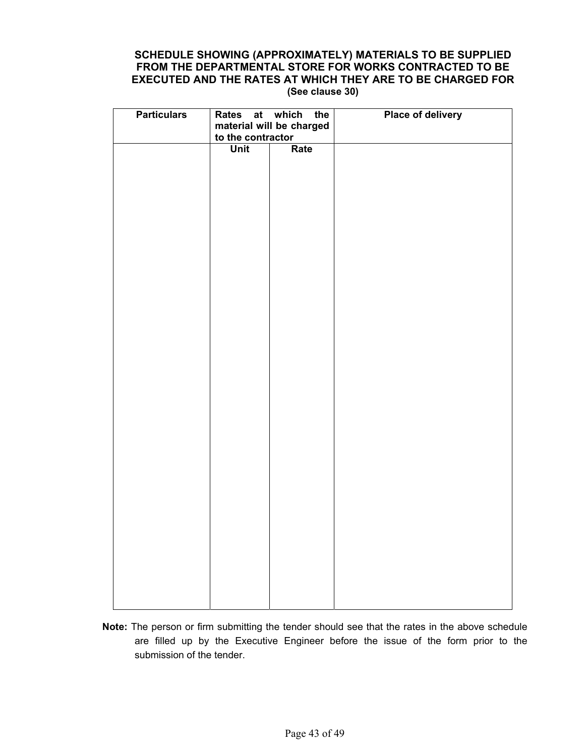**SCHEDULE SHOWING (APPROXIMATELY) MATERIALS TO BE SUPPLIED FROM THE DEPARTMENTAL STORE FOR WORKS CONTRACTED TO BE EXECUTED AND THE RATES AT WHICH THEY ARE TO BE CHARGED FOR**

**(See clause 30)**

| Particulars | Rates at which the material will be charged to the contractor | | Place of delivery |
|---|---|---|---|
| | Unit | Rate | |
| | | | |

**Note:** The person or firm submitting the tender should see that the rates in the above schedule are filled up by the Executive Engineer before the issue of the form prior to the submission of the tender.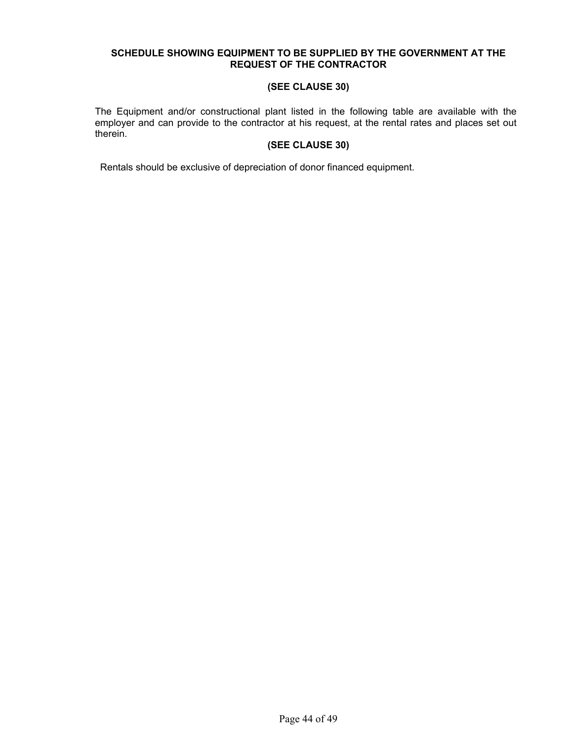**SCHEDULE SHOWING EQUIPMENT TO BE SUPPLIED BY THE GOVERNMENT AT THE REQUEST OF THE CONTRACTOR**

**(SEE CLAUSE 30)**

The Equipment and/or constructional plant listed in the following table are available with the employer and can provide to the contractor at his request, at the rental rates and places set out therein.

**(SEE CLAUSE 30)**

Rentals should be exclusive of depreciation of donor financed equipment.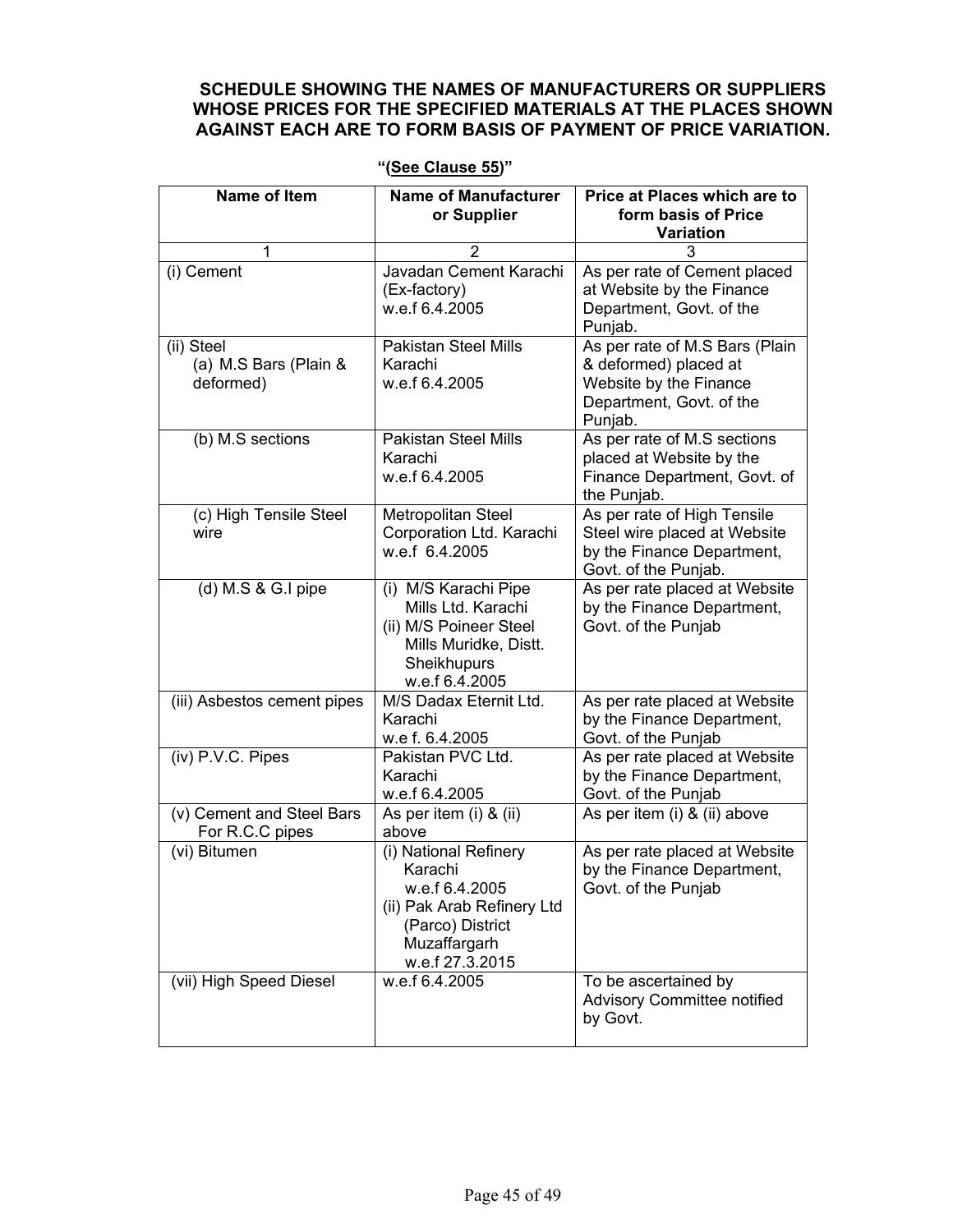**SCHEDULE SHOWING THE NAMES OF MANUFACTURERS OR SUPPLIERS WHOSE PRICES FOR THE SPECIFIED MATERIALS AT THE PLACES SHOWN AGAINST EACH ARE TO FORM BASIS OF PAYMENT OF PRICE VARIATION.**

**"(See Clause 55)"**

| Name of Item | Name of Manufacturer or Supplier | Price at Places which are to form basis of Price Variation |
|---|---|---|
| 1 | 2 | 3 |
| (i) Cement | Javadan Cement Karachi (Ex-factory) w.e.f 6.4.2005 | As per rate of Cement placed at Website by the Finance Department, Govt. of the Punjab. |
| (ii) Steel (a) M.S Bars (Plain & deformed) | Pakistan Steel Mills Karachi w.e.f 6.4.2005 | As per rate of M.S Bars (Plain & deformed) placed at Website by the Finance Department, Govt. of the Punjab. |
| (b) M.S sections | Pakistan Steel Mills Karachi w.e.f 6.4.2005 | As per rate of M.S sections placed at Website by the Finance Department, Govt. of the Punjab. |
| (c) High Tensile Steel wire | Metropolitan Steel Corporation Ltd. Karachi w.e.f 6.4.2005 | As per rate of High Tensile Steel wire placed at Website by the Finance Department, Govt. of the Punjab. |
| (d) M.S & G.I pipe | (i) M/S Karachi Pipe Mills Ltd. Karachi (ii) M/S Poineer Steel Mills Muridke, Distt. Sheikhupurs w.e.f 6.4.2005 | As per rate placed at Website by the Finance Department, Govt. of the Punjab |
| (iii) Asbestos cement pipes | M/S Dadax Eternit Ltd. Karachi w.e f. 6.4.2005 | As per rate placed at Website by the Finance Department, Govt. of the Punjab |
| (iv) P.V.C. Pipes | Pakistan PVC Ltd. Karachi w.e.f 6.4.2005 | As per rate placed at Website by the Finance Department, Govt. of the Punjab |
| (v) Cement and Steel Bars For R.C.C pipes | As per item (i) & (ii) above | As per item (i) & (ii) above |
| (vi) Bitumen | (i) National Refinery Karachi w.e.f 6.4.2005 (ii) Pak Arab Refinery Ltd (Parco) District Muzaffargarh w.e.f 27.3.2015 | As per rate placed at Website by the Finance Department, Govt. of the Punjab |
| (vii) High Speed Diesel | w.e.f 6.4.2005 | To be ascertained by Advisory Committee notified by Govt. |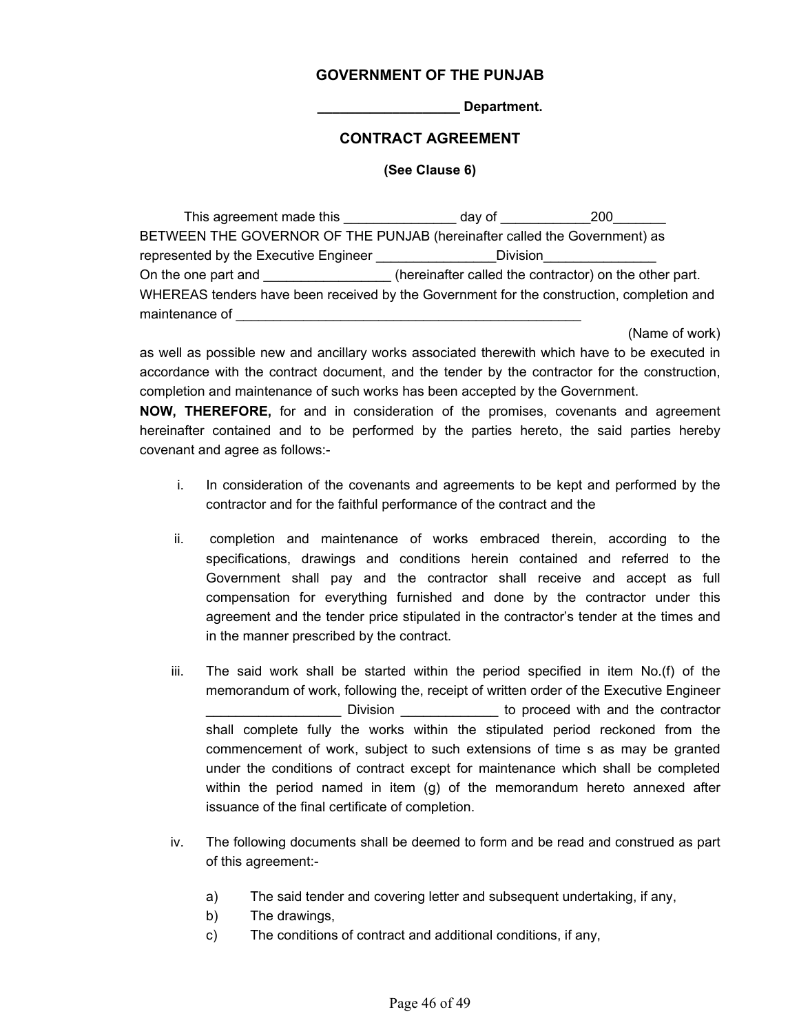**GOVERNMENT OF THE PUNJAB**

**___________________ Department.**

**CONTRACT AGREEMENT**

**(See Clause 6)**

This agreement made this _______________ day of ____________200_______ BETWEEN THE GOVERNOR OF THE PUNJAB (hereinafter called the Government) as represented by the Executive Engineer ________________Division_______________ On the one part and _________________ (hereinafter called the contractor) on the other part. WHEREAS tenders have been received by the Government for the construction, completion and maintenance of ________________________________________________

(Name of work)

as well as possible new and ancillary works associated therewith which have to be executed in accordance with the contract document, and the tender by the contractor for the construction, completion and maintenance of such works has been accepted by the Government.

**NOW, THEREFORE,** for and in consideration of the promises, covenants and agreement hereinafter contained and to be performed by the parties hereto, the said parties hereby covenant and agree as follows:-

i. In consideration of the covenants and agreements to be kept and performed by the contractor and for the faithful performance of the contract and the

ii. completion and maintenance of works embraced therein, according to the specifications, drawings and conditions herein contained and referred to the Government shall pay and the contractor shall receive and accept as full compensation for everything furnished and done by the contractor under this agreement and the tender price stipulated in the contractor's tender at the times and in the manner prescribed by the contract.

iii. The said work shall be started within the period specified in item No.(f) of the memorandum of work, following the, receipt of written order of the Executive Engineer __________________ Division _____________ to proceed with and the contractor shall complete fully the works within the stipulated period reckoned from the commencement of work, subject to such extensions of time s as may be granted under the conditions of contract except for maintenance which shall be completed within the period named in item (g) of the memorandum hereto annexed after issuance of the final certificate of completion.

iv. The following documents shall be deemed to form and be read and construed as part of this agreement:-

   a) The said tender and covering letter and subsequent undertaking, if any,
   b) The drawings,
   c) The conditions of contract and additional conditions, if any,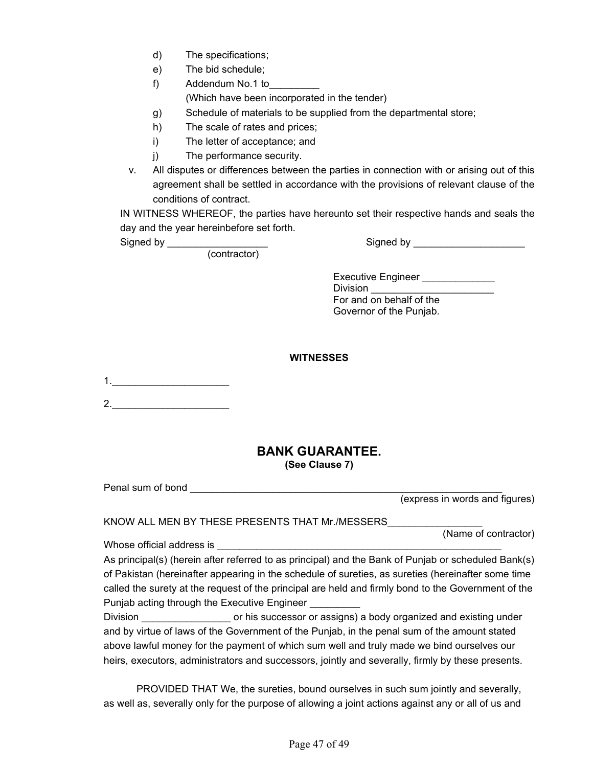d) The specifications;
e) The bid schedule;
f) Addendum No.1 to_________
   (Which have been incorporated in the tender)
g) Schedule of materials to be supplied from the departmental store;
h) The scale of rates and prices;
i) The letter of acceptance; and
j) The performance security.

v. All disputes or differences between the parties in connection with or arising out of this agreement shall be settled in accordance with the provisions of relevant clause of the conditions of contract.

IN WITNESS WHEREOF, the parties have hereunto set their respective hands and seals the day and the year hereinbefore set forth.

Signed by __________________
(contractor)

Signed by ____________________

Executive Engineer _____________
Division ______________________
For and on behalf of the
Governor of the Punjab.

**WITNESSES**

1._____________________

2._____________________

## BANK GUARANTEE.

**(See Clause 7)**

Penal sum of bond ___________________________________________________________
(express in words and figures)

KNOW ALL MEN BY THESE PRESENTS THAT Mr./MESSERS_________________
(Name of contractor)

Whose official address is _____________________________________________________

As principal(s) (herein after referred to as principal) and the Bank of Punjab or scheduled Bank(s) of Pakistan (hereinafter appearing in the schedule of sureties, as sureties (hereinafter some time called the surety at the request of the principal are held and firmly bond to the Government of the Punjab acting through the Executive Engineer _________
Division ________________ or his successor or assigns) a body organized and existing under and by virtue of laws of the Government of the Punjab, in the penal sum of the amount stated above lawful money for the payment of which sum well and truly made we bind ourselves our heirs, executors, administrators and successors, jointly and severally, firmly by these presents.

PROVIDED THAT We, the sureties, bound ourselves in such sum jointly and severally, as well as, severally only for the purpose of allowing a joint actions against any or all of us and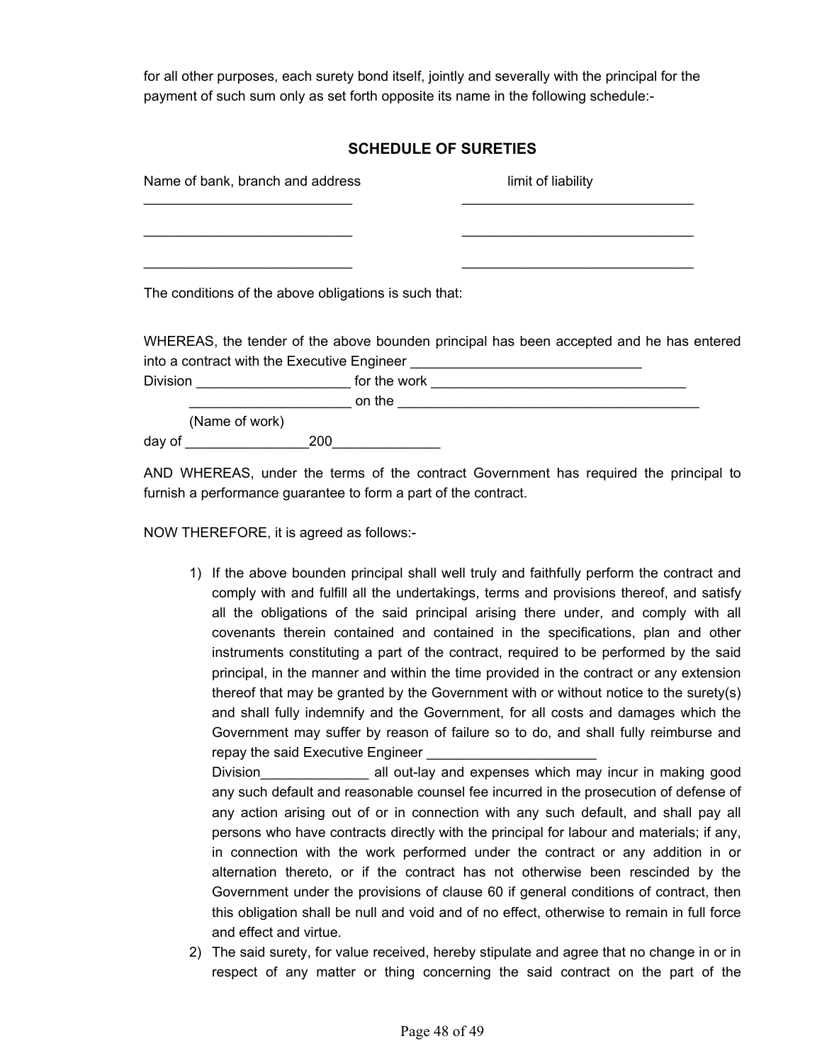for all other purposes, each surety bond itself, jointly and severally with the principal for the payment of such sum only as set forth opposite its name in the following schedule:-

## SCHEDULE OF SURETIES

| Name of bank, branch and address | limit of liability |
|---|---|
| ___________________________ | ______________________________ |
| ___________________________ | ______________________________ |
| ___________________________ | ______________________________ |

The conditions of the above obligations is such that:

WHEREAS, the tender of the above bounden principal has been accepted and he has entered into a contract with the Executive Engineer ______________________________ Division ___________________ for the work _________________________________ ____________________ on the ________________________________________ (Name of work) day of ________________200_____________

AND WHEREAS, under the terms of the contract Government has required the principal to furnish a performance guarantee to form a part of the contract.

NOW THEREFORE, it is agreed as follows:-

1) If the above bounden principal shall well truly and faithfully perform the contract and comply with and fulfill all the undertakings, terms and provisions thereof, and satisfy all the obligations of the said principal arising there under, and comply with all covenants therein contained and contained in the specifications, plan and other instruments constituting a part of the contract, required to be performed by the said principal, in the manner and within the time provided in the contract or any extension thereof that may be granted by the Government with or without notice to the surety(s) and shall fully indemnify and the Government, for all costs and damages which the Government may suffer by reason of failure so to do, and shall fully reimburse and repay the said Executive Engineer ______________________ Division______________ all out-lay and expenses which may incur in making good any such default and reasonable counsel fee incurred in the prosecution of defense of any action arising out of or in connection with any such default, and shall pay all persons who have contracts directly with the principal for labour and materials; if any, in connection with the work performed under the contract or any addition in or alternation thereto, or if the contract has not otherwise been rescinded by the Government under the provisions of clause 60 if general conditions of contract, then this obligation shall be null and void and of no effect, otherwise to remain in full force and effect and virtue.
2) The said surety, for value received, hereby stipulate and agree that no change in or in respect of any matter or thing concerning the said contract on the part of the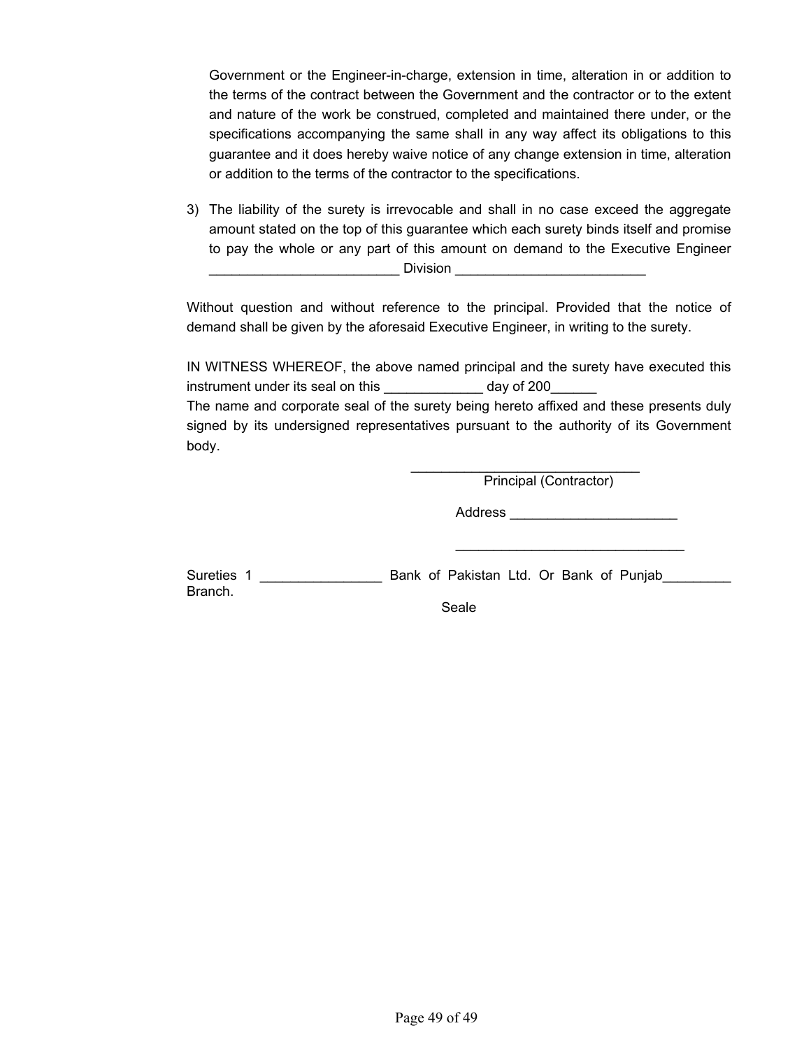Government or the Engineer-in-charge, extension in time, alteration in or addition to the terms of the contract between the Government and the contractor or to the extent and nature of the work be construed, completed and maintained there under, or the specifications accompanying the same shall in any way affect its obligations to this guarantee and it does hereby waive notice of any change extension in time, alteration or addition to the terms of the contractor to the specifications.

3) The liability of the surety is irrevocable and shall in no case exceed the aggregate amount stated on the top of this guarantee which each surety binds itself and promise to pay the whole or any part of this amount on demand to the Executive Engineer _________________________ Division _________________________

Without question and without reference to the principal. Provided that the notice of demand shall be given by the aforesaid Executive Engineer, in writing to the surety.

IN WITNESS WHEREOF, the above named principal and the surety have executed this instrument under its seal on this _____________ day of 200______
The name and corporate seal of the surety being hereto affixed and these presents duly signed by its undersigned representatives pursuant to the authority of its Government body.

______________________________
Principal (Contractor)

Address ______________________

______________________________

Sureties 1 ________________ Bank of Pakistan Ltd. Or Bank of Punjab_________ Branch.

Seale